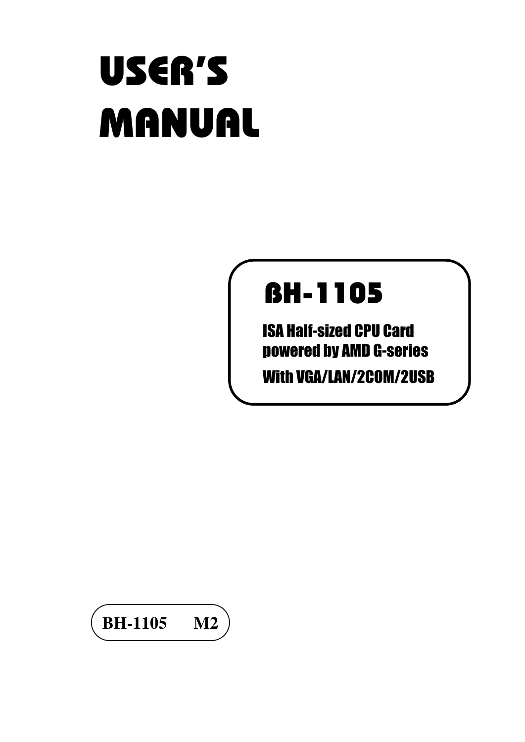# USER'S MANUAL

## BH-1105

ISA Half-sized CPU Card
powered by AMD G-series

With VGA/LAN/2COM/2USB

**BH-1105 M2**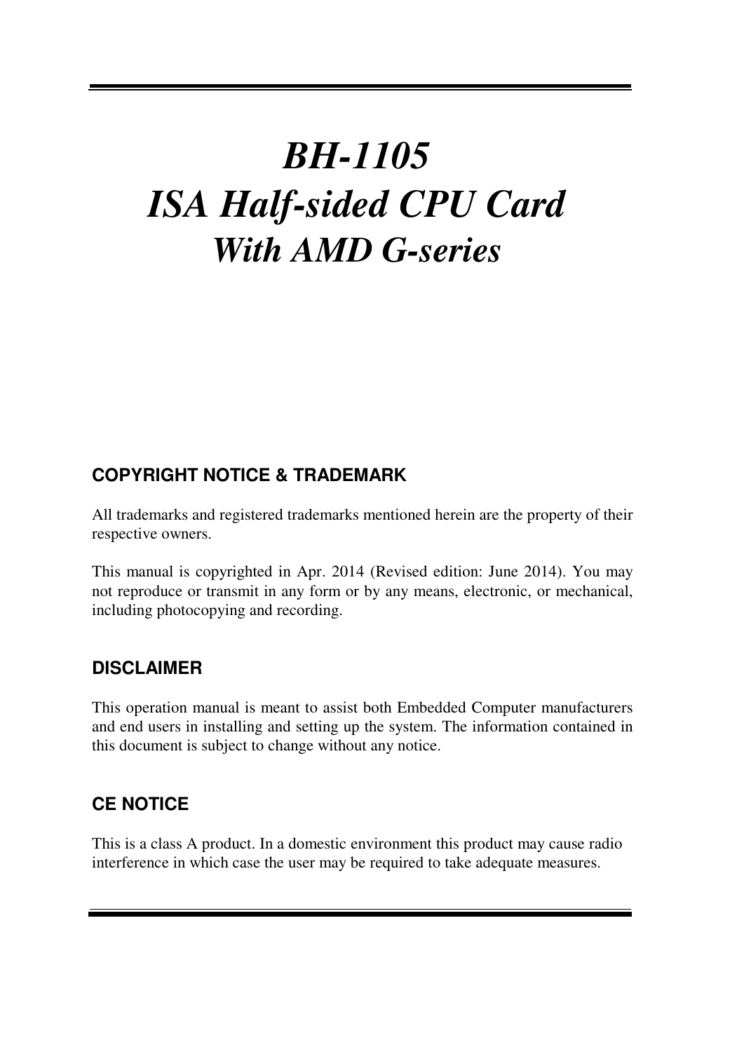# *BH-1105*
# *ISA Half-sided CPU Card*
## *With AMD G-series*

### COPYRIGHT NOTICE & TRADEMARK

All trademarks and registered trademarks mentioned herein are the property of their respective owners.

This manual is copyrighted in Apr. 2014 (Revised edition: June 2014). You may not reproduce or transmit in any form or by any means, electronic, or mechanical, including photocopying and recording.

### DISCLAIMER

This operation manual is meant to assist both Embedded Computer manufacturers and end users in installing and setting up the system. The information contained in this document is subject to change without any notice.

### CE NOTICE

This is a class A product. In a domestic environment this product may cause radio interference in which case the user may be required to take adequate measures.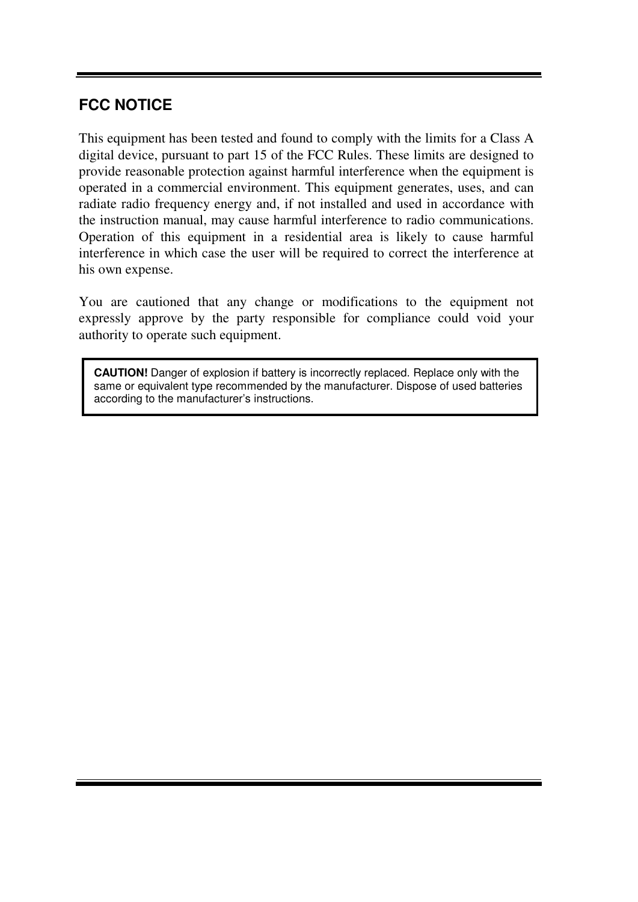## FCC NOTICE

This equipment has been tested and found to comply with the limits for a Class A digital device, pursuant to part 15 of the FCC Rules. These limits are designed to provide reasonable protection against harmful interference when the equipment is operated in a commercial environment. This equipment generates, uses, and can radiate radio frequency energy and, if not installed and used in accordance with the instruction manual, may cause harmful interference to radio communications. Operation of this equipment in a residential area is likely to cause harmful interference in which case the user will be required to correct the interference at his own expense.

You are cautioned that any change or modifications to the equipment not expressly approve by the party responsible for compliance could void your authority to operate such equipment.

**CAUTION!** Danger of explosion if battery is incorrectly replaced. Replace only with the same or equivalent type recommended by the manufacturer. Dispose of used batteries according to the manufacturer's instructions.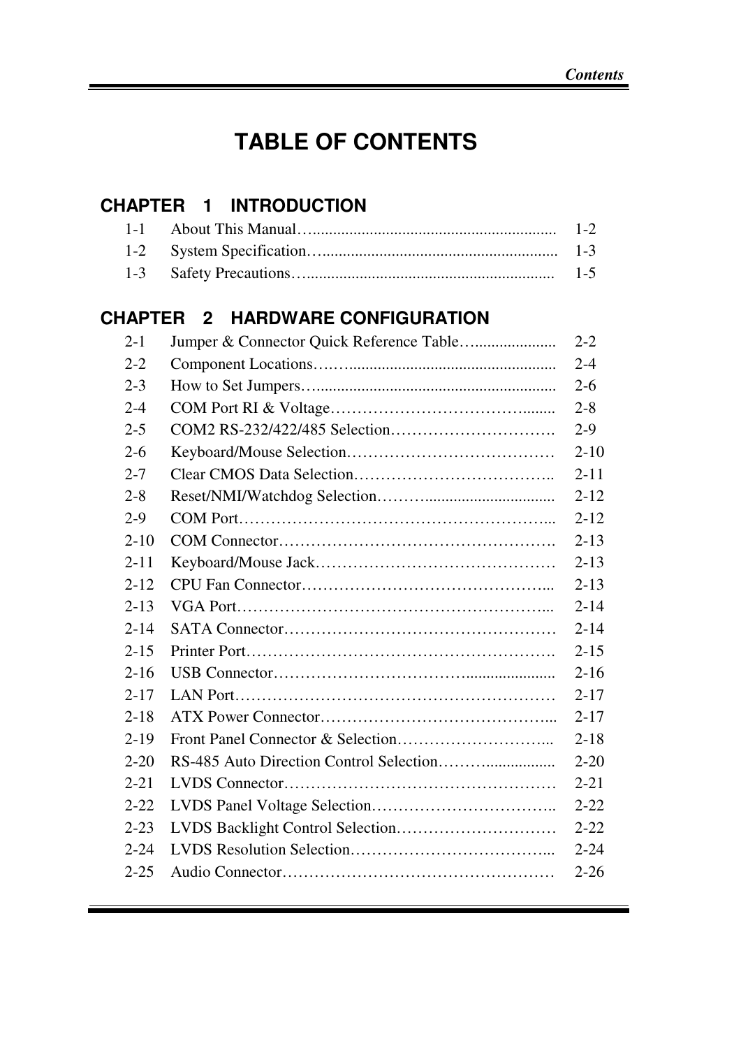# TABLE OF CONTENTS

## CHAPTER 1 INTRODUCTION

| | | |
|---|---|---|
| 1-1 | About This Manual…........................................................... | 1-2 |
| 1-2 | System Specification…......................................................... | 1-3 |
| 1-3 | Safety Precautions…............................................................ | 1-5 |

## CHAPTER 2 HARDWARE CONFIGURATION

| | | |
|---|---|---|
| 2-1 | Jumper & Connector Quick Reference Table…..................... | 2-2 |
| 2-2 | Component Locations………................................................ | 2-4 |
| 2-3 | How to Set Jumpers…............................................................ | 2-6 |
| 2-4 | COM Port RI & Voltage………………………………....... | 2-8 |
| 2-5 | COM2 RS-232/422/485 Selection…………………………. | 2-9 |
| 2-6 | Keyboard/Mouse Selection………………………………… | 2-10 |
| 2-7 | Clear CMOS Data Selection……………………………….. | 2-11 |
| 2-8 | Reset/NMI/Watchdog Selection………................................ | 2-12 |
| 2-9 | COM Port………………………………………………... | 2-12 |
| 2-10 | COM Connector……………………………………………. | 2-13 |
| 2-11 | Keyboard/Mouse Jack……………………………………… | 2-13 |
| 2-12 | CPU Fan Connector……………………………………... | 2-13 |
| 2-13 | VGA Port………………………………………………... | 2-14 |
| 2-14 | SATA Connector…………………………………………… | 2-14 |
| 2-15 | Printer Port…………………………………………………. | 2-15 |
| 2-16 | USB Connector……………………………….................... | 2-16 |
| 2-17 | LAN Port…………………………………………………… | 2-17 |
| 2-18 | ATX Power Connector…………………………………... | 2-17 |
| 2-19 | Front Panel Connector & Selection………………………... | 2-18 |
| 2-20 | RS-485 Auto Direction Control Selection……….................. | 2-20 |
| 2-21 | LVDS Connector…………………………………………… | 2-21 |
| 2-22 | LVDS Panel Voltage Selection…………………………….. | 2-22 |
| 2-23 | LVDS Backlight Control Selection………………………… | 2-22 |
| 2-24 | LVDS Resolution Selection……………………………….... | 2-24 |
| 2-25 | Audio Connector…………………………………………… | 2-26 |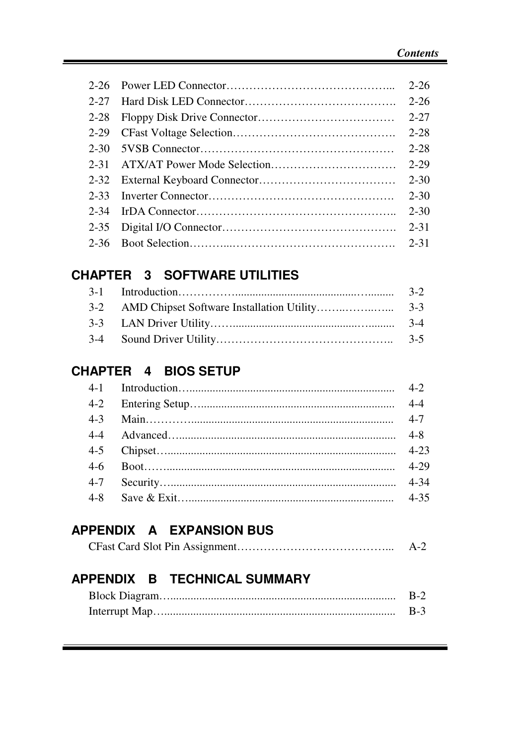| | | |
|---|---|---|
| 2-26 | Power LED Connector…………………………………….. | 2-26 |
| 2-27 | Hard Disk LED Connector…………………………………. | 2-26 |
| 2-28 | Floppy Disk Drive Connector……………………………… | 2-27 |
| 2-29 | CFast Voltage Selection……………………………………. | 2-28 |
| 2-30 | 5VSB Connector…………………………………………… | 2-28 |
| 2-31 | ATX/AT Power Mode Selection…………………………… | 2-29 |
| 2-32 | External Keyboard Connector……………………………… | 2-30 |
| 2-33 | Inverter Connector…………………………………………. | 2-30 |
| 2-34 | IrDA Connector…………………………………………….. | 2-30 |
| 2-35 | Digital I/O Connector………………………………………. | 2-31 |
| 2-36 | Boot Selection………..……………………………………. | 2-31 |

## CHAPTER 3 SOFTWARE UTILITIES

| | | |
|---|---|---|
| 3-1 | Introduction……………....................................….......... | 3-2 |
| 3-2 | AMD Chipset Software Installation Utility……..……..….. | 3-3 |
| 3-3 | LAN Driver Utility……........................................…......... | 3-4 |
| 3-4 | Sound Driver Utility……………………………………….. | 3-5 |

## CHAPTER 4 BIOS SETUP

| | | |
|---|---|---|
| 4-1 | Introduction…..................................................................... | 4-2 |
| 4-2 | Entering Setup…................................................................. | 4-4 |
| 4-3 | Main…………..................................................................... | 4-7 |
| 4-4 | Advanced…......................................................................... | 4-8 |
| 4-5 | Chipset…............................................................................. | 4-23 |
| 4-6 | Boot……............................................................................. | 4-29 |
| 4-7 | Security…............................................................................ | 4-34 |
| 4-8 | Save & Exit…...................................................................... | 4-35 |

## APPENDIX A EXPANSION BUS

| | |
|---|---|
| CFast Card Slot Pin Assignment………………………………….. | A-2 |

## APPENDIX B TECHNICAL SUMMARY

| | |
|---|---|
| Block Diagram…............................................................................ | B-2 |
| Interrupt Map…............................................................................... | B-3 |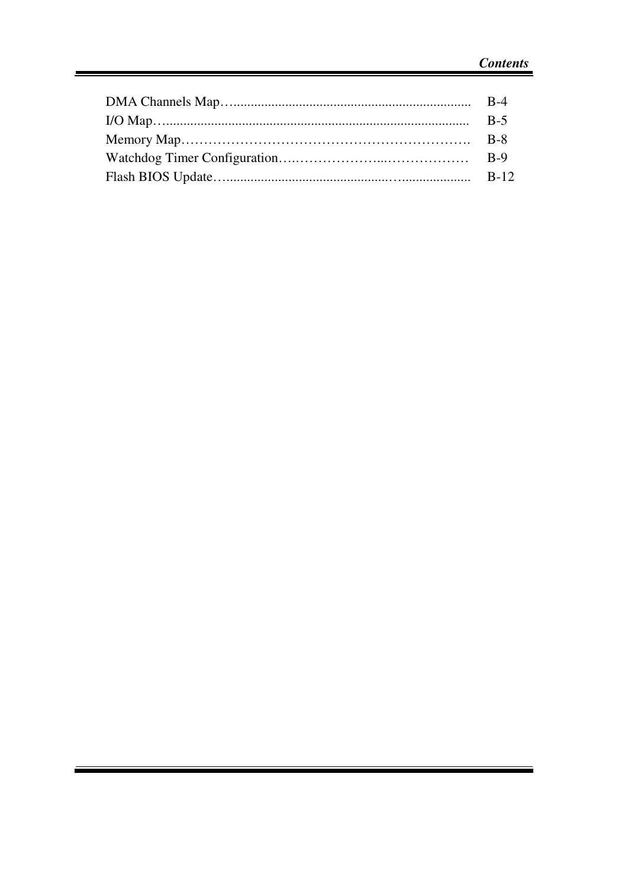| | |
|---|---|
| DMA Channels Map……………………………………………… | B-4 |
| I/O Map……………………………………………………… | B-5 |
| Memory Map………………………………………………… | B-8 |
| Watchdog Timer Configuration………………………………… | B-9 |
| Flash BIOS Update…………………………………………… | B-12 |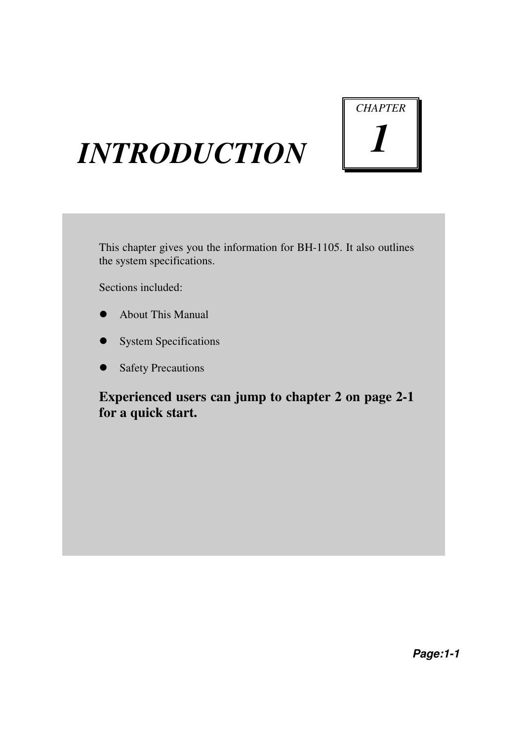CHAPTER 1

# *INTRODUCTION*

This chapter gives you the information for BH-1105. It also outlines the system specifications.

Sections included:

- About This Manual
- System Specifications
- Safety Precautions

**Experienced users can jump to chapter 2 on page 2-1 for a quick start.**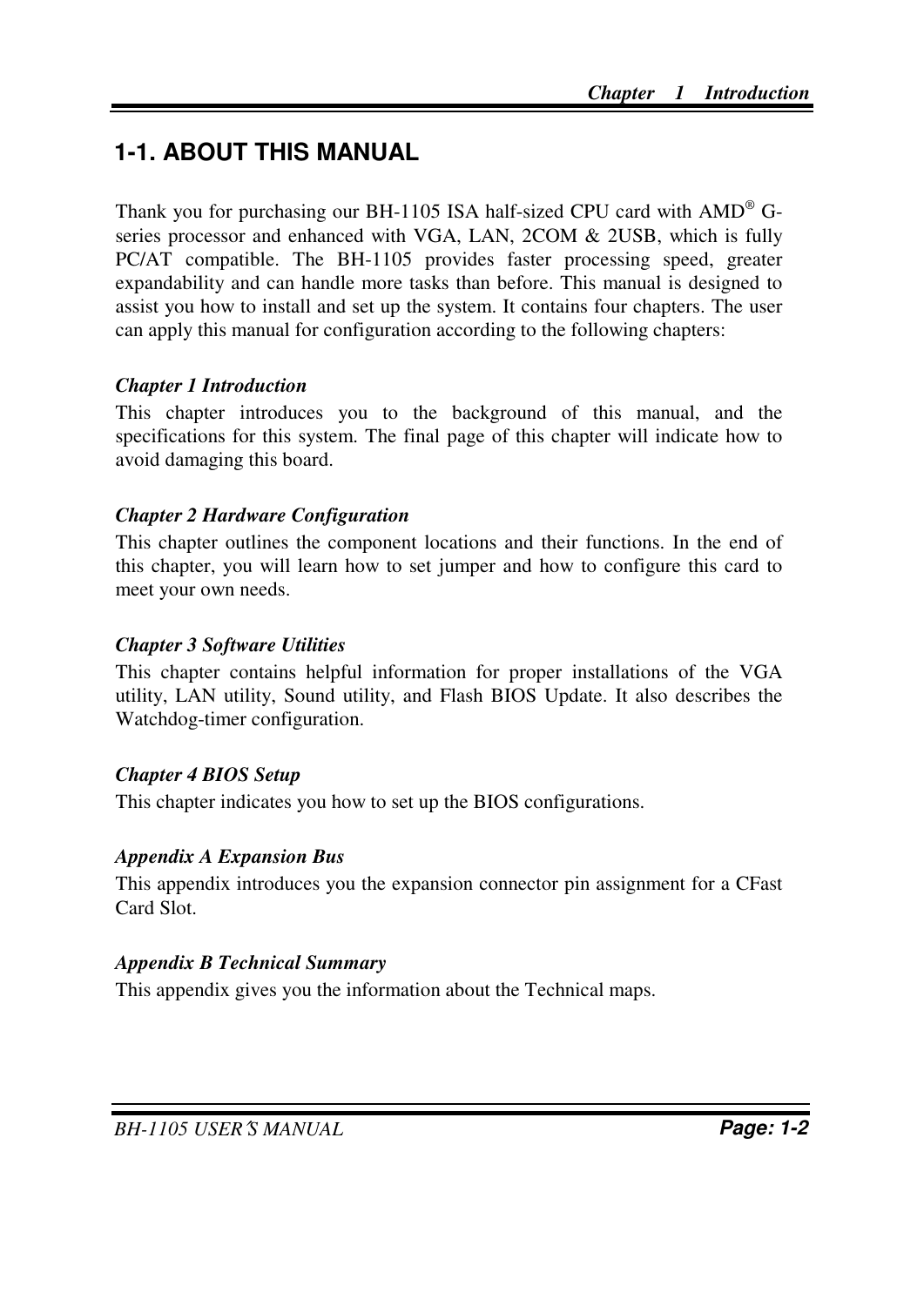## 1-1. ABOUT THIS MANUAL

Thank you for purchasing our BH-1105 ISA half-sized CPU card with AMD® G-series processor and enhanced with VGA, LAN, 2COM & 2USB, which is fully PC/AT compatible. The BH-1105 provides faster processing speed, greater expandability and can handle more tasks than before. This manual is designed to assist you how to install and set up the system. It contains four chapters. The user can apply this manual for configuration according to the following chapters:

***Chapter 1 Introduction***

This chapter introduces you to the background of this manual, and the specifications for this system. The final page of this chapter will indicate how to avoid damaging this board.

***Chapter 2 Hardware Configuration***

This chapter outlines the component locations and their functions. In the end of this chapter, you will learn how to set jumper and how to configure this card to meet your own needs.

***Chapter 3 Software Utilities***

This chapter contains helpful information for proper installations of the VGA utility, LAN utility, Sound utility, and Flash BIOS Update. It also describes the Watchdog-timer configuration.

***Chapter 4 BIOS Setup***

This chapter indicates you how to set up the BIOS configurations.

***Appendix A Expansion Bus***

This appendix introduces you the expansion connector pin assignment for a CFast Card Slot.

***Appendix B Technical Summary***

This appendix gives you the information about the Technical maps.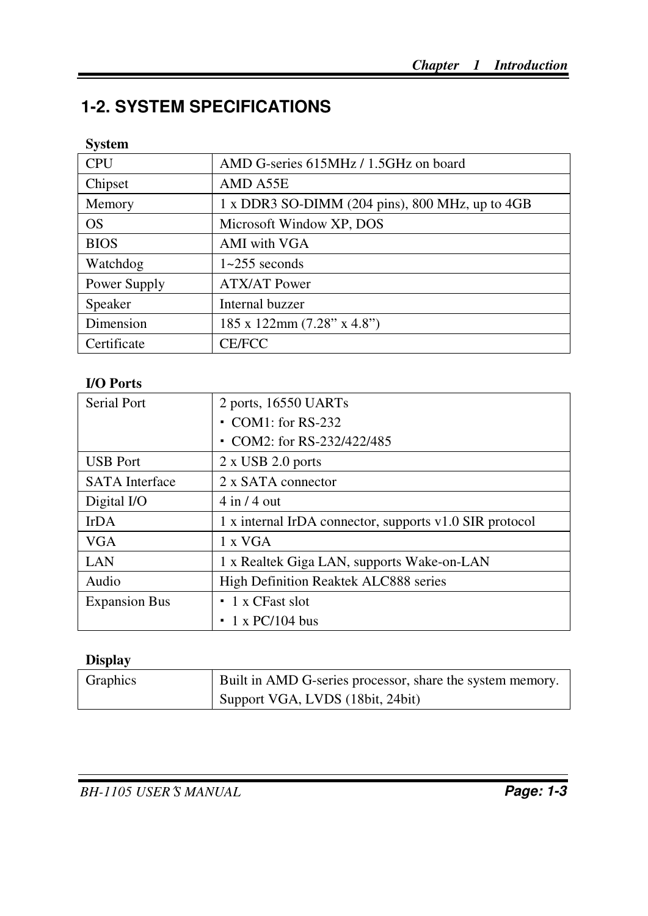## 1-2. SYSTEM SPECIFICATIONS

**System**

| | |
|---|---|
| CPU | AMD G-series 615MHz / 1.5GHz on board |
| Chipset | AMD A55E |
| Memory | 1 x DDR3 SO-DIMM (204 pins), 800 MHz, up to 4GB |
| OS | Microsoft Window XP, DOS |
| BIOS | AMI with VGA |
| Watchdog | 1~255 seconds |
| Power Supply | ATX/AT Power |
| Speaker | Internal buzzer |
| Dimension | 185 x 122mm (7.28” x 4.8”) |
| Certificate | CE/FCC |

**I/O Ports**

| | |
|---|---|
| Serial Port | 2 ports, 16550 UARTs<br>▪ COM1: for RS-232<br>▪ COM2: for RS-232/422/485 |
| USB Port | 2 x USB 2.0 ports |
| SATA Interface | 2 x SATA connector |
| Digital I/O | 4 in / 4 out |
| IrDA | 1 x internal IrDA connector, supports v1.0 SIR protocol |
| VGA | 1 x VGA |
| LAN | 1 x Realtek Giga LAN, supports Wake-on-LAN |
| Audio | High Definition Reaktek ALC888 series |
| Expansion Bus | ▪ 1 x CFast slot<br>▪ 1 x PC/104 bus |

**Display**

| | |
|---|---|
| Graphics | Built in AMD G-series processor, share the system memory.<br>Support VGA, LVDS (18bit, 24bit) |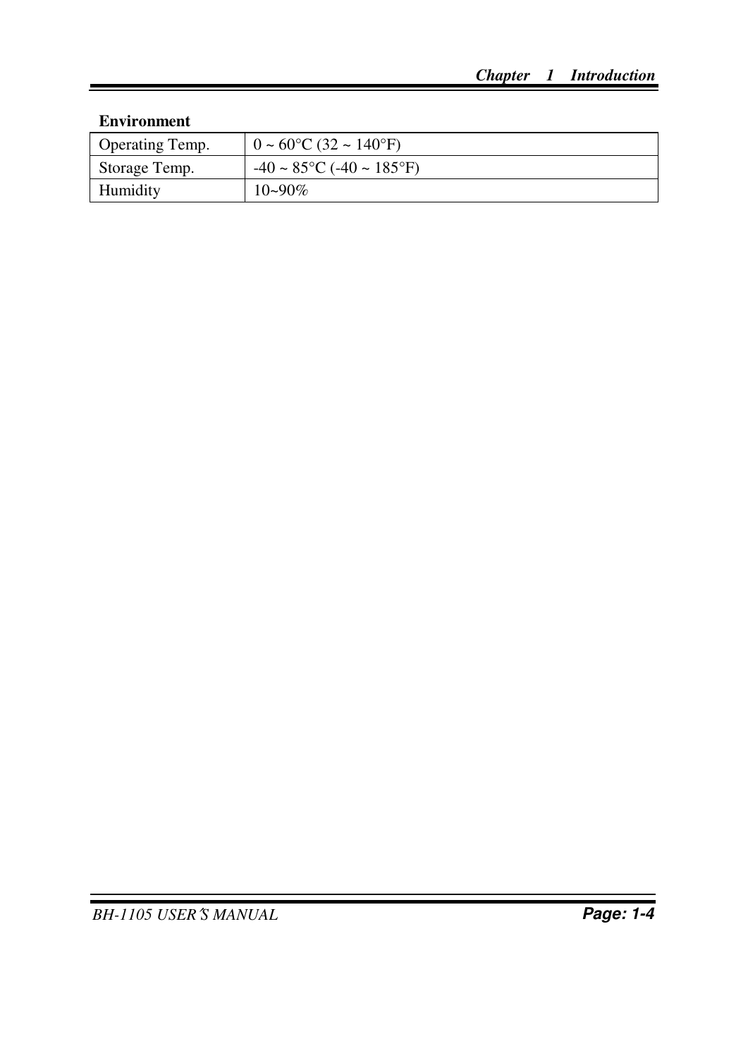**Environment**

| Operating Temp. | 0 ~ 60°C (32 ~ 140°F) |
|---|---|
| Storage Temp. | -40 ~ 85°C (-40 ~ 185°F) |
| Humidity | 10~90% |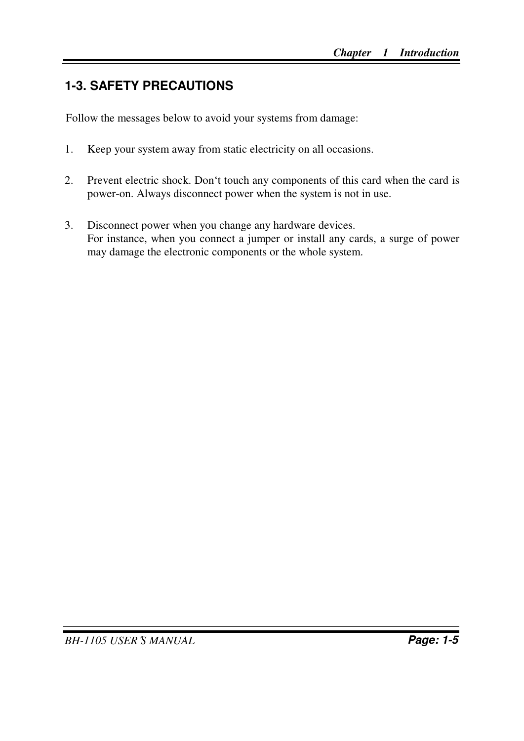## 1-3. SAFETY PRECAUTIONS

Follow the messages below to avoid your systems from damage:

1. Keep your system away from static electricity on all occasions.

2. Prevent electric shock. Don‘t touch any components of this card when the card is power-on. Always disconnect power when the system is not in use.

3. Disconnect power when you change any hardware devices.
   For instance, when you connect a jumper or install any cards, a surge of power may damage the electronic components or the whole system.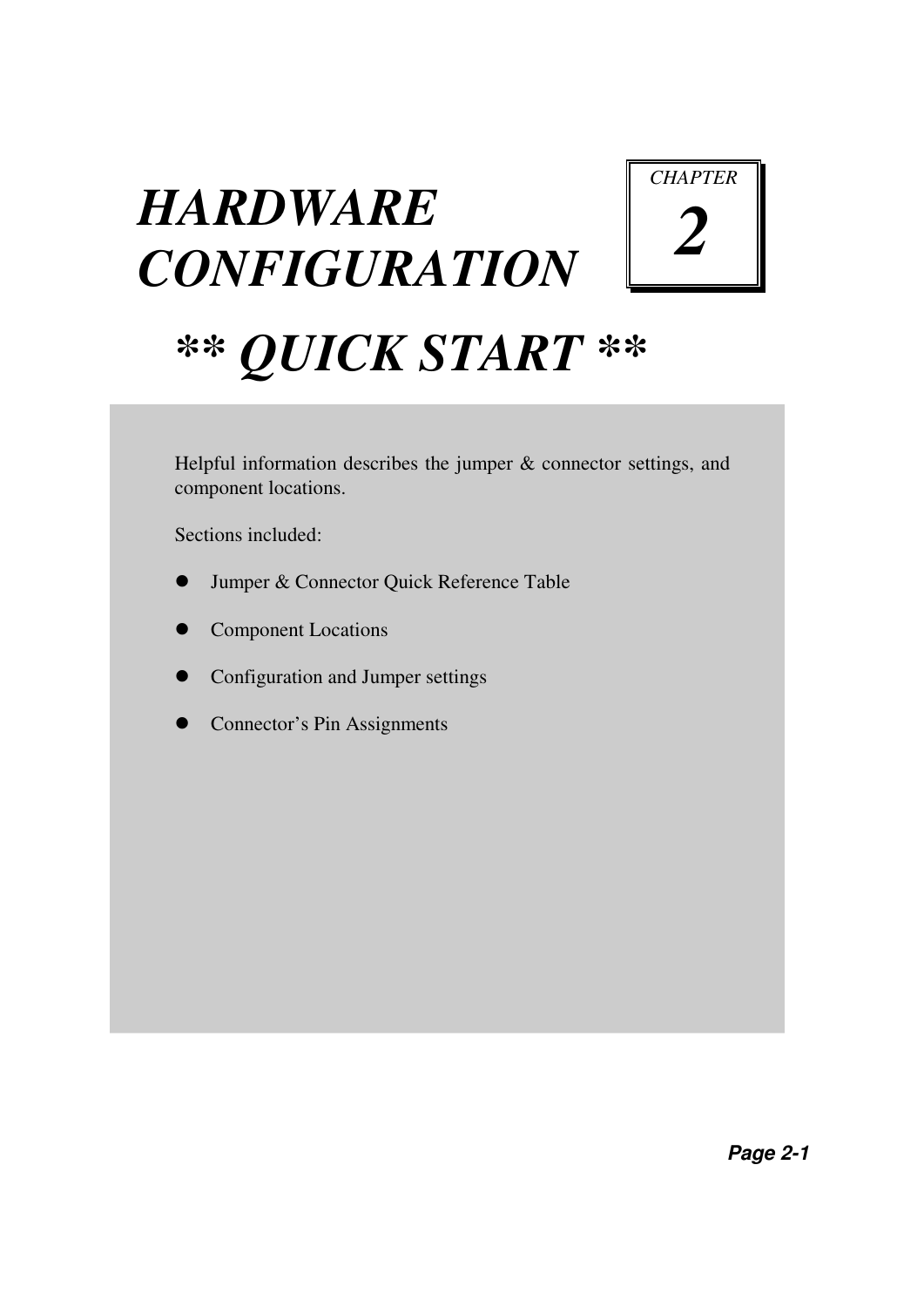# *HARDWARE CONFIGURATION*

*CHAPTER*

***2***

## *\*\* QUICK START \*\**

Helpful information describes the jumper & connector settings, and component locations.

Sections included:

- Jumper & Connector Quick Reference Table
- Component Locations
- Configuration and Jumper settings
- Connector's Pin Assignments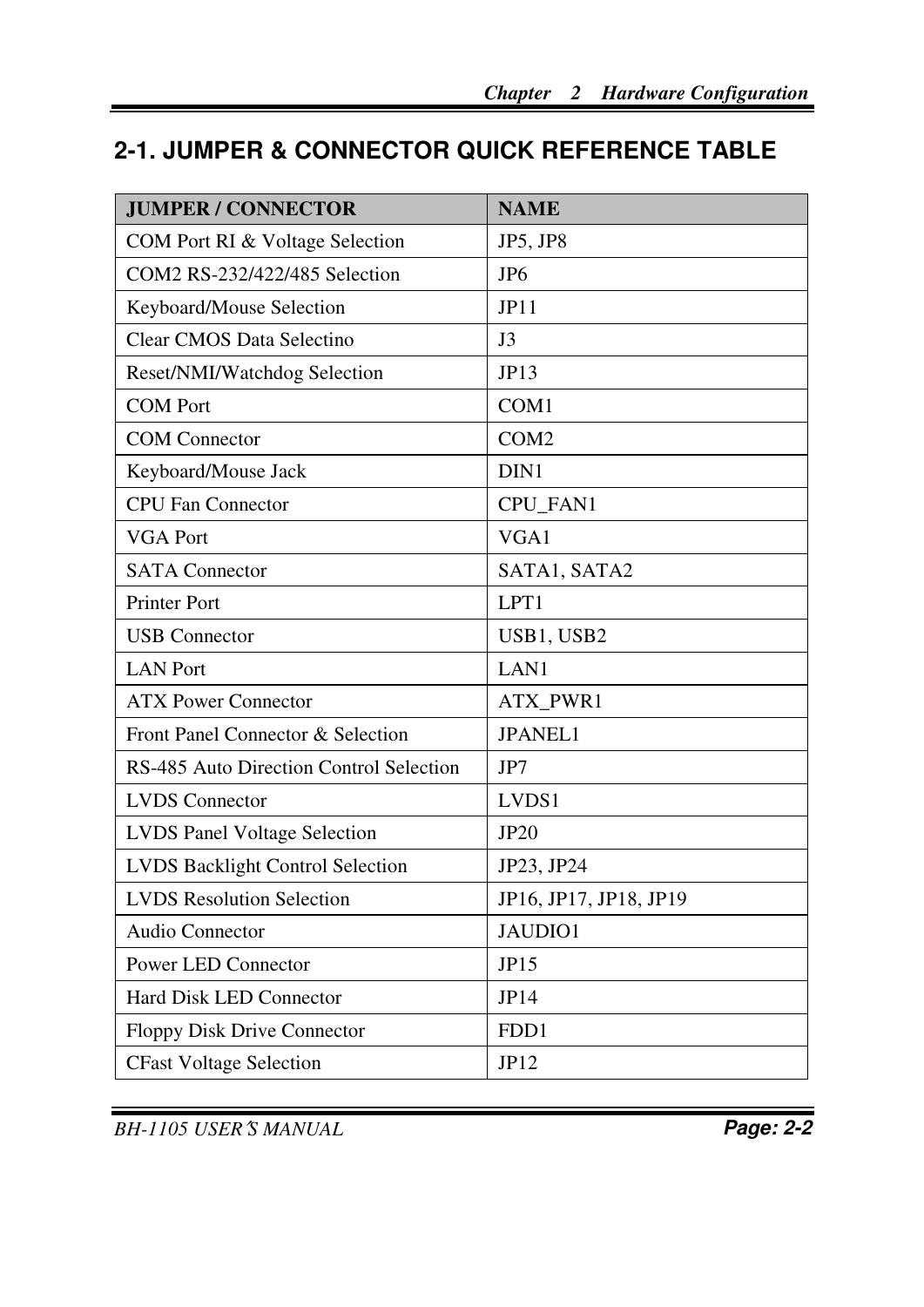## 2-1. JUMPER & CONNECTOR QUICK REFERENCE TABLE

| JUMPER / CONNECTOR | NAME |
|---|---|
| COM Port RI & Voltage Selection | JP5, JP8 |
| COM2 RS-232/422/485 Selection | JP6 |
| Keyboard/Mouse Selection | JP11 |
| Clear CMOS Data Selectino | J3 |
| Reset/NMI/Watchdog Selection | JP13 |
| COM Port | COM1 |
| COM Connector | COM2 |
| Keyboard/Mouse Jack | DIN1 |
| CPU Fan Connector | CPU_FAN1 |
| VGA Port | VGA1 |
| SATA Connector | SATA1, SATA2 |
| Printer Port | LPT1 |
| USB Connector | USB1, USB2 |
| LAN Port | LAN1 |
| ATX Power Connector | ATX_PWR1 |
| Front Panel Connector & Selection | JPANEL1 |
| RS-485 Auto Direction Control Selection | JP7 |
| LVDS Connector | LVDS1 |
| LVDS Panel Voltage Selection | JP20 |
| LVDS Backlight Control Selection | JP23, JP24 |
| LVDS Resolution Selection | JP16, JP17, JP18, JP19 |
| Audio Connector | JAUDIO1 |
| Power LED Connector | JP15 |
| Hard Disk LED Connector | JP14 |
| Floppy Disk Drive Connector | FDD1 |
| CFast Voltage Selection | JP12 |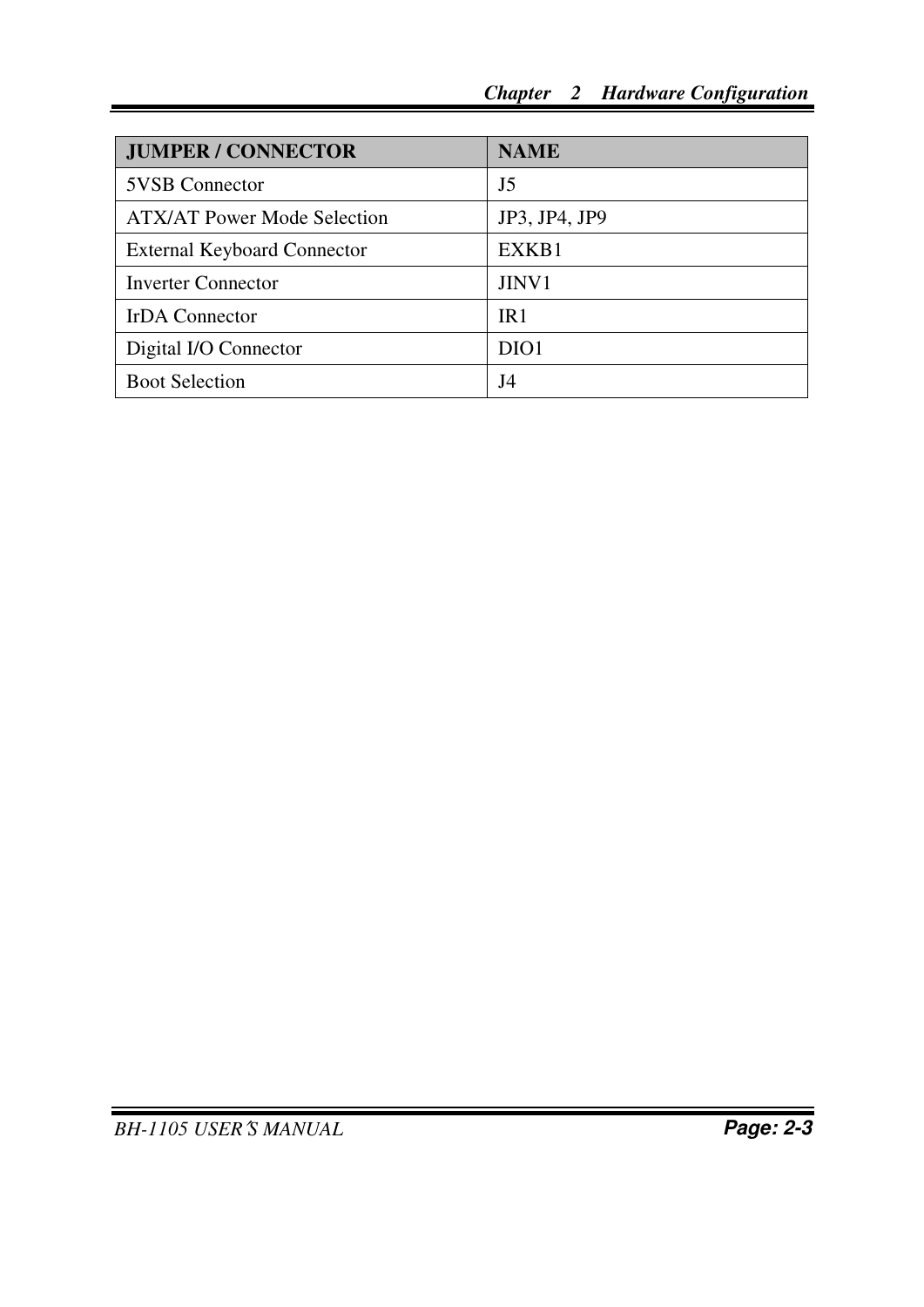| JUMPER / CONNECTOR | NAME |
| --- | --- |
| 5VSB Connector | J5 |
| ATX/AT Power Mode Selection | JP3, JP4, JP9 |
| External Keyboard Connector | EXKB1 |
| Inverter Connector | JINV1 |
| IrDA Connector | IR1 |
| Digital I/O Connector | DIO1 |
| Boot Selection | J4 |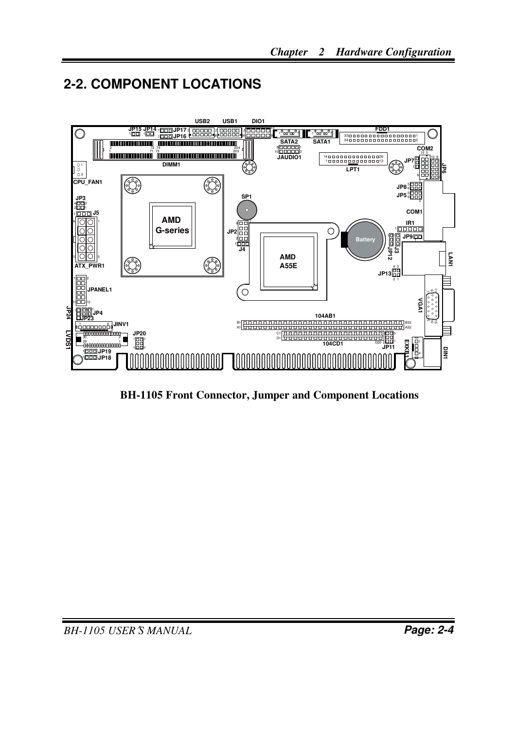## 2-2. COMPONENT LOCATIONS

**BH-1105 Front Connector, Jumper and Component Locations**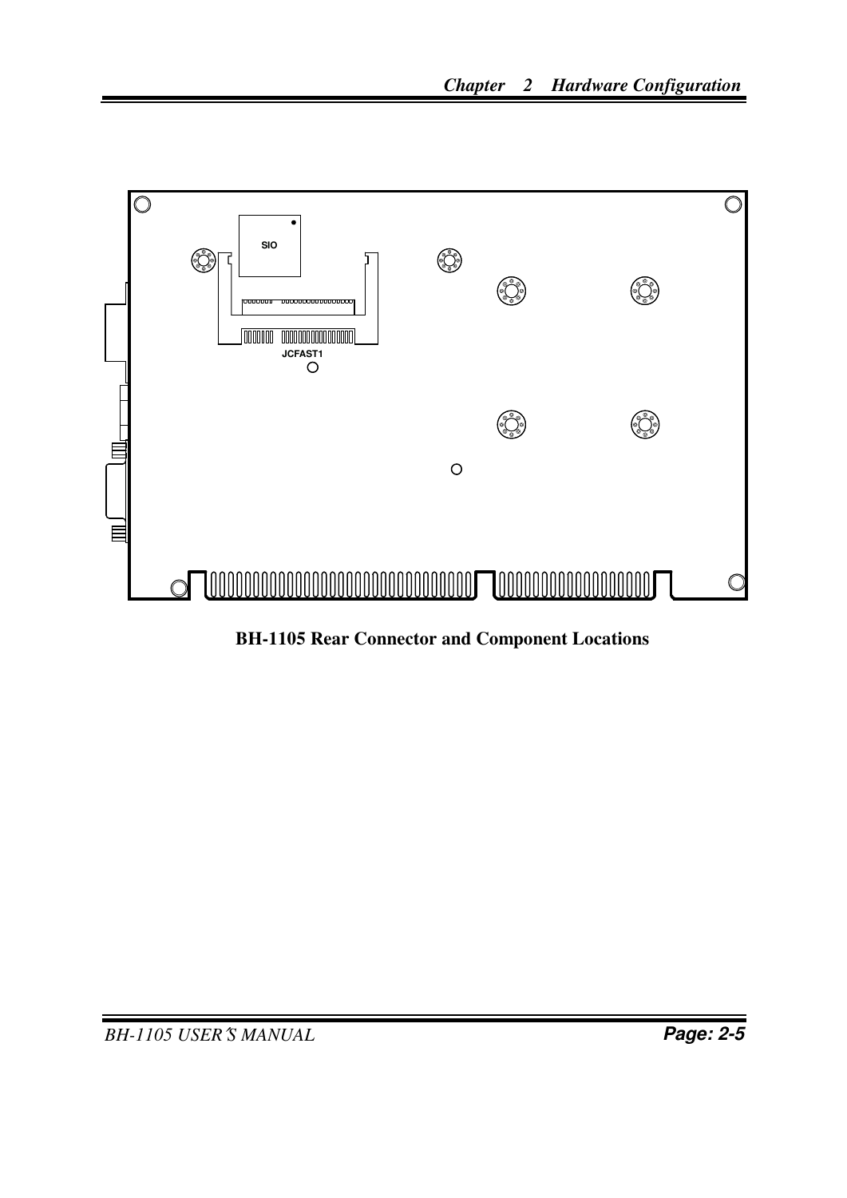SIO

JCFAST1

**BH-1105 Rear Connector and Component Locations**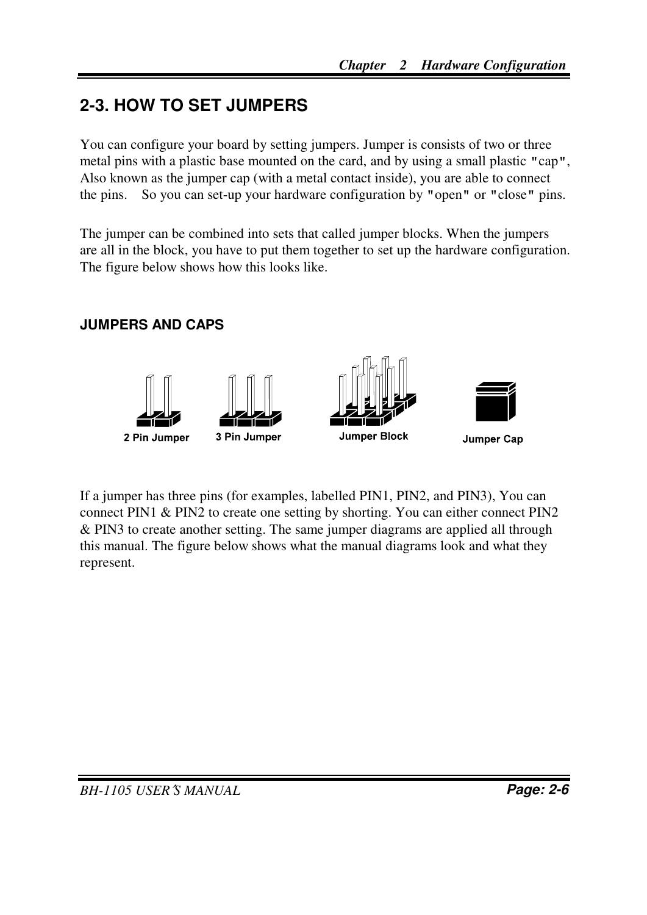## 2-3. HOW TO SET JUMPERS

You can configure your board by setting jumpers. Jumper is consists of two or three metal pins with a plastic base mounted on the card, and by using a small plastic "cap", Also known as the jumper cap (with a metal contact inside), you are able to connect the pins. So you can set-up your hardware configuration by "open" or "close" pins.

The jumper can be combined into sets that called jumper blocks. When the jumpers are all in the block, you have to put them together to set up the hardware configuration. The figure below shows how this looks like.

### JUMPERS AND CAPS

2 Pin Jumper    3 Pin Jumper    Jumper Block    Jumper Cap

If a jumper has three pins (for examples, labelled PIN1, PIN2, and PIN3), You can connect PIN1 & PIN2 to create one setting by shorting. You can either connect PIN2 & PIN3 to create another setting. The same jumper diagrams are applied all through this manual. The figure below shows what the manual diagrams look and what they represent.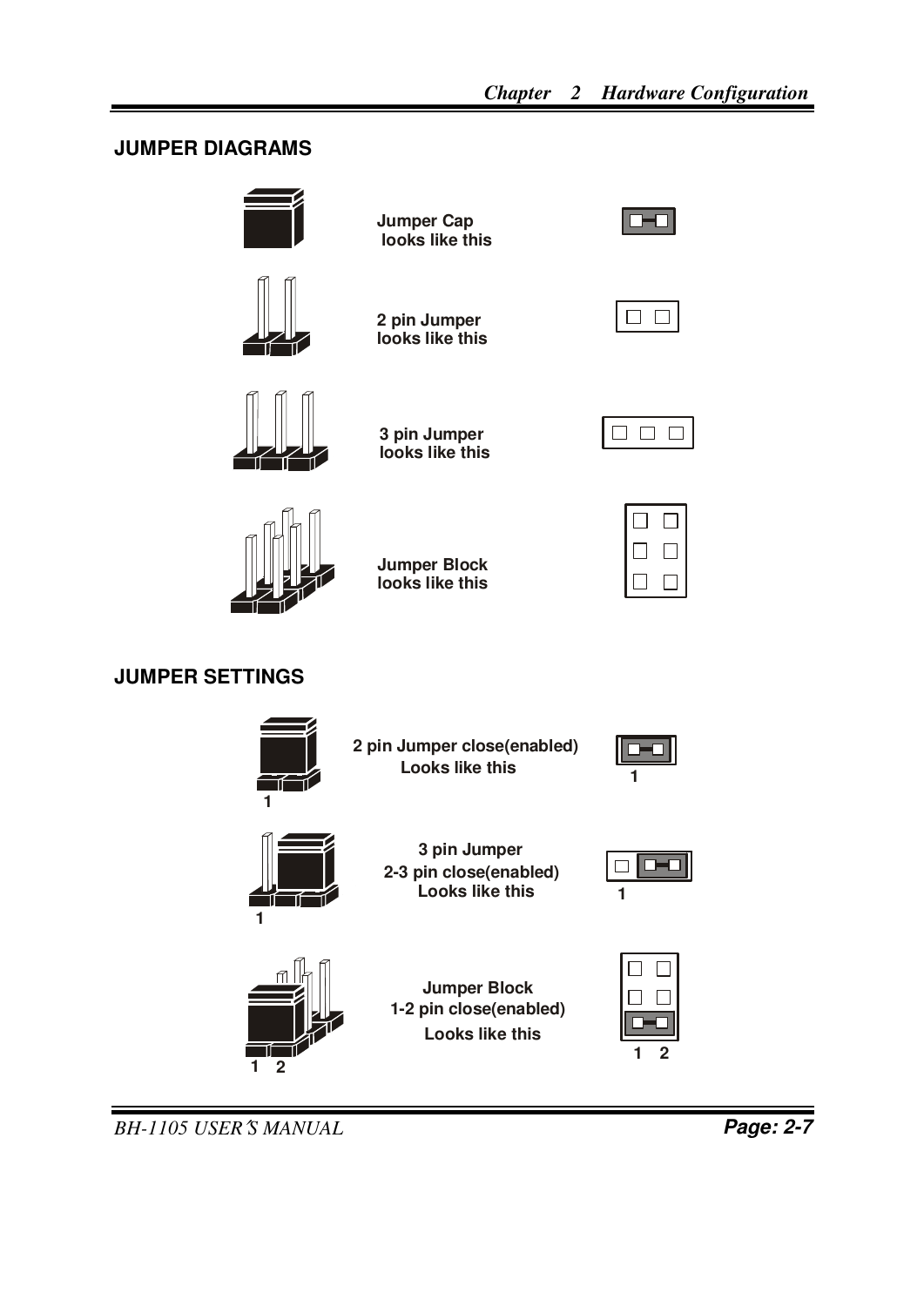## JUMPER DIAGRAMS

Jumper Cap looks like this

2 pin Jumper looks like this

3 pin Jumper looks like this

Jumper Block looks like this

## JUMPER SETTINGS

2 pin Jumper close(enabled) Looks like this

1

3 pin Jumper 2-3 pin close(enabled) Looks like this

1

Jumper Block 1-2 pin close(enabled) Looks like this

1 2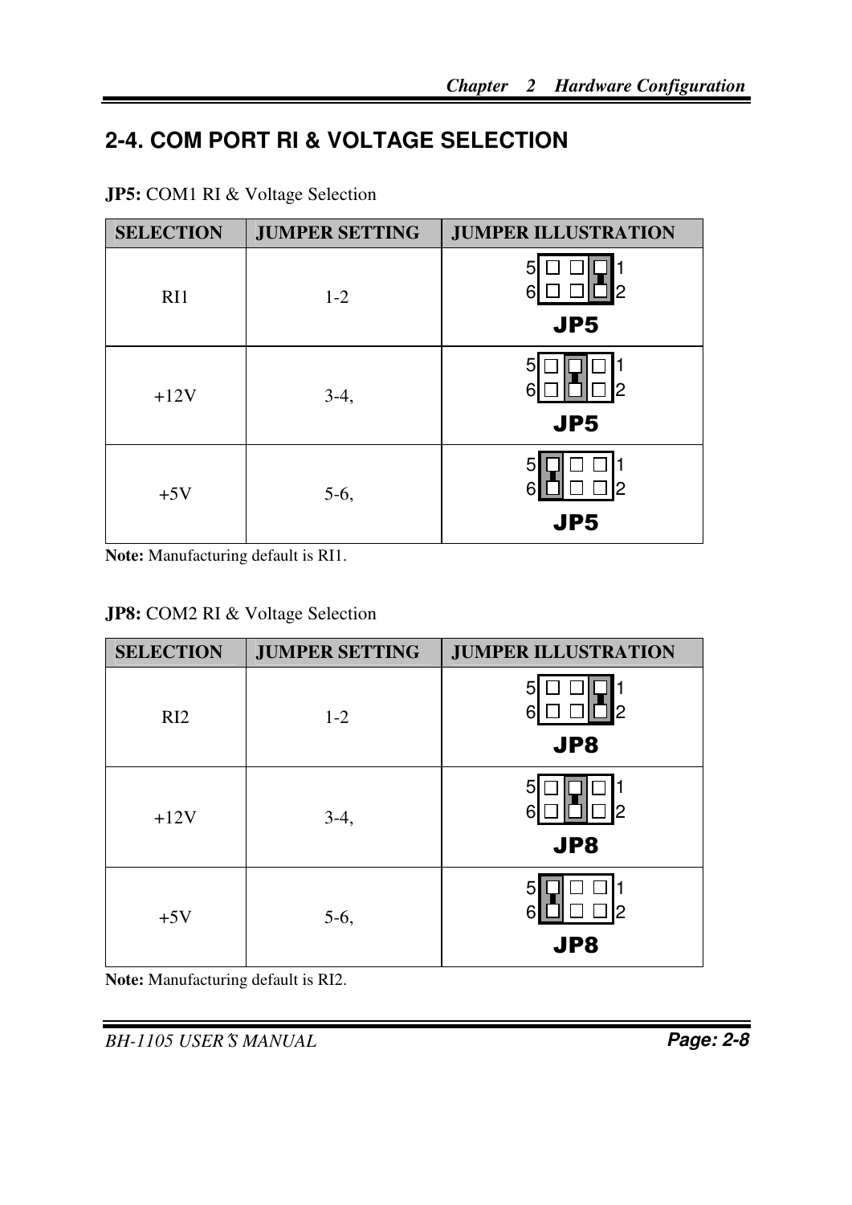## 2-4. COM PORT RI & VOLTAGE SELECTION

**JP5:** COM1 RI & Voltage Selection

| SELECTION | JUMPER SETTING | JUMPER ILLUSTRATION |
|---|---|---|
| RI1 | 1-2 | JP5 |
| +12V | 3-4, | JP5 |
| +5V | 5-6, | JP5 |

**Note:** Manufacturing default is RI1.

**JP8:** COM2 RI & Voltage Selection

| SELECTION | JUMPER SETTING | JUMPER ILLUSTRATION |
|---|---|---|
| RI2 | 1-2 | JP8 |
| +12V | 3-4, | JP8 |
| +5V | 5-6, | JP8 |

**Note:** Manufacturing default is RI2.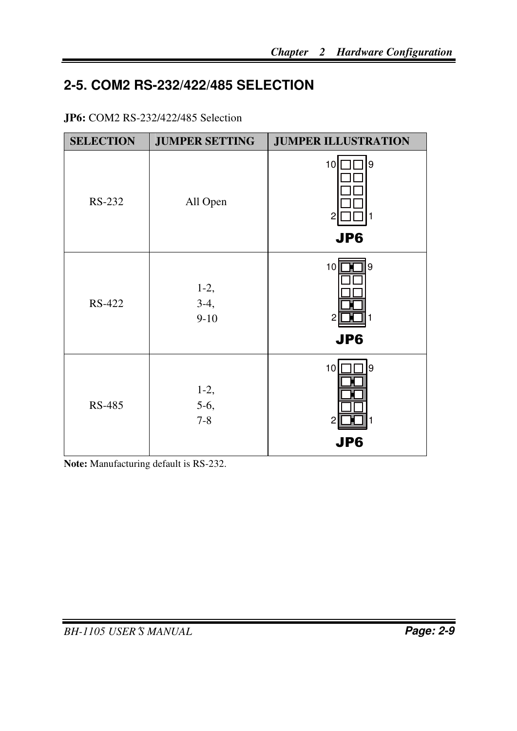## 2-5. COM2 RS-232/422/485 SELECTION

**JP6:** COM2 RS-232/422/485 Selection

| SELECTION | JUMPER SETTING | JUMPER ILLUSTRATION |
|---|---|---|
| RS-232 | All Open | 10 9 / 2 1 JP6 |
| RS-422 | 1-2, 3-4, 9-10 | 10 9 / 2 1 JP6 |
| RS-485 | 1-2, 5-6, 7-8 | 10 9 / 2 1 JP6 |

**Note:** Manufacturing default is RS-232.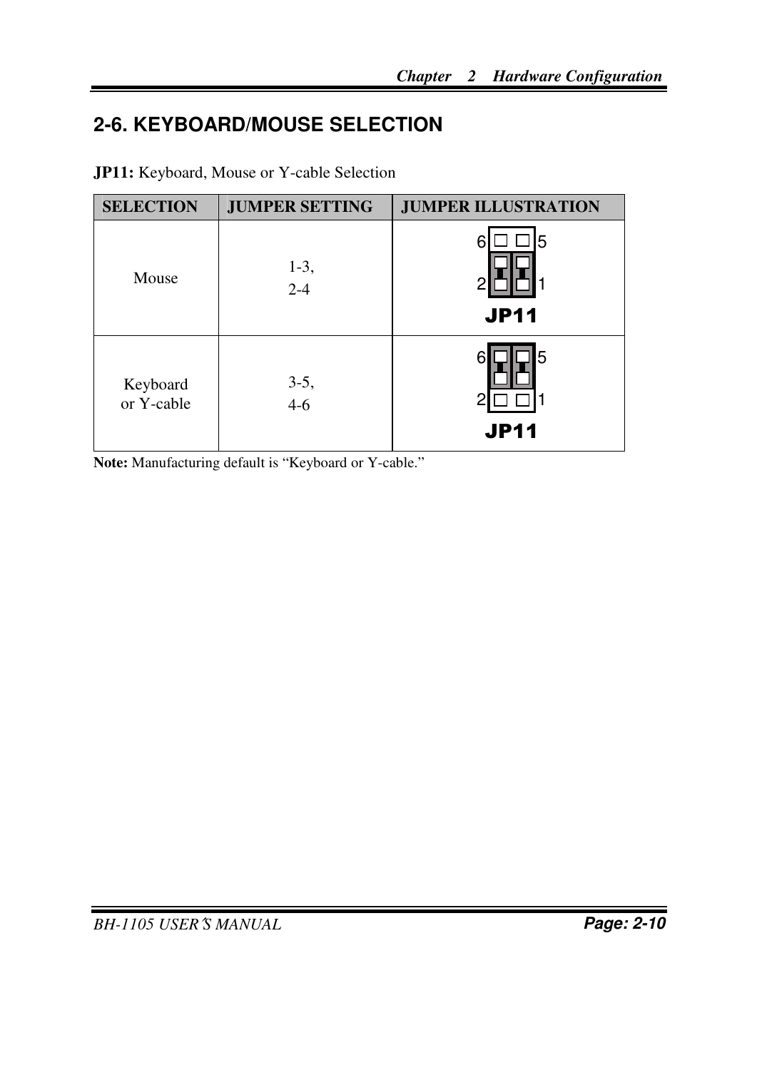## 2-6. KEYBOARD/MOUSE SELECTION

**JP11:** Keyboard, Mouse or Y-cable Selection

| SELECTION | JUMPER SETTING | JUMPER ILLUSTRATION |
|---|---|---|
| Mouse | 1-3, 2-4 | 6 5 2 1 JP11 |
| Keyboard or Y-cable | 3-5, 4-6 | 6 5 2 1 JP11 |

**Note:** Manufacturing default is “Keyboard or Y-cable.”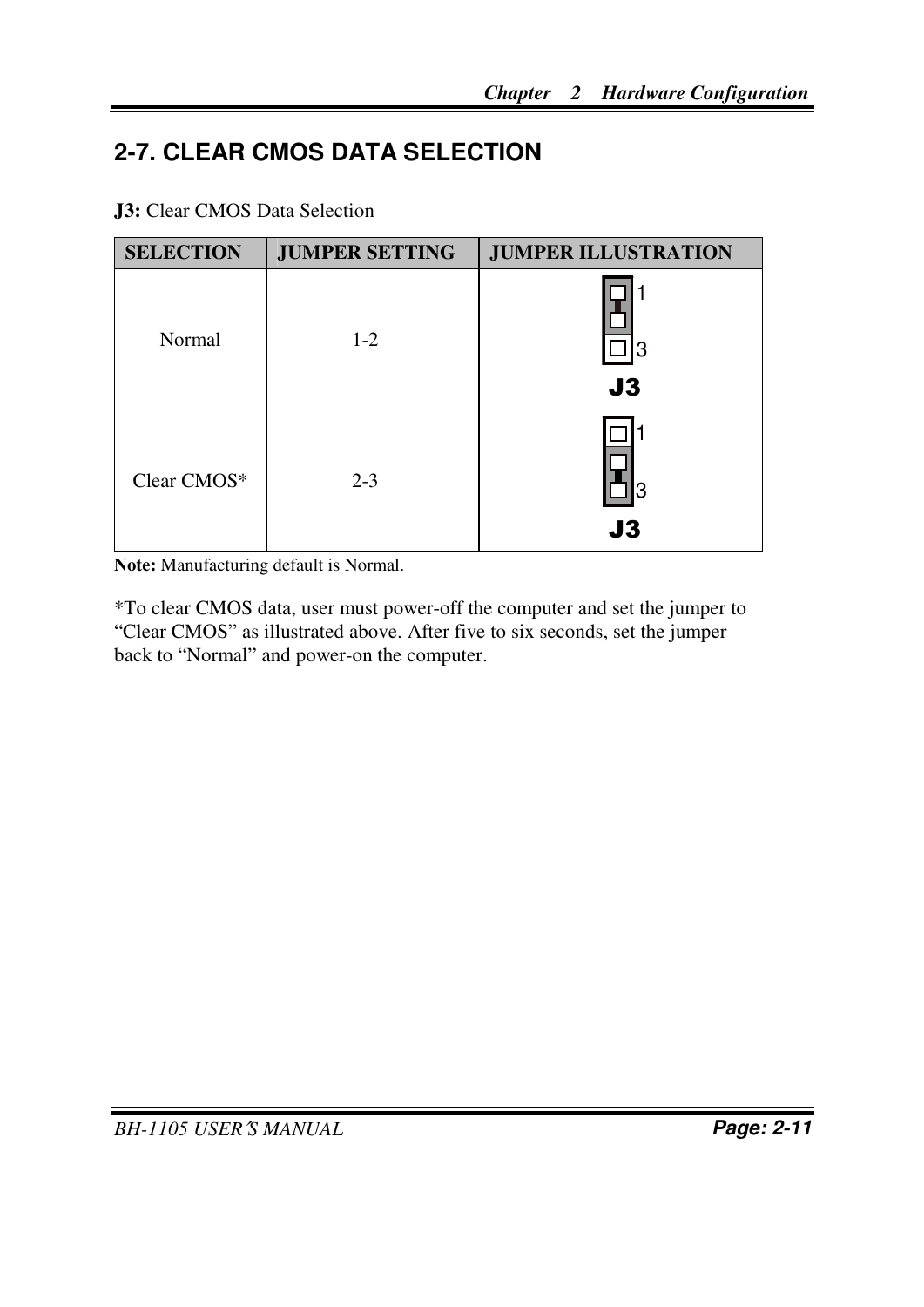## 2-7. CLEAR CMOS DATA SELECTION

**J3:** Clear CMOS Data Selection

| SELECTION | JUMPER SETTING | JUMPER ILLUSTRATION |
|---|---|---|
| Normal | 1-2 | 1 3 J3 |
| Clear CMOS* | 2-3 | 1 3 J3 |

**Note:** Manufacturing default is Normal.

*To clear CMOS data, user must power-off the computer and set the jumper to "Clear CMOS" as illustrated above. After five to six seconds, set the jumper back to "Normal" and power-on the computer.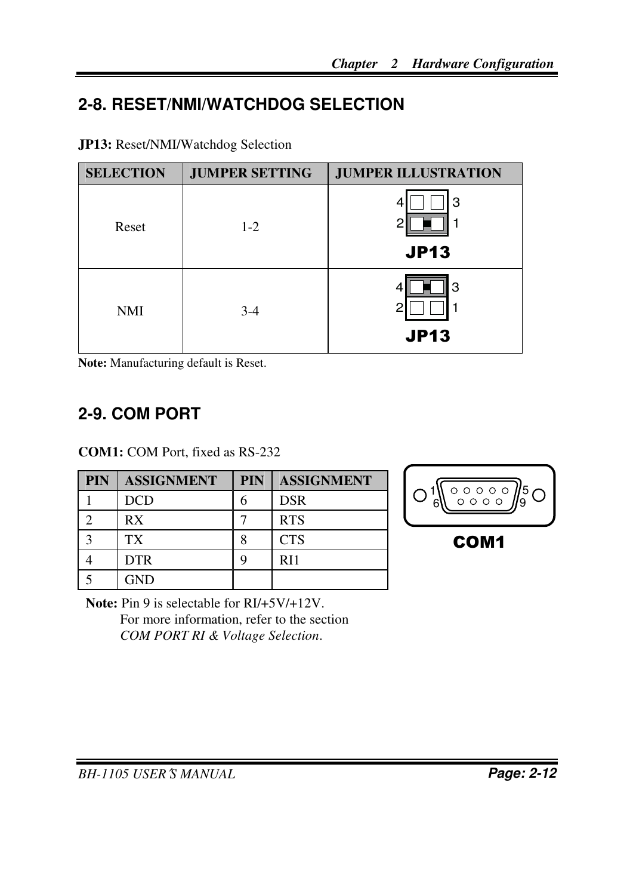## 2-8. RESET/NMI/WATCHDOG SELECTION

**JP13:** Reset/NMI/Watchdog Selection

| SELECTION | JUMPER SETTING | JUMPER ILLUSTRATION |
|---|---|---|
| Reset | 1-2 | 4 3 / 2 1 JP13 |
| NMI | 3-4 | 4 3 / 2 1 JP13 |

**Note:** Manufacturing default is Reset.

## 2-9. COM PORT

**COM1:** COM Port, fixed as RS-232

| PIN | ASSIGNMENT | PIN | ASSIGNMENT |
|---|---|---|---|
| 1 | DCD | 6 | DSR |
| 2 | RX | 7 | RTS |
| 3 | TX | 8 | CTS |
| 4 | DTR | 9 | RI1 |
| 5 | GND | | |

COM1

**Note:** Pin 9 is selectable for RI/+5V/+12V.
For more information, refer to the section *COM PORT RI & Voltage Selection*.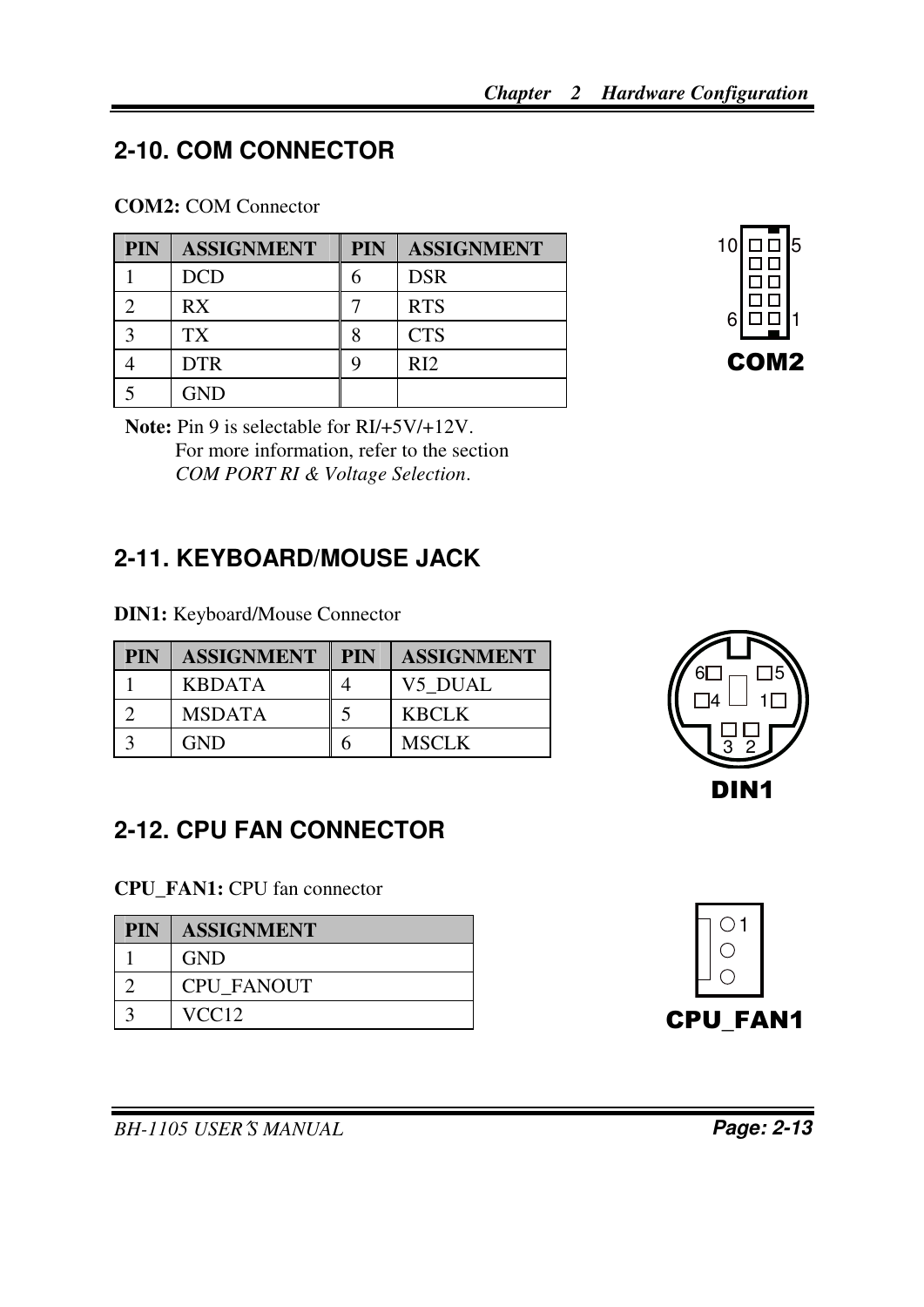## 2-10. COM CONNECTOR

**COM2:** COM Connector

| PIN | ASSIGNMENT | PIN | ASSIGNMENT |
|---|---|---|---|
| 1 | DCD | 6 | DSR |
| 2 | RX | 7 | RTS |
| 3 | TX | 8 | CTS |
| 4 | DTR | 9 | RI2 |
| 5 | GND | | |

**Note:** Pin 9 is selectable for RI/+5V/+12V.
For more information, refer to the section
*COM PORT RI & Voltage Selection*.

10 5
6 1
**COM2**

## 2-11. KEYBOARD/MOUSE JACK

**DIN1:** Keyboard/Mouse Connector

| PIN | ASSIGNMENT | PIN | ASSIGNMENT |
|---|---|---|---|
| 1 | KBDATA | 4 | V5_DUAL |
| 2 | MSDATA | 5 | KBCLK |
| 3 | GND | 6 | MSCLK |

6 5
4 1
3 2
**DIN1**

## 2-12. CPU FAN CONNECTOR

**CPU_FAN1:** CPU fan connector

| PIN | ASSIGNMENT |
|---|---|
| 1 | GND |
| 2 | CPU_FANOUT |
| 3 | VCC12 |

1
**CPU_FAN1**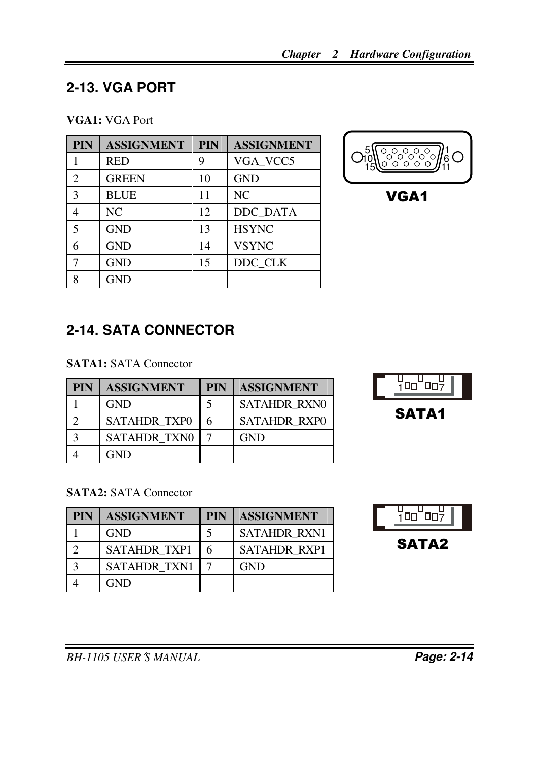## 2-13. VGA PORT

**VGA1:** VGA Port

| PIN | ASSIGNMENT | PIN | ASSIGNMENT |
|---|---|---|---|
| 1 | RED | 9 | VGA_VCC5 |
| 2 | GREEN | 10 | GND |
| 3 | BLUE | 11 | NC |
| 4 | NC | 12 | DDC_DATA |
| 5 | GND | 13 | HSYNC |
| 6 | GND | 14 | VSYNC |
| 7 | GND | 15 | DDC_CLK |
| 8 | GND | | |

VGA1

## 2-14. SATA CONNECTOR

**SATA1:** SATA Connector

| PIN | ASSIGNMENT | PIN | ASSIGNMENT |
|---|---|---|---|
| 1 | GND | 5 | SATAHDR_RXN0 |
| 2 | SATAHDR_TXP0 | 6 | SATAHDR_RXP0 |
| 3 | SATAHDR_TXN0 | 7 | GND |
| 4 | GND | | |

SATA1

**SATA2:** SATA Connector

| PIN | ASSIGNMENT | PIN | ASSIGNMENT |
|---|---|---|---|
| 1 | GND | 5 | SATAHDR_RXN1 |
| 2 | SATAHDR_TXP1 | 6 | SATAHDR_RXP1 |
| 3 | SATAHDR_TXN1 | 7 | GND |
| 4 | GND | | |

SATA2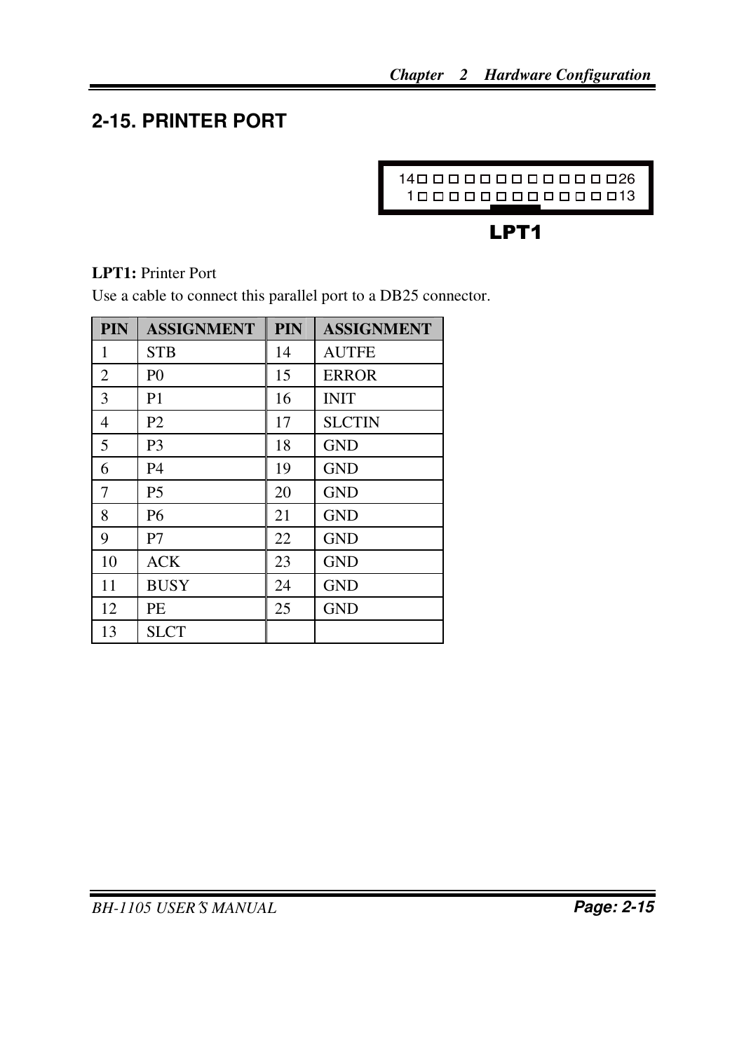## 2-15. PRINTER PORT

14 26
1 13

LPT1

**LPT1:** Printer Port
Use a cable to connect this parallel port to a DB25 connector.

| PIN | ASSIGNMENT | PIN | ASSIGNMENT |
|---|---|---|---|
| 1 | STB | 14 | AUTFE |
| 2 | P0 | 15 | ERROR |
| 3 | P1 | 16 | INIT |
| 4 | P2 | 17 | SLCTIN |
| 5 | P3 | 18 | GND |
| 6 | P4 | 19 | GND |
| 7 | P5 | 20 | GND |
| 8 | P6 | 21 | GND |
| 9 | P7 | 22 | GND |
| 10 | ACK | 23 | GND |
| 11 | BUSY | 24 | GND |
| 12 | PE | 25 | GND |
| 13 | SLCT | | |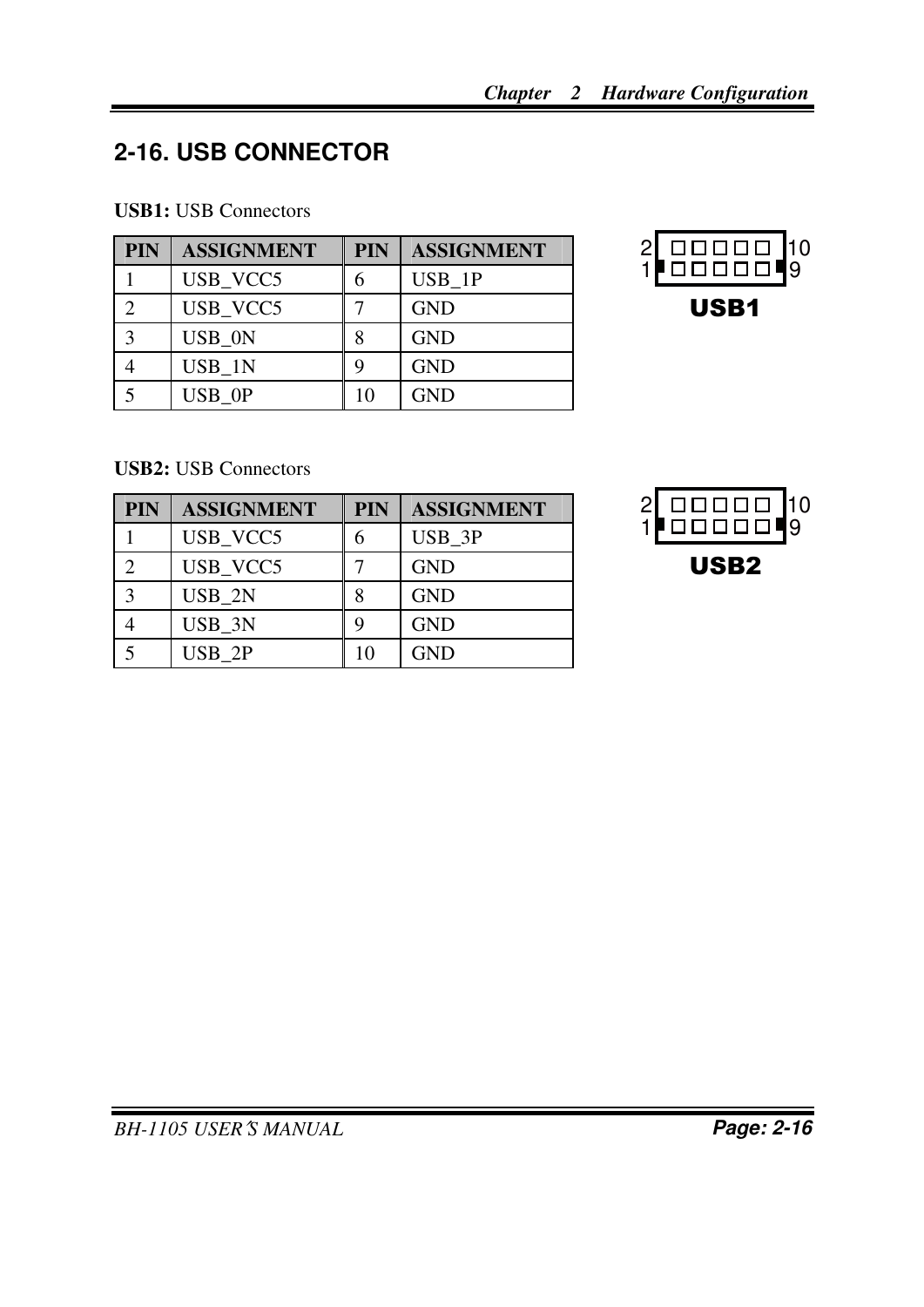## 2-16. USB CONNECTOR

**USB1:** USB Connectors

| PIN | ASSIGNMENT | PIN | ASSIGNMENT |
|---|---|---|---|
| 1 | USB_VCC5 | 6 | USB_1P |
| 2 | USB_VCC5 | 7 | GND |
| 3 | USB_0N | 8 | GND |
| 4 | USB_1N | 9 | GND |
| 5 | USB_0P | 10 | GND |

2 10
1 9
**USB1**

**USB2:** USB Connectors

| PIN | ASSIGNMENT | PIN | ASSIGNMENT |
|---|---|---|---|
| 1 | USB_VCC5 | 6 | USB_3P |
| 2 | USB_VCC5 | 7 | GND |
| 3 | USB_2N | 8 | GND |
| 4 | USB_3N | 9 | GND |
| 5 | USB_2P | 10 | GND |

2 10
1 9
**USB2**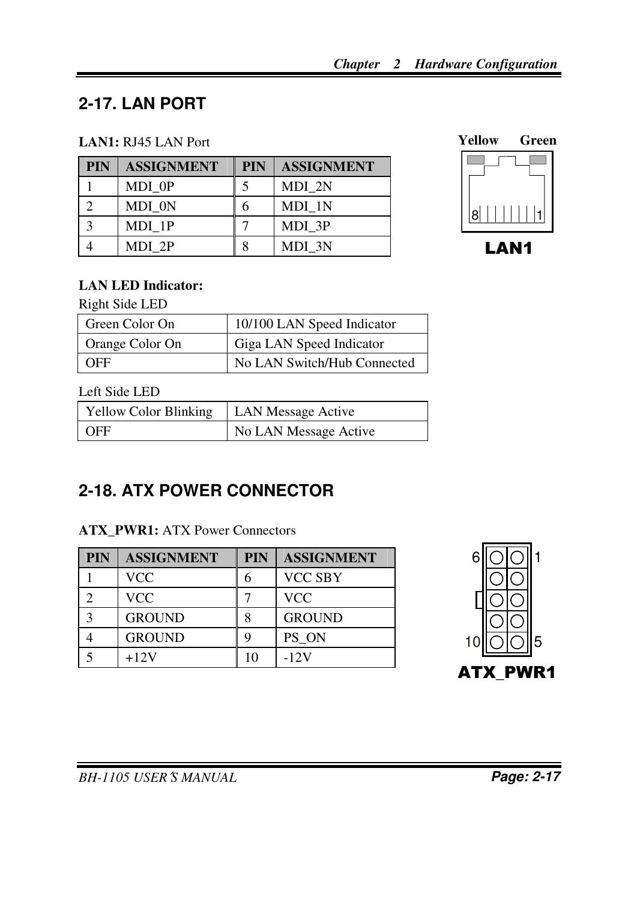## 2-17. LAN PORT

**LAN1:** RJ45 LAN Port

| PIN | ASSIGNMENT | PIN | ASSIGNMENT |
|---|---|---|---|
| 1 | MDI_0P | 5 | MDI_2N |
| 2 | MDI_0N | 6 | MDI_1N |
| 3 | MDI_1P | 7 | MDI_3P |
| 4 | MDI_2P | 8 | MDI_3N |

Yellow Green

8 1

**LAN1**

**LAN LED Indicator:**

Right Side LED

| Green Color On | 10/100 LAN Speed Indicator |
|---|---|
| Orange Color On | Giga LAN Speed Indicator |
| OFF | No LAN Switch/Hub Connected |

Left Side LED

| Yellow Color Blinking | LAN Message Active |
|---|---|
| OFF | No LAN Message Active |

## 2-18. ATX POWER CONNECTOR

**ATX_PWR1:** ATX Power Connectors

| PIN | ASSIGNMENT | PIN | ASSIGNMENT |
|---|---|---|---|
| 1 | VCC | 6 | VCC SBY |
| 2 | VCC | 7 | VCC |
| 3 | GROUND | 8 | GROUND |
| 4 | GROUND | 9 | PS_ON |
| 5 | +12V | 10 | -12V |

6 1

10 5

**ATX_PWR1**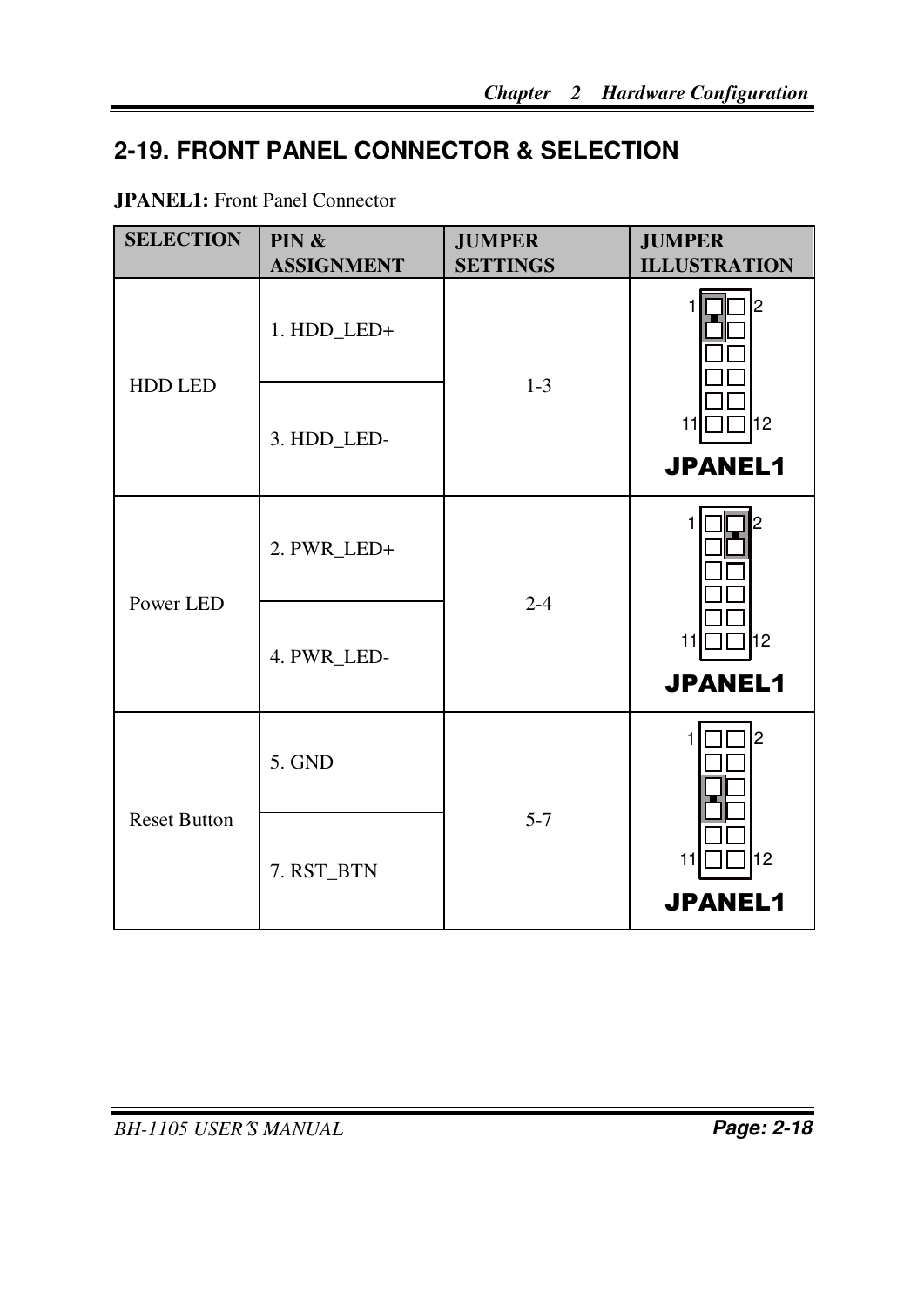## 2-19. FRONT PANEL CONNECTOR & SELECTION

**JPANEL1:** Front Panel Connector

| SELECTION | PIN & ASSIGNMENT | JUMPER SETTINGS | JUMPER ILLUSTRATION |
|---|---|---|---|
| HDD LED | 1. HDD_LED+<br>3. HDD_LED- | 1-3 | JPANEL1 |
| Power LED | 2. PWR_LED+<br>4. PWR_LED- | 2-4 | JPANEL1 |
| Reset Button | 5. GND<br>7. RST_BTN | 5-7 | JPANEL1 |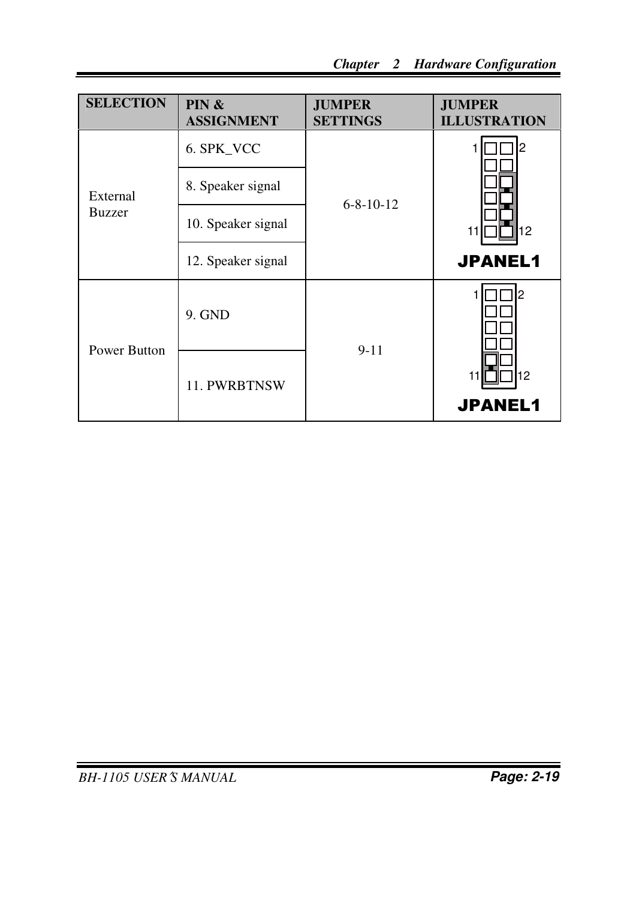| SELECTION | PIN & ASSIGNMENT | JUMPER SETTINGS | JUMPER ILLUSTRATION |
|---|---|---|---|
| External Buzzer | 6. SPK_VCC | 6-8-10-12 | JPANEL1 |
| | 8. Speaker signal | | |
| | 10. Speaker signal | | |
| | 12. Speaker signal | | |
| Power Button | 9. GND | 9-11 | JPANEL1 |
| | 11. PWRBTNSW | | |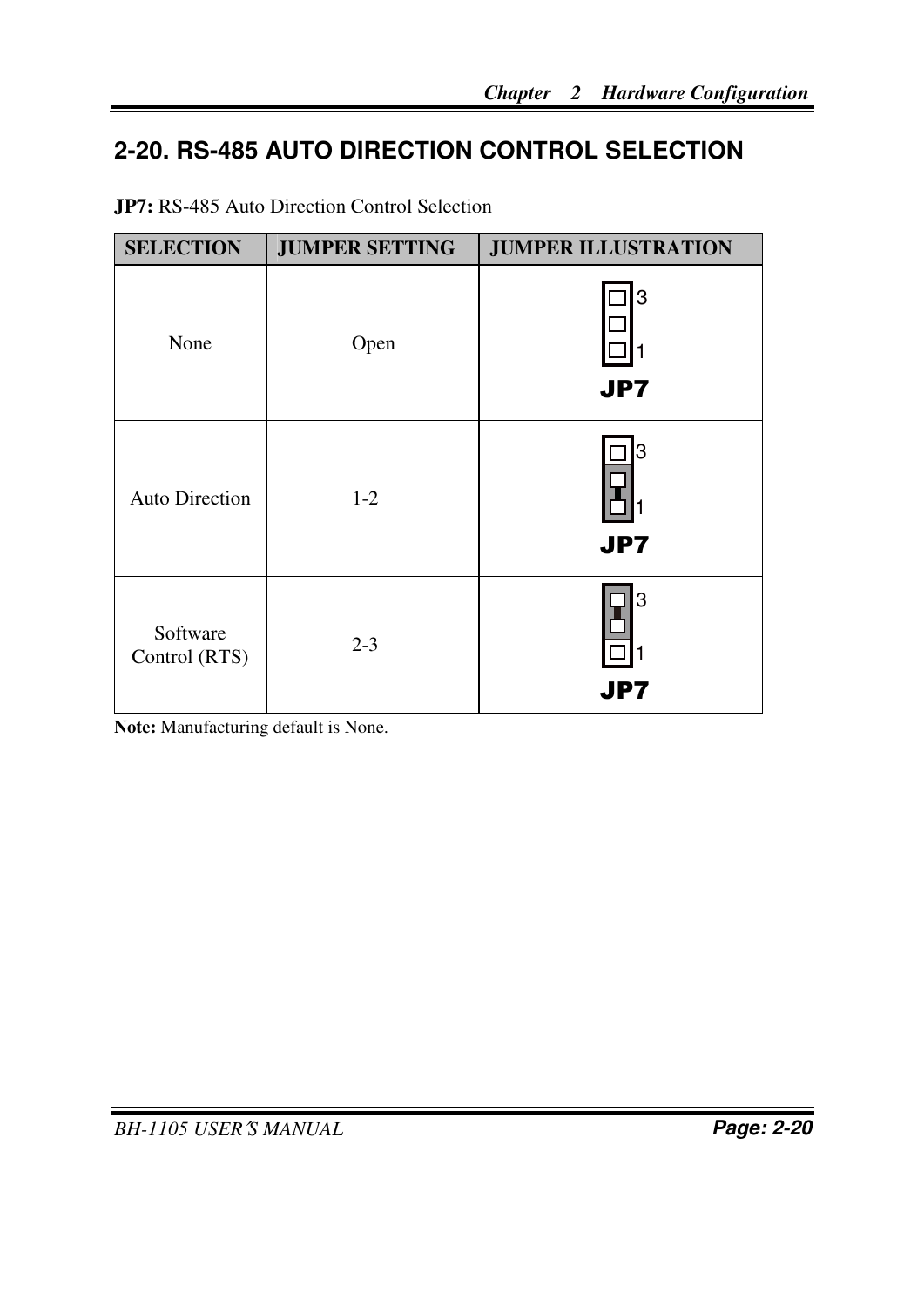## 2-20. RS-485 AUTO DIRECTION CONTROL SELECTION

**JP7:** RS-485 Auto Direction Control Selection

| SELECTION | JUMPER SETTING | JUMPER ILLUSTRATION |
|---|---|---|
| None | Open | 3 1 JP7 |
| Auto Direction | 1-2 | 3 1 JP7 |
| Software Control (RTS) | 2-3 | 3 1 JP7 |

**Note:** Manufacturing default is None.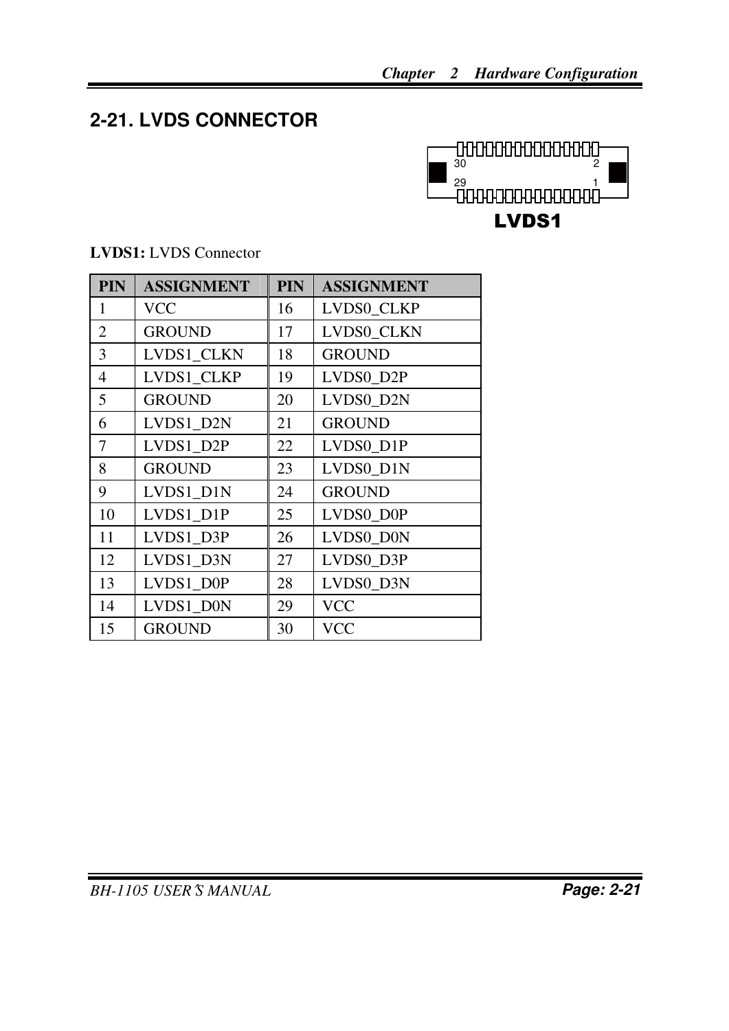## 2-21. LVDS CONNECTOR

**LVDS1:** LVDS Connector

| PIN | ASSIGNMENT | PIN | ASSIGNMENT |
|---|---|---|---|
| 1 | VCC | 16 | LVDS0_CLKP |
| 2 | GROUND | 17 | LVDS0_CLKN |
| 3 | LVDS1_CLKN | 18 | GROUND |
| 4 | LVDS1_CLKP | 19 | LVDS0_D2P |
| 5 | GROUND | 20 | LVDS0_D2N |
| 6 | LVDS1_D2N | 21 | GROUND |
| 7 | LVDS1_D2P | 22 | LVDS0_D1P |
| 8 | GROUND | 23 | LVDS0_D1N |
| 9 | LVDS1_D1N | 24 | GROUND |
| 10 | LVDS1_D1P | 25 | LVDS0_D0P |
| 11 | LVDS1_D3P | 26 | LVDS0_D0N |
| 12 | LVDS1_D3N | 27 | LVDS0_D3P |
| 13 | LVDS1_D0P | 28 | LVDS0_D3N |
| 14 | LVDS1_D0N | 29 | VCC |
| 15 | GROUND | 30 | VCC |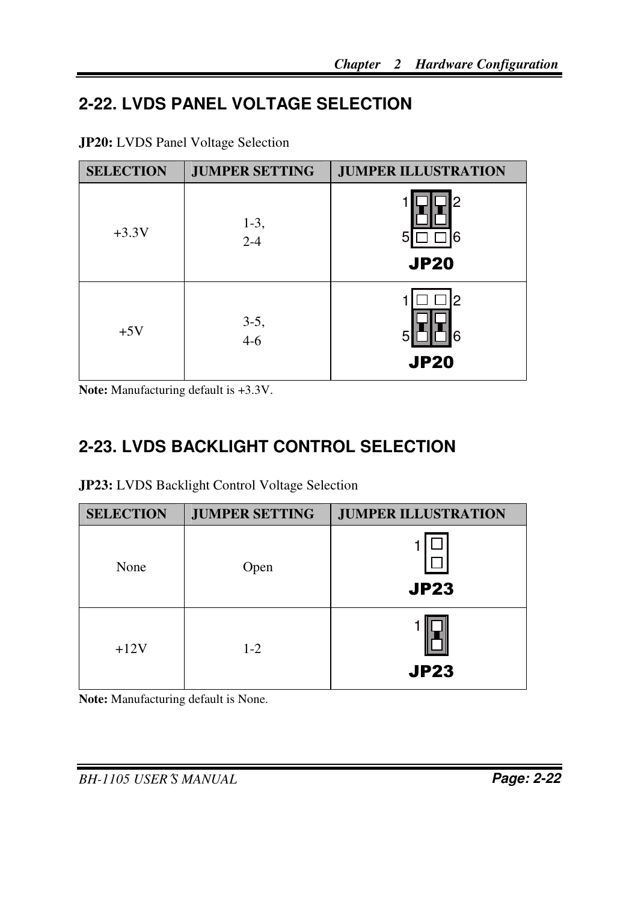## 2-22. LVDS PANEL VOLTAGE SELECTION

**JP20:** LVDS Panel Voltage Selection

| SELECTION | JUMPER SETTING | JUMPER ILLUSTRATION |
|---|---|---|
| +3.3V | 1-3,<br>2-4 | JP20 |
| +5V | 3-5,<br>4-6 | JP20 |

**Note:** Manufacturing default is +3.3V.

## 2-23. LVDS BACKLIGHT CONTROL SELECTION

**JP23:** LVDS Backlight Control Voltage Selection

| SELECTION | JUMPER SETTING | JUMPER ILLUSTRATION |
|---|---|---|
| None | Open | JP23 |
| +12V | 1-2 | JP23 |

**Note:** Manufacturing default is None.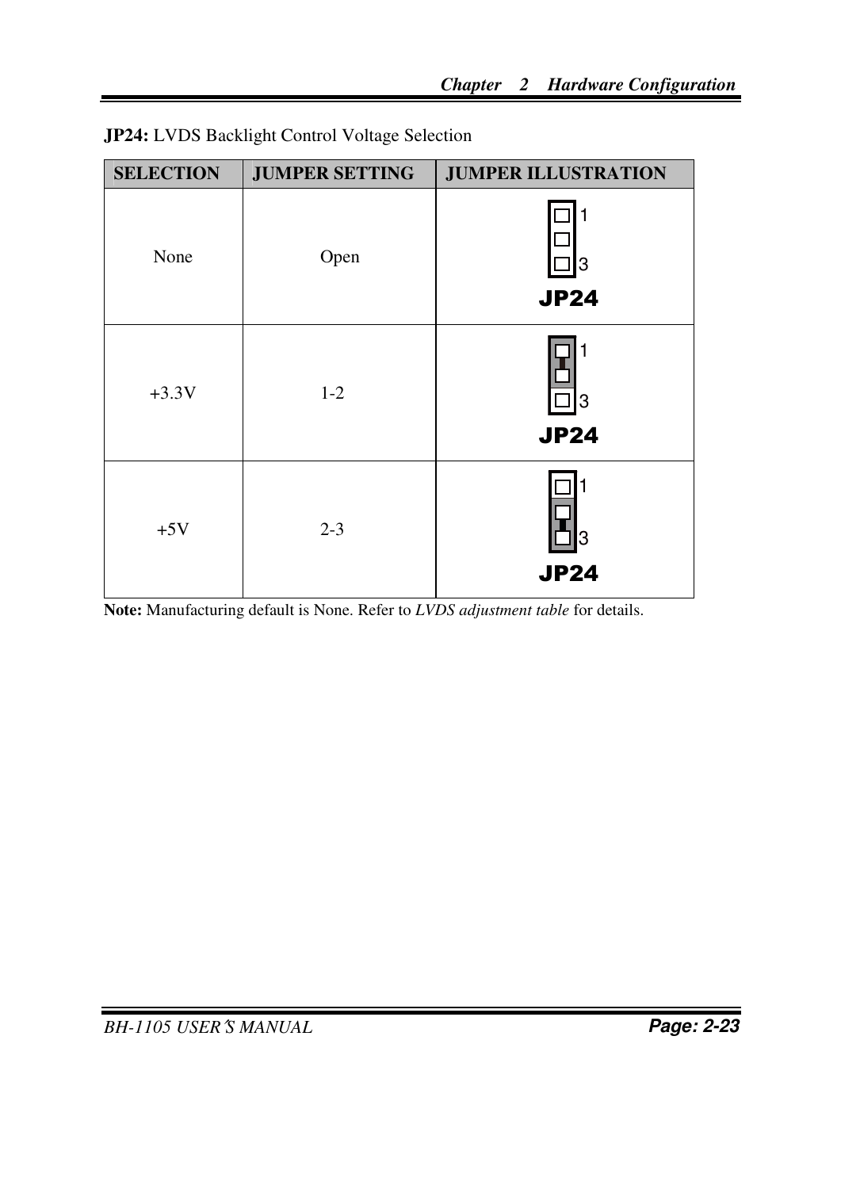**JP24:** LVDS Backlight Control Voltage Selection

| SELECTION | JUMPER SETTING | JUMPER ILLUSTRATION |
| --- | --- | --- |
| None | Open | 1 3 JP24 |
| +3.3V | 1-2 | 1 3 JP24 |
| +5V | 2-3 | 1 3 JP24 |

**Note:** Manufacturing default is None. Refer to *LVDS adjustment table* for details.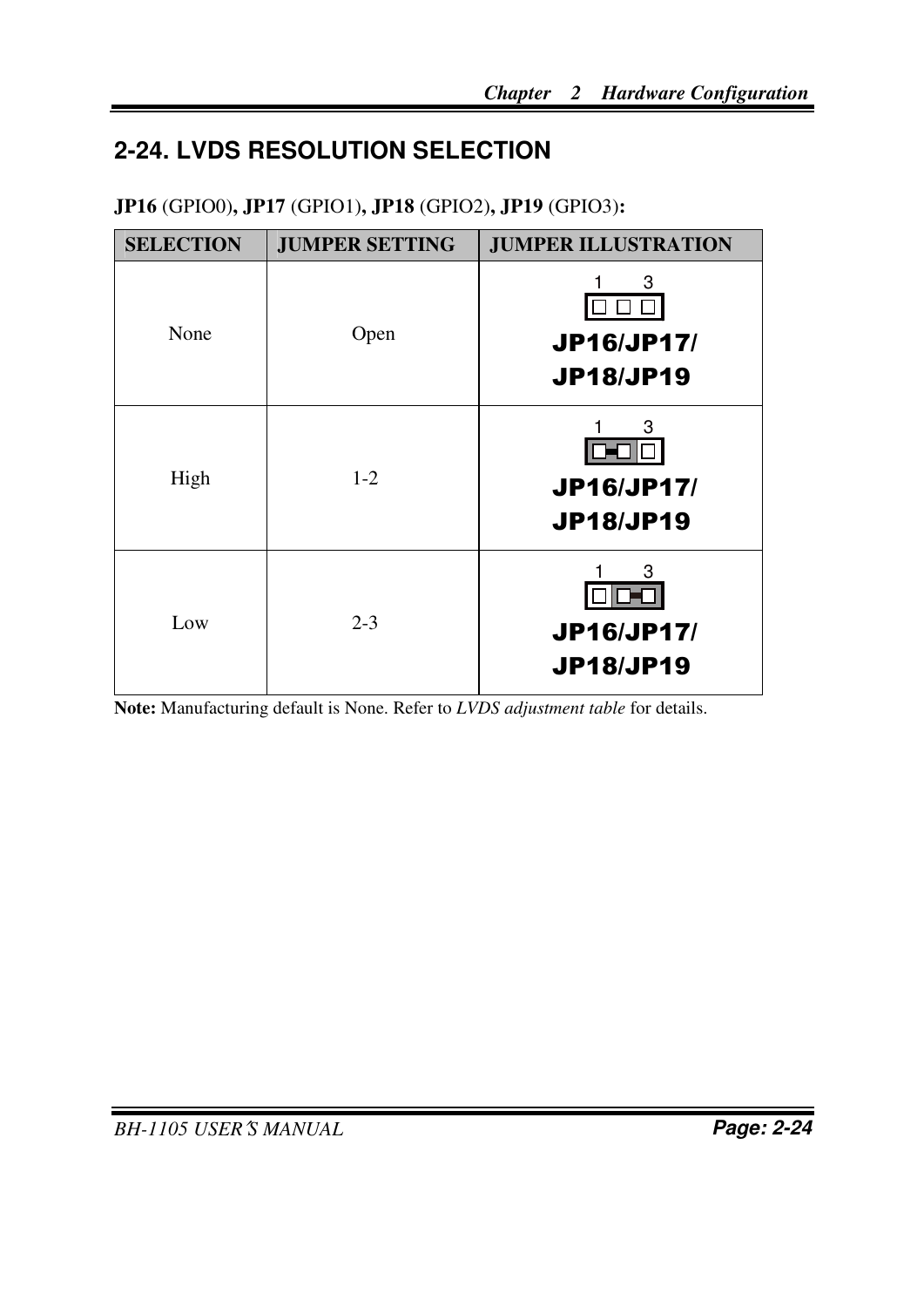## 2-24. LVDS RESOLUTION SELECTION

**JP16** (GPIO0)**, JP17** (GPIO1)**, JP18** (GPIO2)**, JP19** (GPIO3)**:**

| SELECTION | JUMPER SETTING | JUMPER ILLUSTRATION |
|---|---|---|
| None | Open | 1 3 JP16/JP17/ JP18/JP19 |
| High | 1-2 | 1 3 JP16/JP17/ JP18/JP19 |
| Low | 2-3 | 1 3 JP16/JP17/ JP18/JP19 |

**Note:** Manufacturing default is None. Refer to *LVDS adjustment table* for details.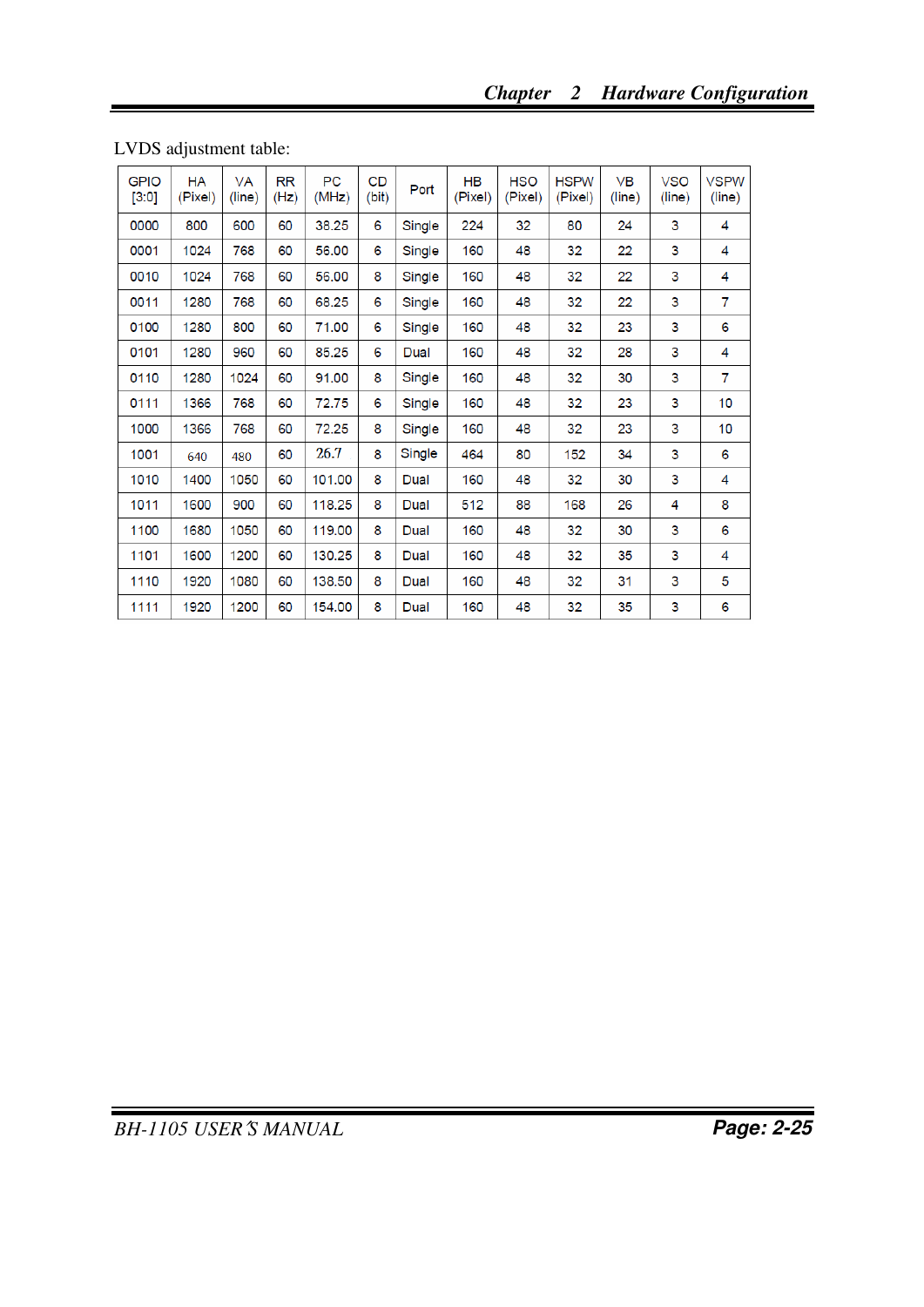LVDS adjustment table:

| GPIO [3:0] | HA (Pixel) | VA (line) | RR (Hz) | PC (MHz) | CD (bit) | Port | HB (Pixel) | HSO (Pixel) | HSPW (Pixel) | VB (line) | VSO (line) | VSPW (line) |
|---|---|---|---|---|---|---|---|---|---|---|---|---|
| 0000 | 800 | 600 | 60 | 38.25 | 6 | Single | 224 | 32 | 80 | 24 | 3 | 4 |
| 0001 | 1024 | 768 | 60 | 56.00 | 6 | Single | 160 | 48 | 32 | 22 | 3 | 4 |
| 0010 | 1024 | 768 | 60 | 56.00 | 8 | Single | 160 | 48 | 32 | 22 | 3 | 4 |
| 0011 | 1280 | 768 | 60 | 68.25 | 6 | Single | 160 | 48 | 32 | 22 | 3 | 7 |
| 0100 | 1280 | 800 | 60 | 71.00 | 6 | Single | 160 | 48 | 32 | 23 | 3 | 6 |
| 0101 | 1280 | 960 | 60 | 85.25 | 6 | Dual | 160 | 48 | 32 | 28 | 3 | 4 |
| 0110 | 1280 | 1024 | 60 | 91.00 | 8 | Single | 160 | 48 | 32 | 30 | 3 | 7 |
| 0111 | 1366 | 768 | 60 | 72.75 | 6 | Single | 160 | 48 | 32 | 23 | 3 | 10 |
| 1000 | 1366 | 768 | 60 | 72.25 | 8 | Single | 160 | 48 | 32 | 23 | 3 | 10 |
| 1001 | 640 | 480 | 60 | 26.7 | 8 | Single | 464 | 80 | 152 | 34 | 3 | 6 |
| 1010 | 1400 | 1050 | 60 | 101.00 | 8 | Dual | 160 | 48 | 32 | 30 | 3 | 4 |
| 1011 | 1600 | 900 | 60 | 118.25 | 8 | Dual | 512 | 88 | 168 | 26 | 4 | 8 |
| 1100 | 1680 | 1050 | 60 | 119.00 | 8 | Dual | 160 | 48 | 32 | 30 | 3 | 6 |
| 1101 | 1600 | 1200 | 60 | 130.25 | 8 | Dual | 160 | 48 | 32 | 35 | 3 | 4 |
| 1110 | 1920 | 1080 | 60 | 138.50 | 8 | Dual | 160 | 48 | 32 | 31 | 3 | 5 |
| 1111 | 1920 | 1200 | 60 | 154.00 | 8 | Dual | 160 | 48 | 32 | 35 | 3 | 6 |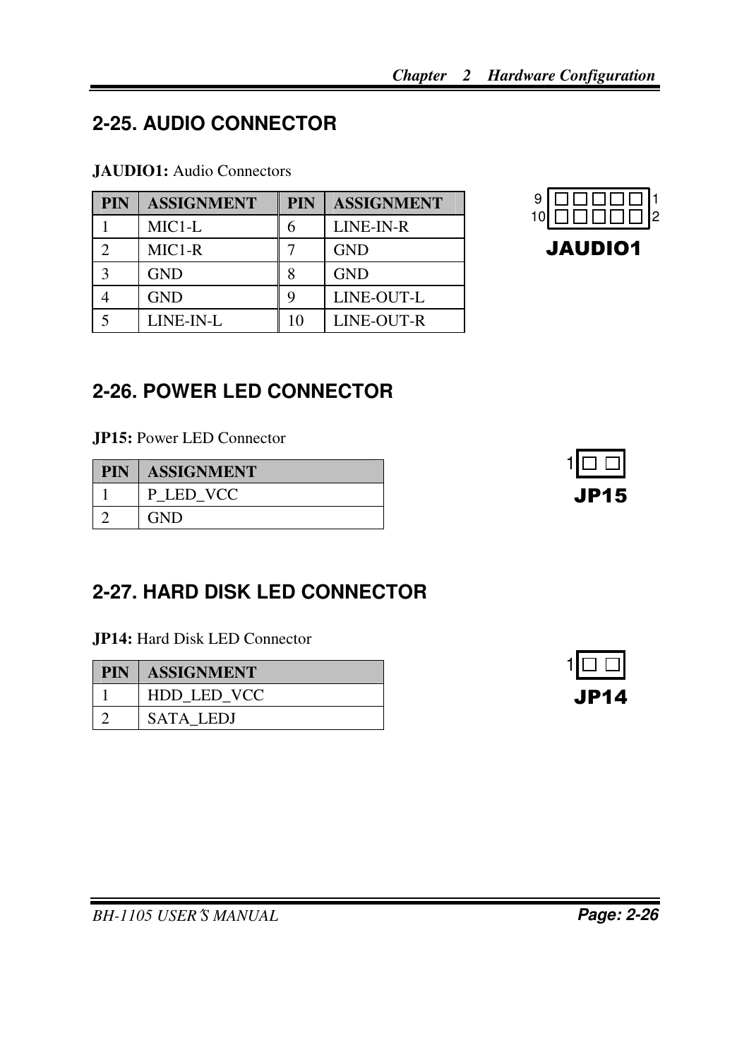## 2-25. AUDIO CONNECTOR

**JAUDIO1:** Audio Connectors

| PIN | ASSIGNMENT | PIN | ASSIGNMENT |
|---|---|---|---|
| 1 | MIC1-L | 6 | LINE-IN-R |
| 2 | MIC1-R | 7 | GND |
| 3 | GND | 8 | GND |
| 4 | GND | 9 | LINE-OUT-L |
| 5 | LINE-IN-L | 10 | LINE-OUT-R |

9 1
10 2
**JAUDIO1**

## 2-26. POWER LED CONNECTOR

**JP15:** Power LED Connector

| PIN | ASSIGNMENT |
|---|---|
| 1 | P_LED_VCC |
| 2 | GND |

1
**JP15**

## 2-27. HARD DISK LED CONNECTOR

**JP14:** Hard Disk LED Connector

| PIN | ASSIGNMENT |
|---|---|
| 1 | HDD_LED_VCC |
| 2 | SATA_LEDJ |

1
**JP14**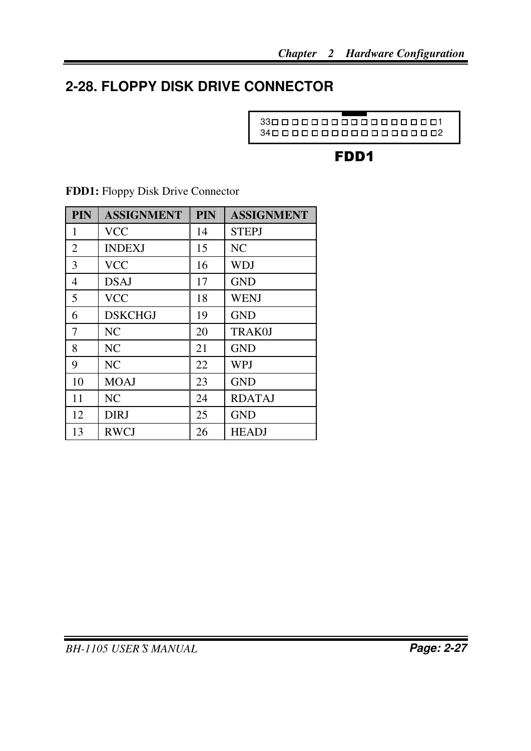## 2-28. FLOPPY DISK DRIVE CONNECTOR

33 □ □ □ □ □ □ □ □ □ □ □ □ □ □ □ □ □ 1
34 □ □ □ □ □ □ □ □ □ □ □ □ □ □ □ □ □ 2

**FDD1**

**FDD1:** Floppy Disk Drive Connector

| PIN | ASSIGNMENT | PIN | ASSIGNMENT |
|---|---|---|---|
| 1 | VCC | 14 | STEPJ |
| 2 | INDEXJ | 15 | NC |
| 3 | VCC | 16 | WDJ |
| 4 | DSAJ | 17 | GND |
| 5 | VCC | 18 | WENJ |
| 6 | DSKCHGJ | 19 | GND |
| 7 | NC | 20 | TRAK0J |
| 8 | NC | 21 | GND |
| 9 | NC | 22 | WPJ |
| 10 | MOAJ | 23 | GND |
| 11 | NC | 24 | RDATAJ |
| 12 | DIRJ | 25 | GND |
| 13 | RWCJ | 26 | HEADJ |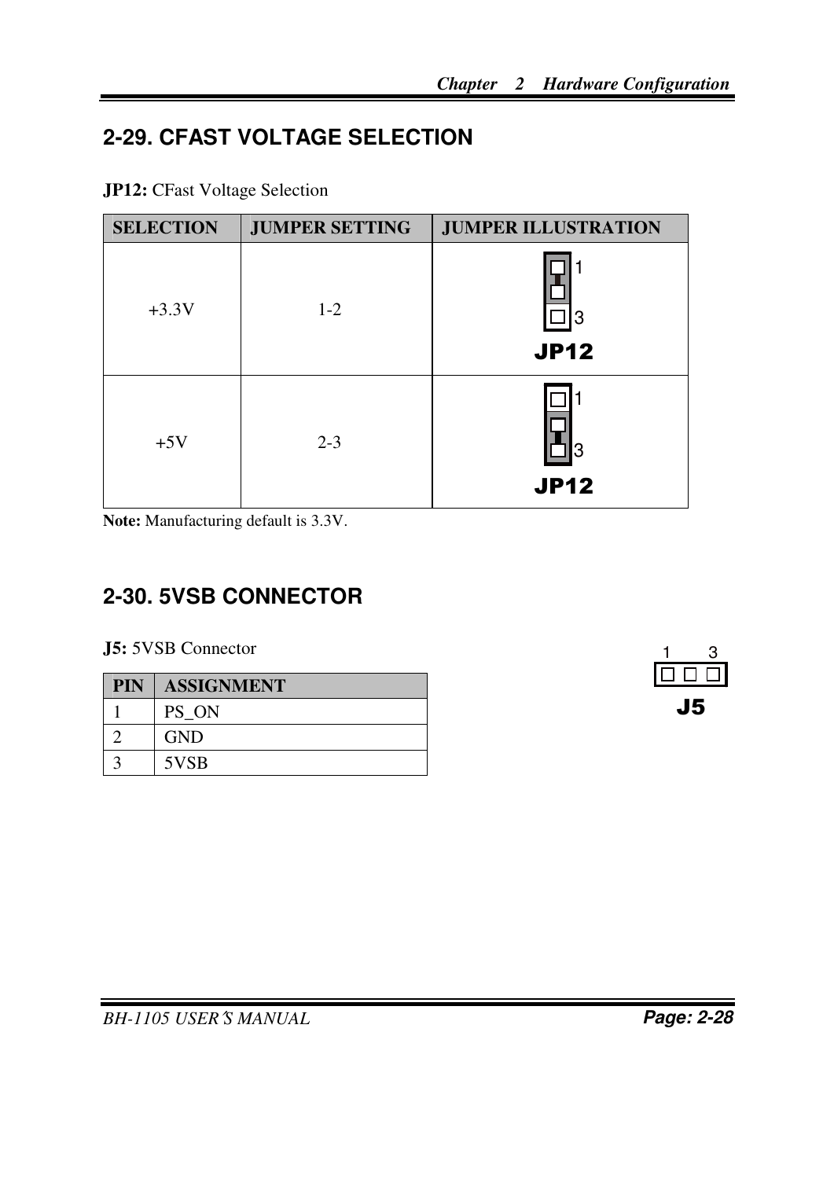## 2-29. CFAST VOLTAGE SELECTION

**JP12:** CFast Voltage Selection

| SELECTION | JUMPER SETTING | JUMPER ILLUSTRATION |
|---|---|---|
| +3.3V | 1-2 | JP12 |
| +5V | 2-3 | JP12 |

**Note:** Manufacturing default is 3.3V.

## 2-30. 5VSB CONNECTOR

**J5:** 5VSB Connector

| PIN | ASSIGNMENT |
|---|---|
| 1 | PS_ON |
| 2 | GND |
| 3 | 5VSB |

J5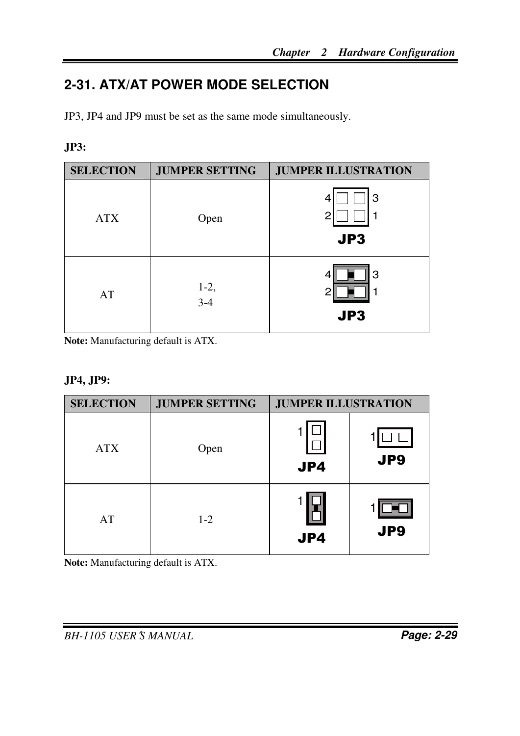## 2-31. ATX/AT POWER MODE SELECTION

JP3, JP4 and JP9 must be set as the same mode simultaneously.

**JP3:**

| SELECTION | JUMPER SETTING | JUMPER ILLUSTRATION |
|---|---|---|
| ATX | Open | |
| AT | 1-2, 3-4 | |

**Note:** Manufacturing default is ATX.

**JP4, JP9:**

| SELECTION | JUMPER SETTING | JUMPER ILLUSTRATION | |
|---|---|---|---|
| ATX | Open | | |
| AT | 1-2 | | |

**Note:** Manufacturing default is ATX.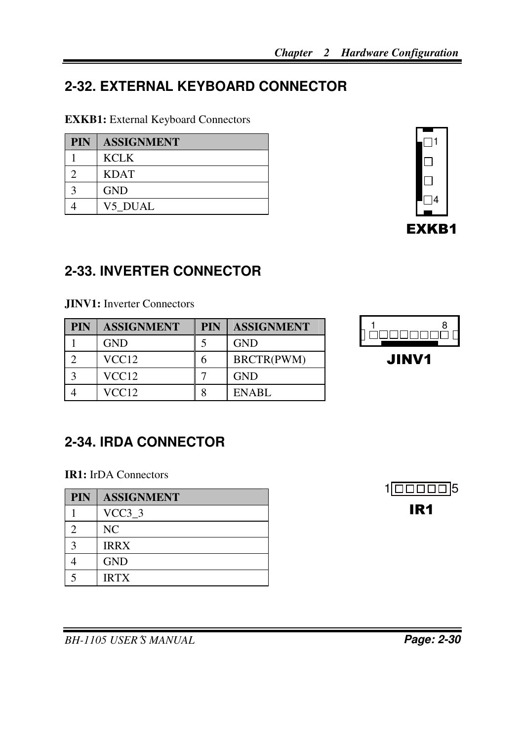## 2-32. EXTERNAL KEYBOARD CONNECTOR

**EXKB1:** External Keyboard Connectors

| PIN | ASSIGNMENT |
|---|---|
| 1 | KCLK |
| 2 | KDAT |
| 3 | GND |
| 4 | V5_DUAL |

EXKB1

## 2-33. INVERTER CONNECTOR

**JINV1:** Inverter Connectors

| PIN | ASSIGNMENT | PIN | ASSIGNMENT |
|---|---|---|---|
| 1 | GND | 5 | GND |
| 2 | VCC12 | 6 | BRCTR(PWM) |
| 3 | VCC12 | 7 | GND |
| 4 | VCC12 | 8 | ENABL |

JINV1

## 2-34. IRDA CONNECTOR

**IR1:** IrDA Connectors

| PIN | ASSIGNMENT |
|---|---|
| 1 | VCC3_3 |
| 2 | NC |
| 3 | IRRX |
| 4 | GND |
| 5 | IRTX |

IR1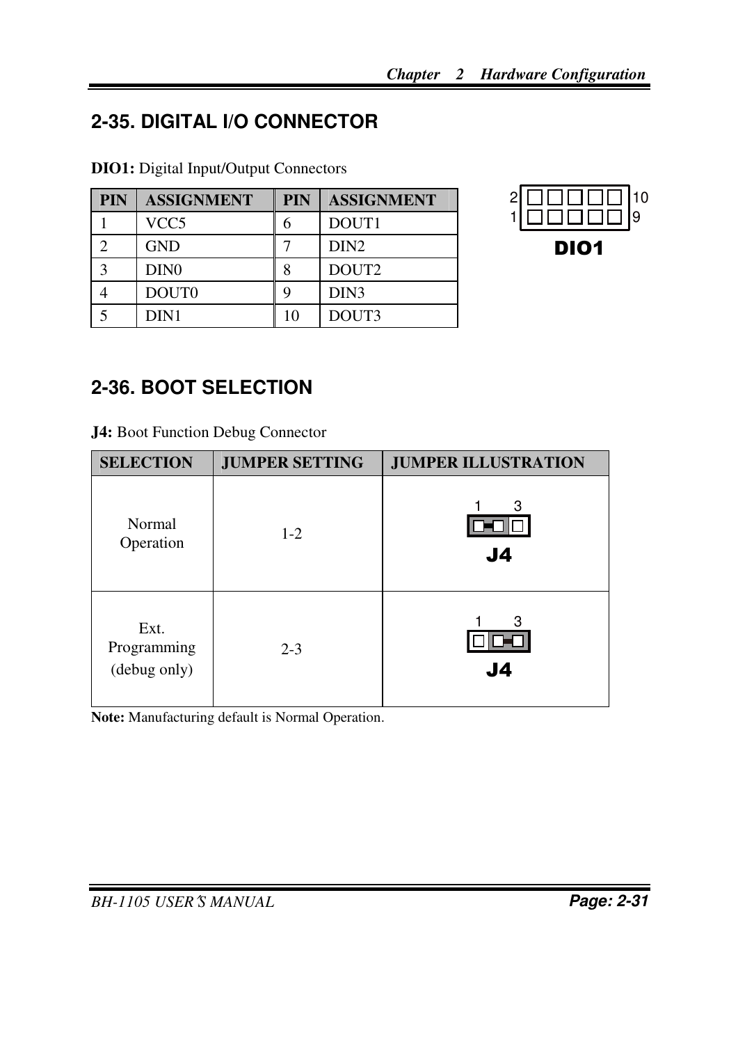## 2-35. DIGITAL I/O CONNECTOR

**DIO1:** Digital Input/Output Connectors

| PIN | ASSIGNMENT | PIN | ASSIGNMENT |
|---|---|---|---|
| 1 | VCC5 | 6 | DOUT1 |
| 2 | GND | 7 | DIN2 |
| 3 | DIN0 | 8 | DOUT2 |
| 4 | DOUT0 | 9 | DIN3 |
| 5 | DIN1 | 10 | DOUT3 |

## 2-36. BOOT SELECTION

**J4:** Boot Function Debug Connector

| SELECTION | JUMPER SETTING | JUMPER ILLUSTRATION |
|---|---|---|
| Normal Operation | 1-2 | |
| Ext. Programming (debug only) | 2-3 | |

**Note:** Manufacturing default is Normal Operation.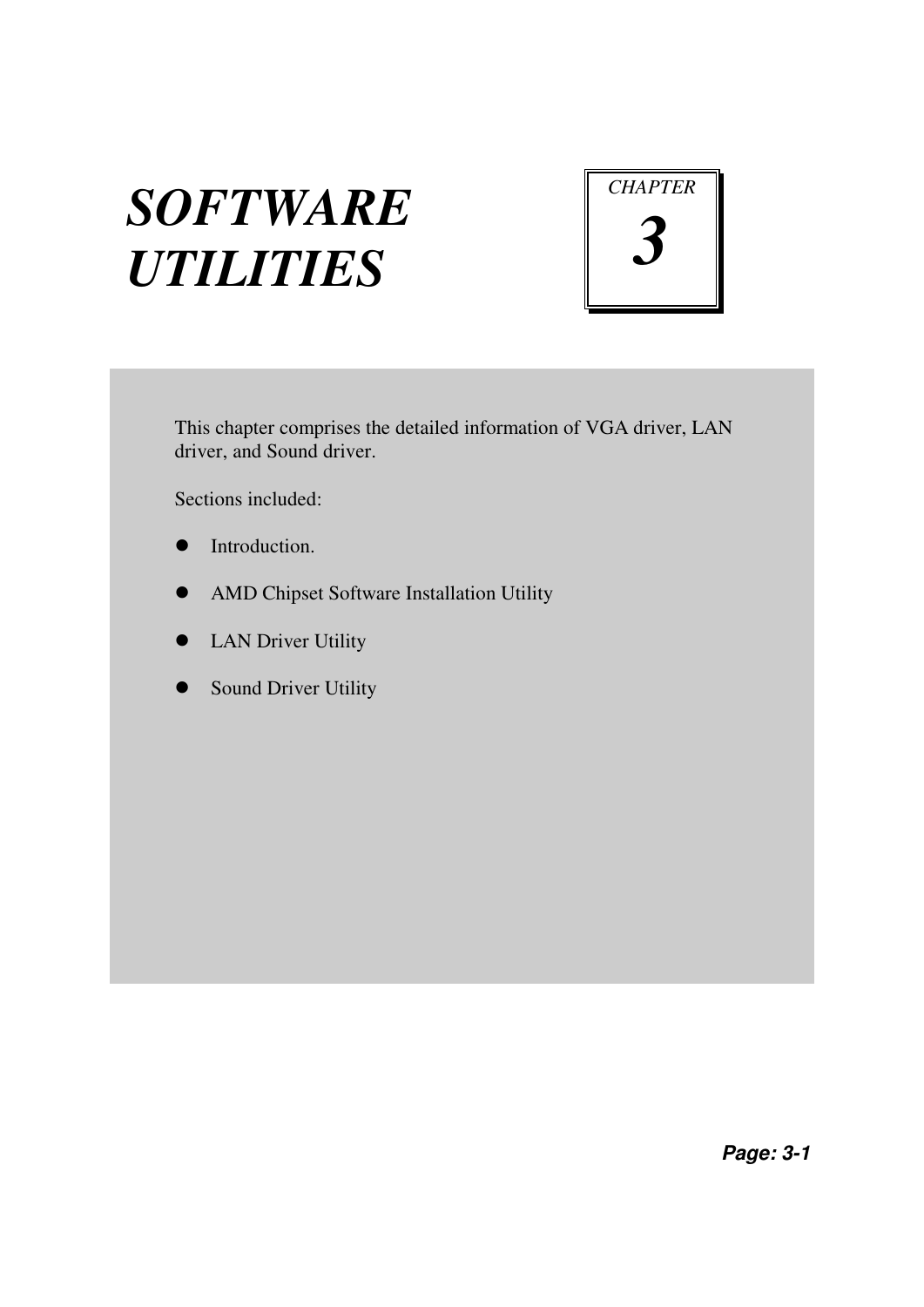# SOFTWARE UTILITIES

CHAPTER 3

This chapter comprises the detailed information of VGA driver, LAN driver, and Sound driver.

Sections included:

- Introduction.
- AMD Chipset Software Installation Utility
- LAN Driver Utility
- Sound Driver Utility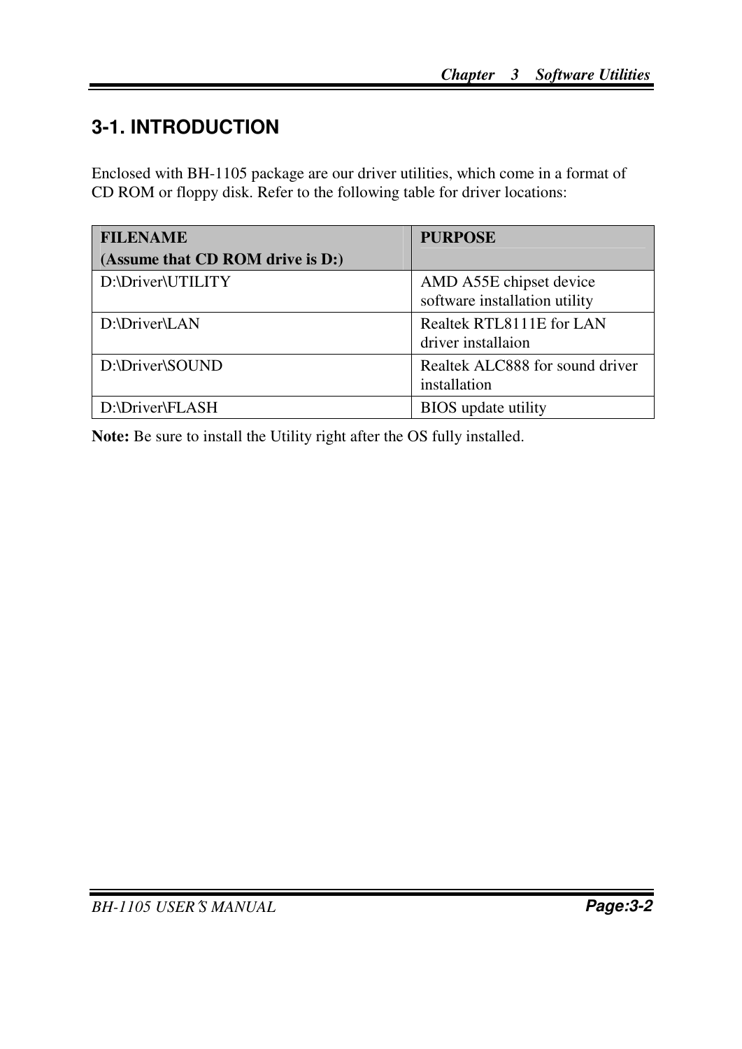## 3-1. INTRODUCTION

Enclosed with BH-1105 package are our driver utilities, which come in a format of CD ROM or floppy disk. Refer to the following table for driver locations:

| **FILENAME (Assume that CD ROM drive is D:)** | **PURPOSE** |
|---|---|
| D:\Driver\UTILITY | AMD A55E chipset device software installation utility |
| D:\Driver\LAN | Realtek RTL8111E for LAN driver installaion |
| D:\Driver\SOUND | Realtek ALC888 for sound driver installation |
| D:\Driver\FLASH | BIOS update utility |

**Note:** Be sure to install the Utility right after the OS fully installed.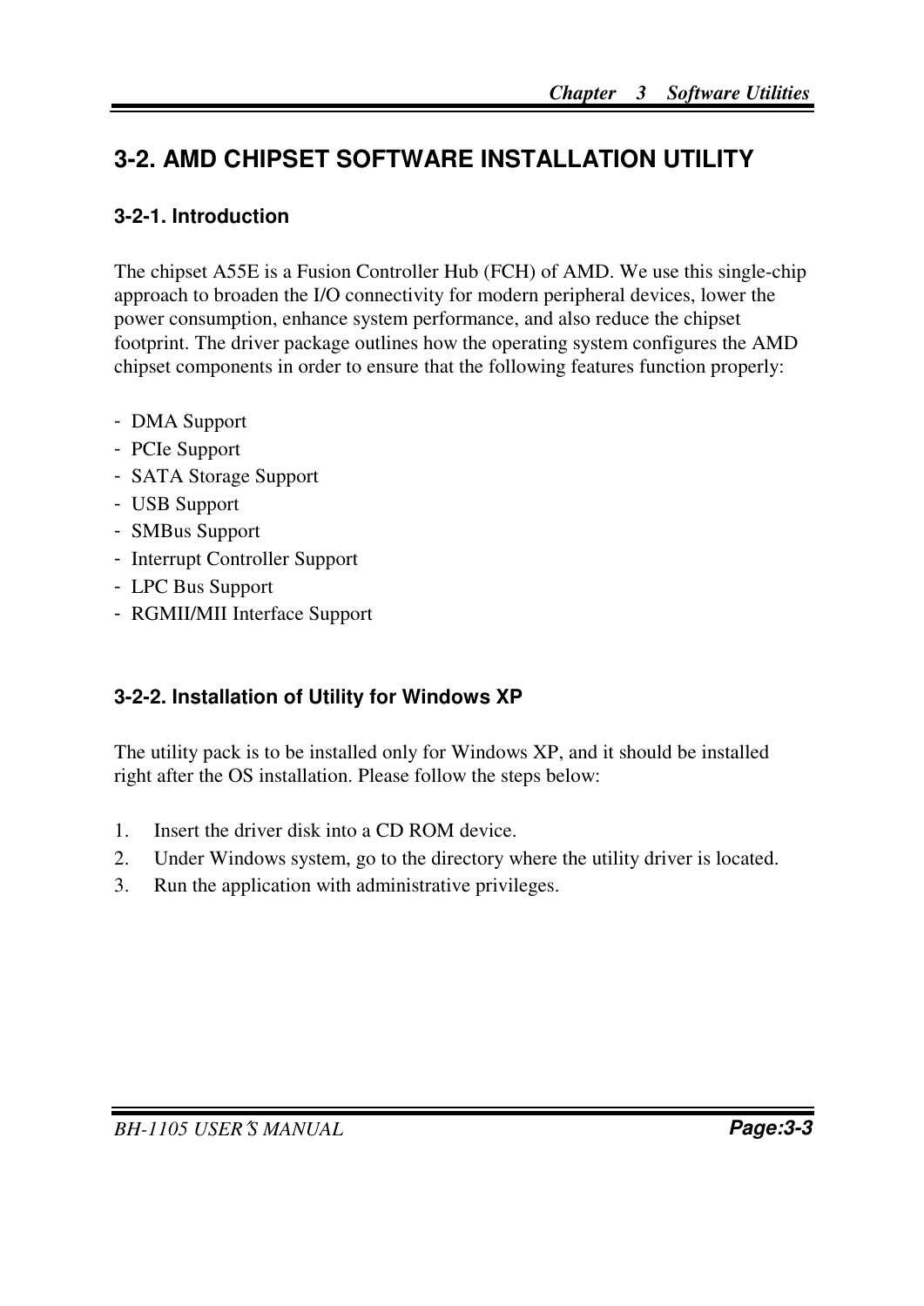## 3-2. AMD CHIPSET SOFTWARE INSTALLATION UTILITY

### 3-2-1. Introduction

The chipset A55E is a Fusion Controller Hub (FCH) of AMD. We use this single-chip approach to broaden the I/O connectivity for modern peripheral devices, lower the power consumption, enhance system performance, and also reduce the chipset footprint. The driver package outlines how the operating system configures the AMD chipset components in order to ensure that the following features function properly:

- DMA Support
- PCIe Support
- SATA Storage Support
- USB Support
- SMBus Support
- Interrupt Controller Support
- LPC Bus Support
- RGMII/MII Interface Support

### 3-2-2. Installation of Utility for Windows XP

The utility pack is to be installed only for Windows XP, and it should be installed right after the OS installation. Please follow the steps below:

1. Insert the driver disk into a CD ROM device.
2. Under Windows system, go to the directory where the utility driver is located.
3. Run the application with administrative privileges.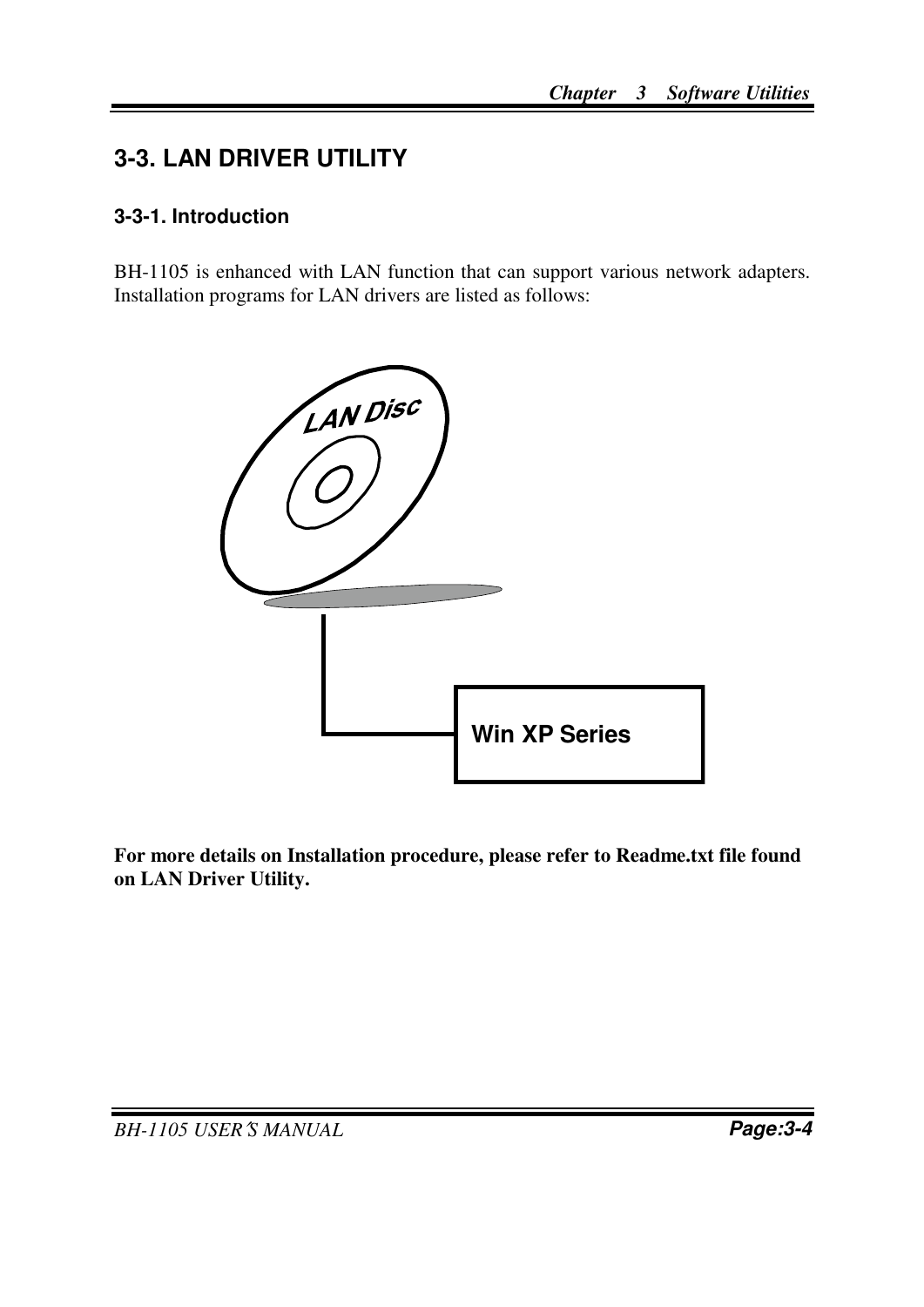## 3-3. LAN DRIVER UTILITY

### 3-3-1. Introduction

BH-1105 is enhanced with LAN function that can support various network adapters. Installation programs for LAN drivers are listed as follows:

LAN Disc

Win XP Series

**For more details on Installation procedure, please refer to Readme.txt file found on LAN Driver Utility.**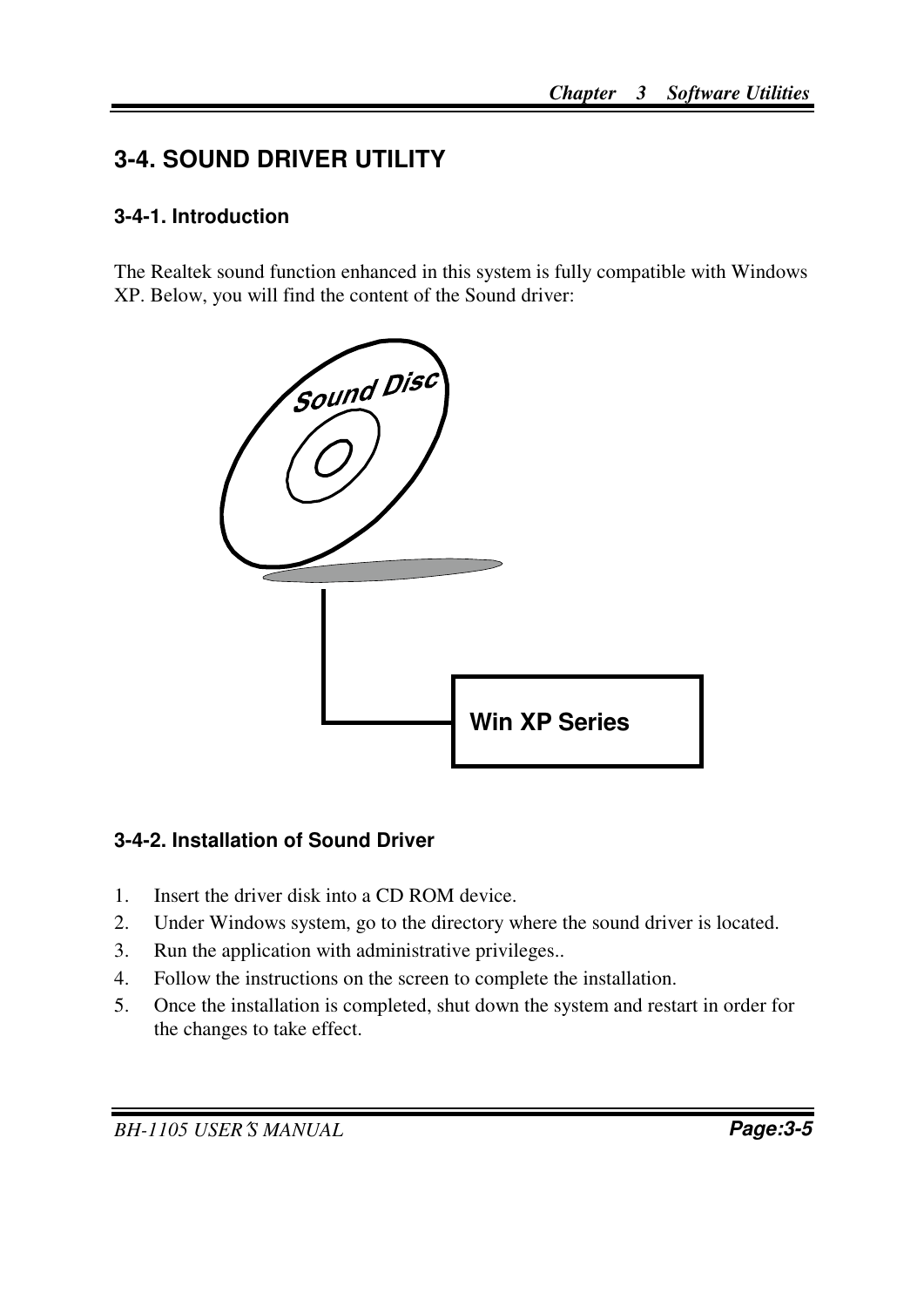## 3-4. SOUND DRIVER UTILITY

### 3-4-1. Introduction

The Realtek sound function enhanced in this system is fully compatible with Windows XP. Below, you will find the content of the Sound driver:

Sound Disc

Win XP Series

### 3-4-2. Installation of Sound Driver

1. Insert the driver disk into a CD ROM device.
2. Under Windows system, go to the directory where the sound driver is located.
3. Run the application with administrative privileges..
4. Follow the instructions on the screen to complete the installation.
5. Once the installation is completed, shut down the system and restart in order for the changes to take effect.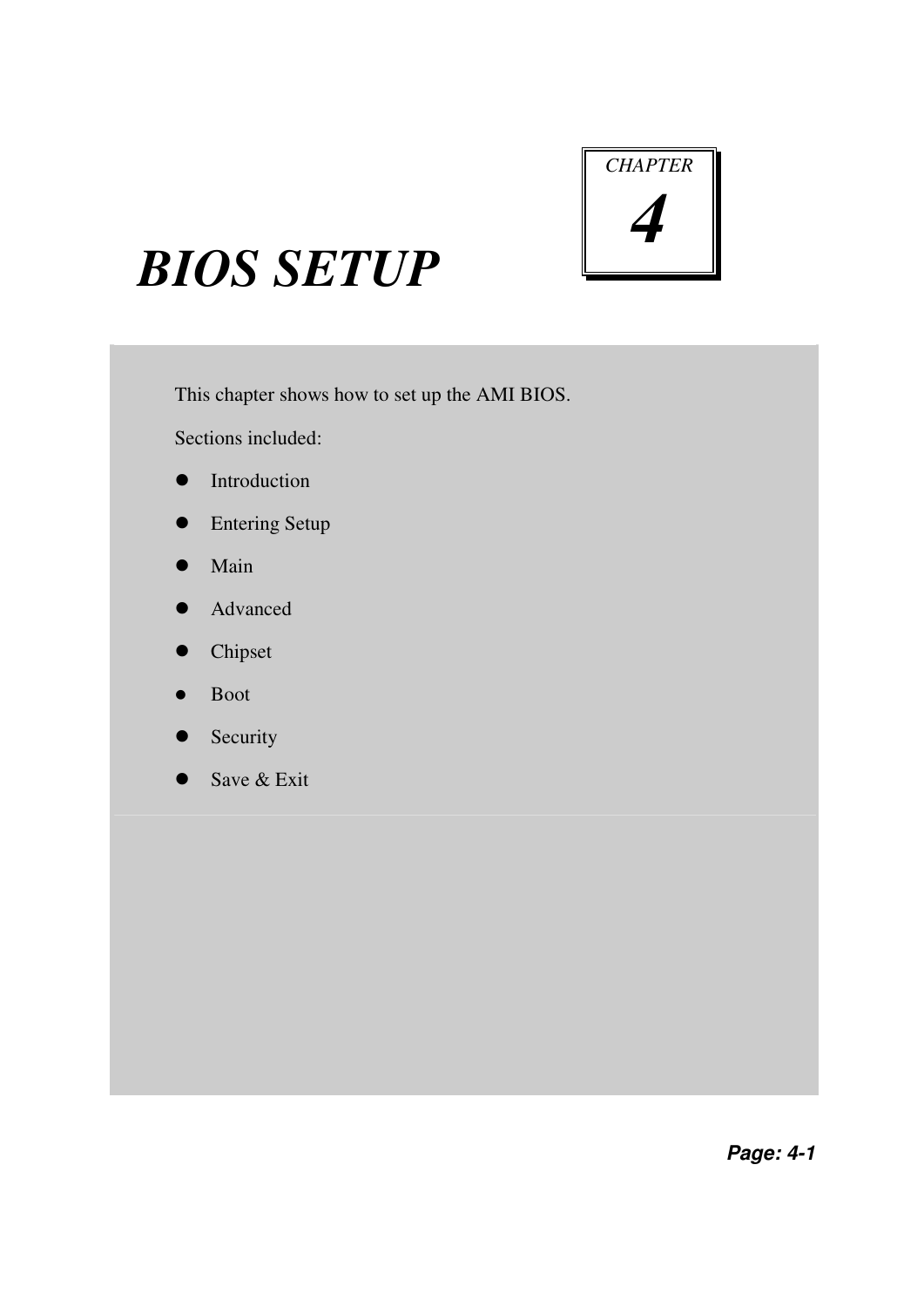CHAPTER

4

# BIOS SETUP

This chapter shows how to set up the AMI BIOS.

Sections included:

- Introduction
- Entering Setup
- Main
- Advanced
- Chipset
- Boot
- Security
- Save & Exit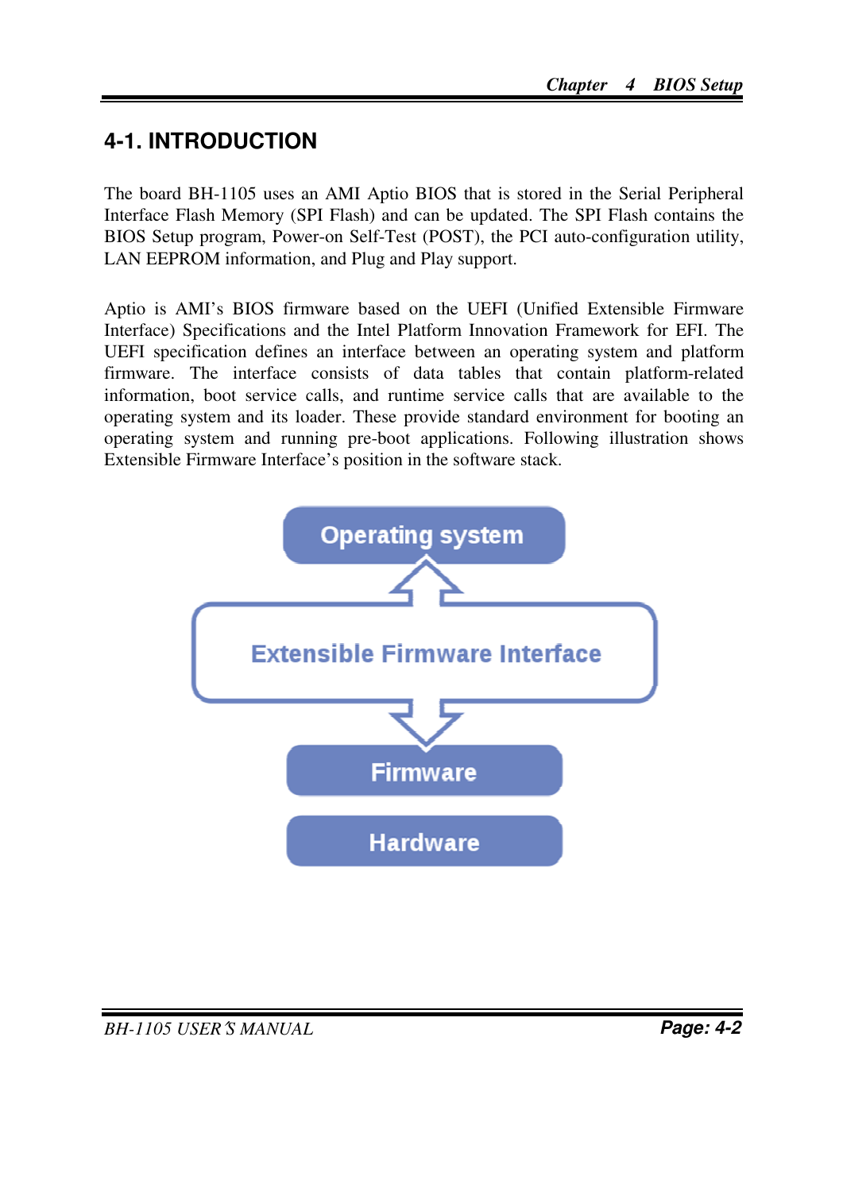## 4-1. INTRODUCTION

The board BH-1105 uses an AMI Aptio BIOS that is stored in the Serial Peripheral Interface Flash Memory (SPI Flash) and can be updated. The SPI Flash contains the BIOS Setup program, Power-on Self-Test (POST), the PCI auto-configuration utility, LAN EEPROM information, and Plug and Play support.

Aptio is AMI's BIOS firmware based on the UEFI (Unified Extensible Firmware Interface) Specifications and the Intel Platform Innovation Framework for EFI. The UEFI specification defines an interface between an operating system and platform firmware. The interface consists of data tables that contain platform-related information, boot service calls, and runtime service calls that are available to the operating system and its loader. These provide standard environment for booting an operating system and running pre-boot applications. Following illustration shows Extensible Firmware Interface's position in the software stack.

Operating system

Extensible Firmware Interface

Firmware

Hardware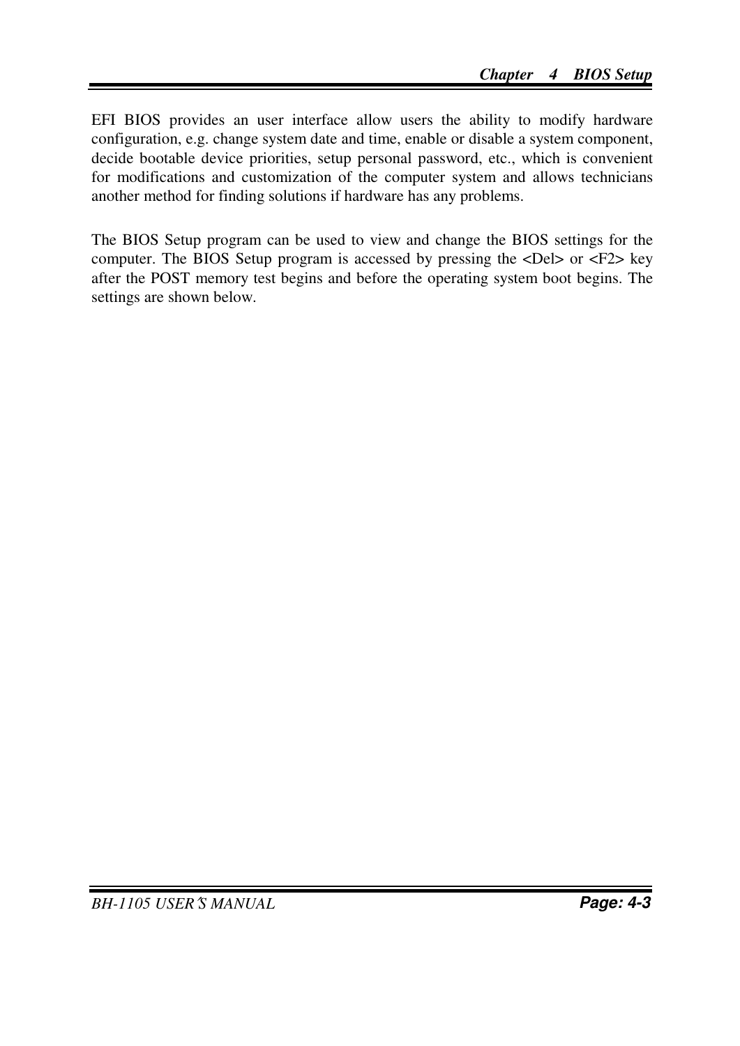EFI BIOS provides an user interface allow users the ability to modify hardware configuration, e.g. change system date and time, enable or disable a system component, decide bootable device priorities, setup personal password, etc., which is convenient for modifications and customization of the computer system and allows technicians another method for finding solutions if hardware has any problems.

The BIOS Setup program can be used to view and change the BIOS settings for the computer. The BIOS Setup program is accessed by pressing the <Del> or <F2> key after the POST memory test begins and before the operating system boot begins. The settings are shown below.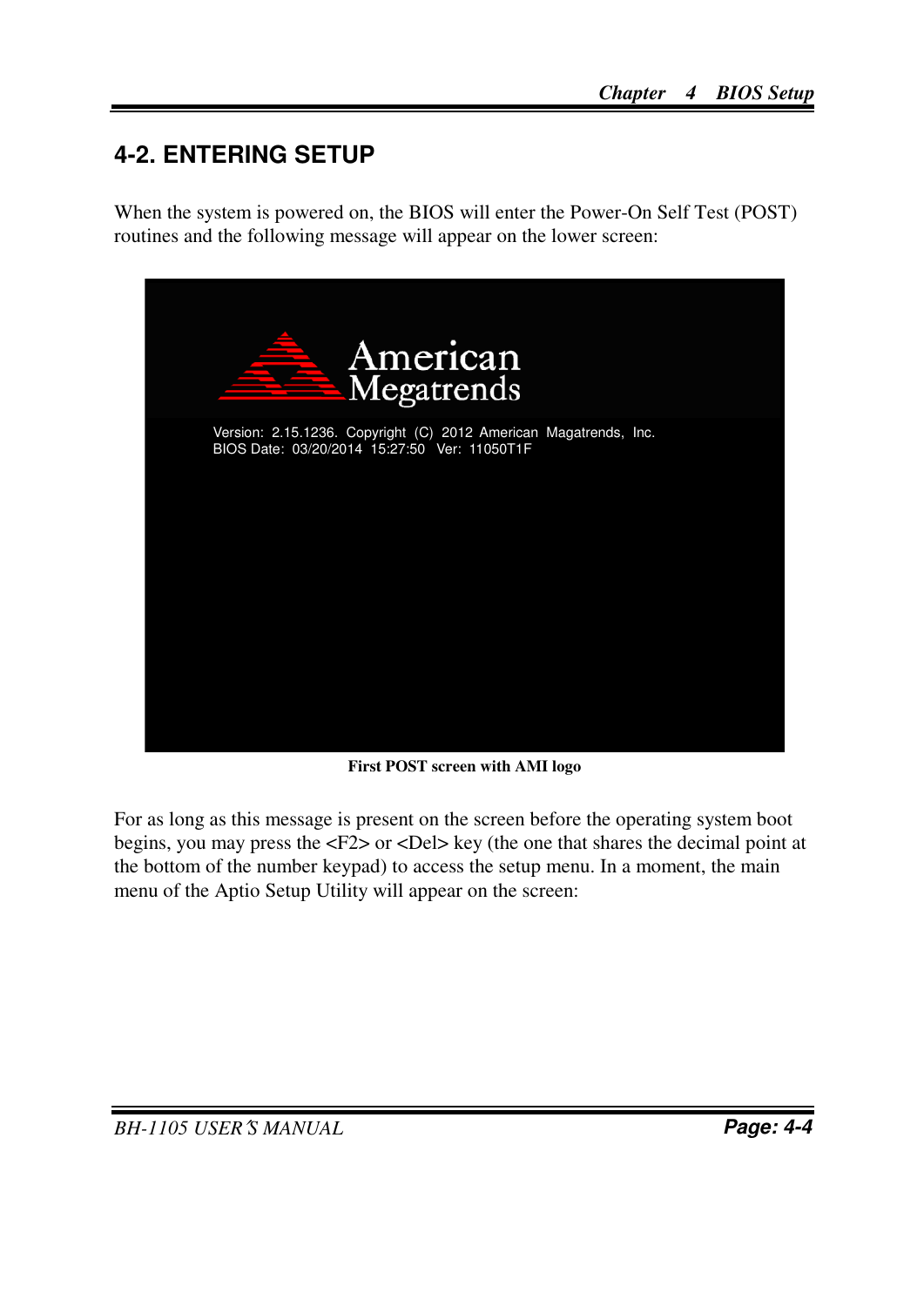## 4-2. ENTERING SETUP

When the system is powered on, the BIOS will enter the Power-On Self Test (POST) routines and the following message will appear on the lower screen:

```
Version: 2.15.1236. Copyright (C) 2012 American Magatrends, Inc.
BIOS Date: 03/20/2014 15:27:50 Ver: 11050T1F
```

**First POST screen with AMI logo**

For as long as this message is present on the screen before the operating system boot begins, you may press the <F2> or <Del> key (the one that shares the decimal point at the bottom of the number keypad) to access the setup menu. In a moment, the main menu of the Aptio Setup Utility will appear on the screen: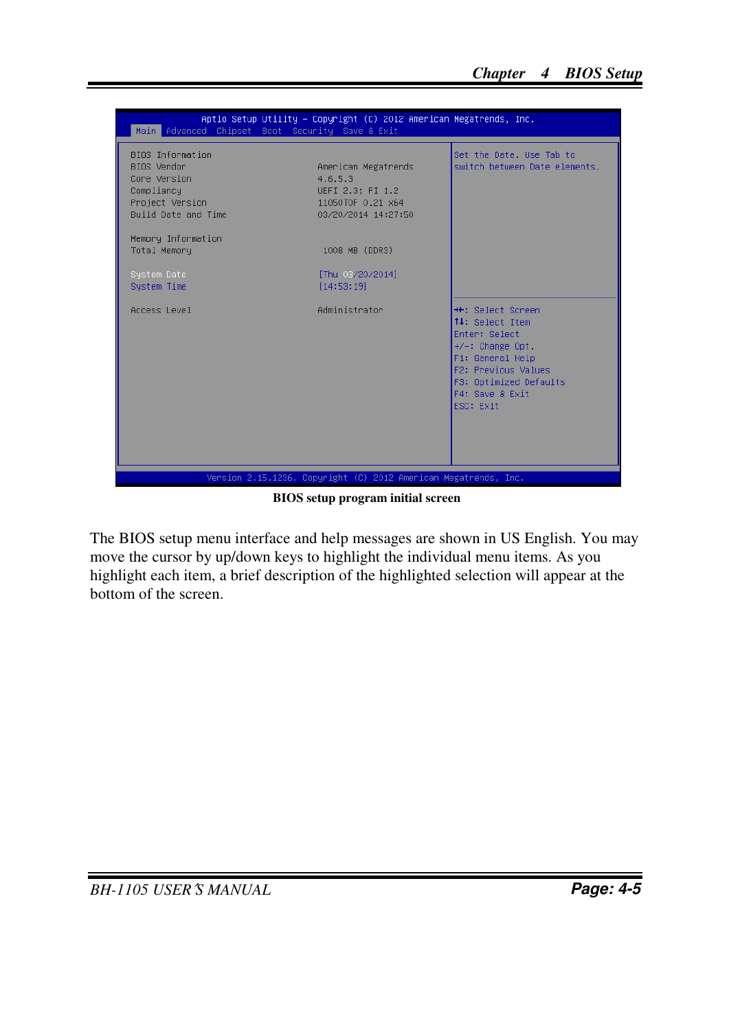```
Aptio Setup Utility – Copyright (C) 2012 American Megatrends, Inc.
Main  Advanced  Chipset  Boot  Security  Save & Exit

BIOS Information                                  Set the Date. Use Tab to
BIOS Vendor             American Megatrends       switch between Date elements.
Core Version            4.6.5.3
Compliancy              UEFI 2.3; PI 1.2
Project Version         11050T0F 0.21 x64
Build Date and Time     03/20/2014 14:27:50

Memory Information
Total Memory            1008 MB (DDR3)

System Date             [Thu 03/20/2014]
System Time             [14:53:19]

Access Level            Administrator             →←: Select Screen
                                                  ↑↓: Select Item
                                                  Enter: Select
                                                  +/-: Change Opt.
                                                  F1: General Help
                                                  F2: Previous Values
                                                  F3: Optimized Defaults
                                                  F4: Save & Exit
                                                  ESC: Exit

Version 2.15.1236. Copyright (C) 2012 American Megatrends, Inc.
```

**BIOS setup program initial screen**

The BIOS setup menu interface and help messages are shown in US English. You may move the cursor by up/down keys to highlight the individual menu items. As you highlight each item, a brief description of the highlighted selection will appear at the bottom of the screen.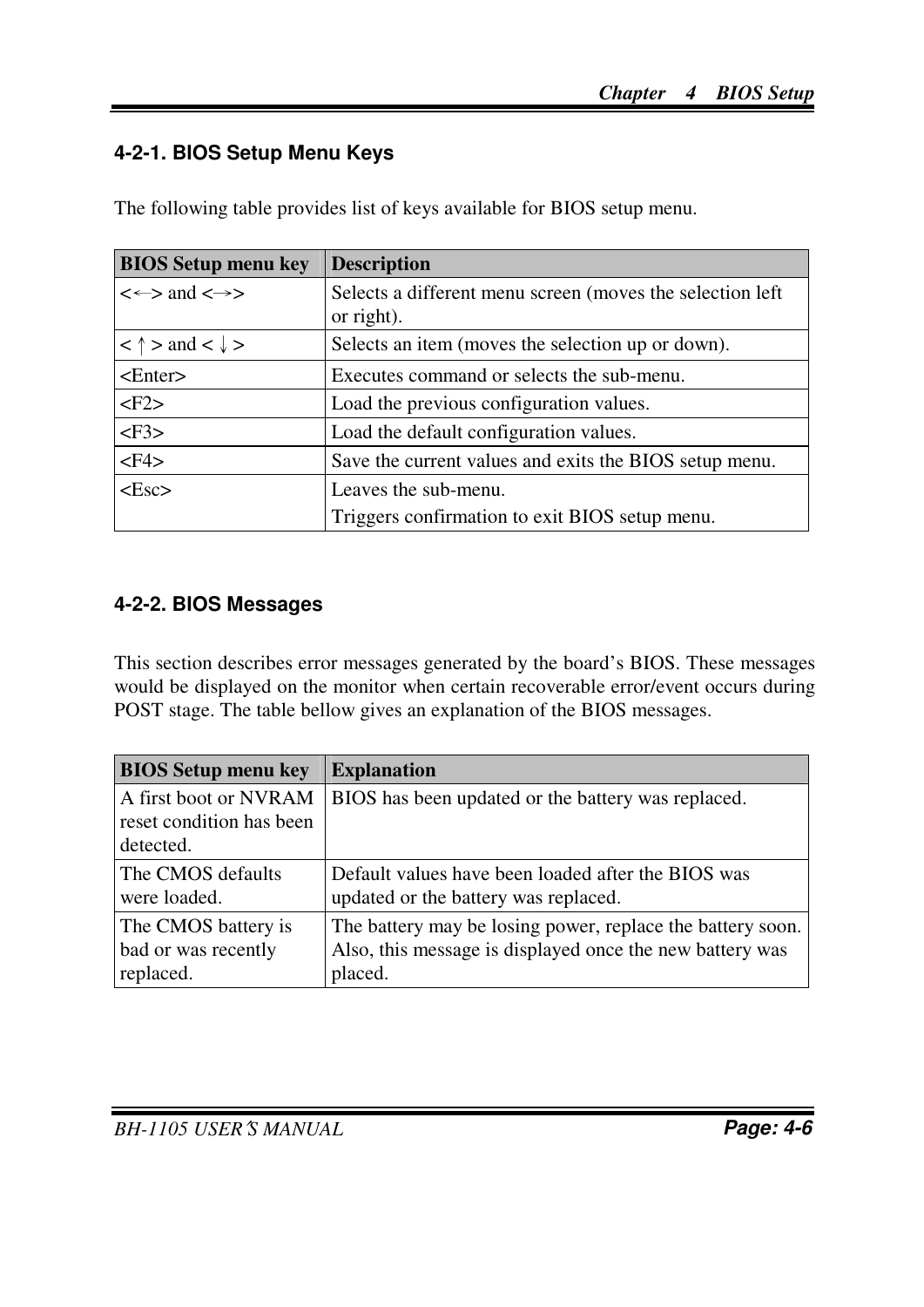### 4-2-1. BIOS Setup Menu Keys

The following table provides list of keys available for BIOS setup menu.

| BIOS Setup menu key | Description |
|---|---|
| <←> and <→> | Selects a different menu screen (moves the selection left or right). |
| < ↑ > and < ↓ > | Selects an item (moves the selection up or down). |
| <Enter> | Executes command or selects the sub-menu. |
| <F2> | Load the previous configuration values. |
| <F3> | Load the default configuration values. |
| <F4> | Save the current values and exits the BIOS setup menu. |
| <Esc> | Leaves the sub-menu.<br>Triggers confirmation to exit BIOS setup menu. |

### 4-2-2. BIOS Messages

This section describes error messages generated by the board's BIOS. These messages would be displayed on the monitor when certain recoverable error/event occurs during POST stage. The table bellow gives an explanation of the BIOS messages.

| BIOS Setup menu key | Explanation |
|---|---|
| A first boot or NVRAM reset condition has been detected. | BIOS has been updated or the battery was replaced. |
| The CMOS defaults were loaded. | Default values have been loaded after the BIOS was updated or the battery was replaced. |
| The CMOS battery is bad or was recently replaced. | The battery may be losing power, replace the battery soon. Also, this message is displayed once the new battery was placed. |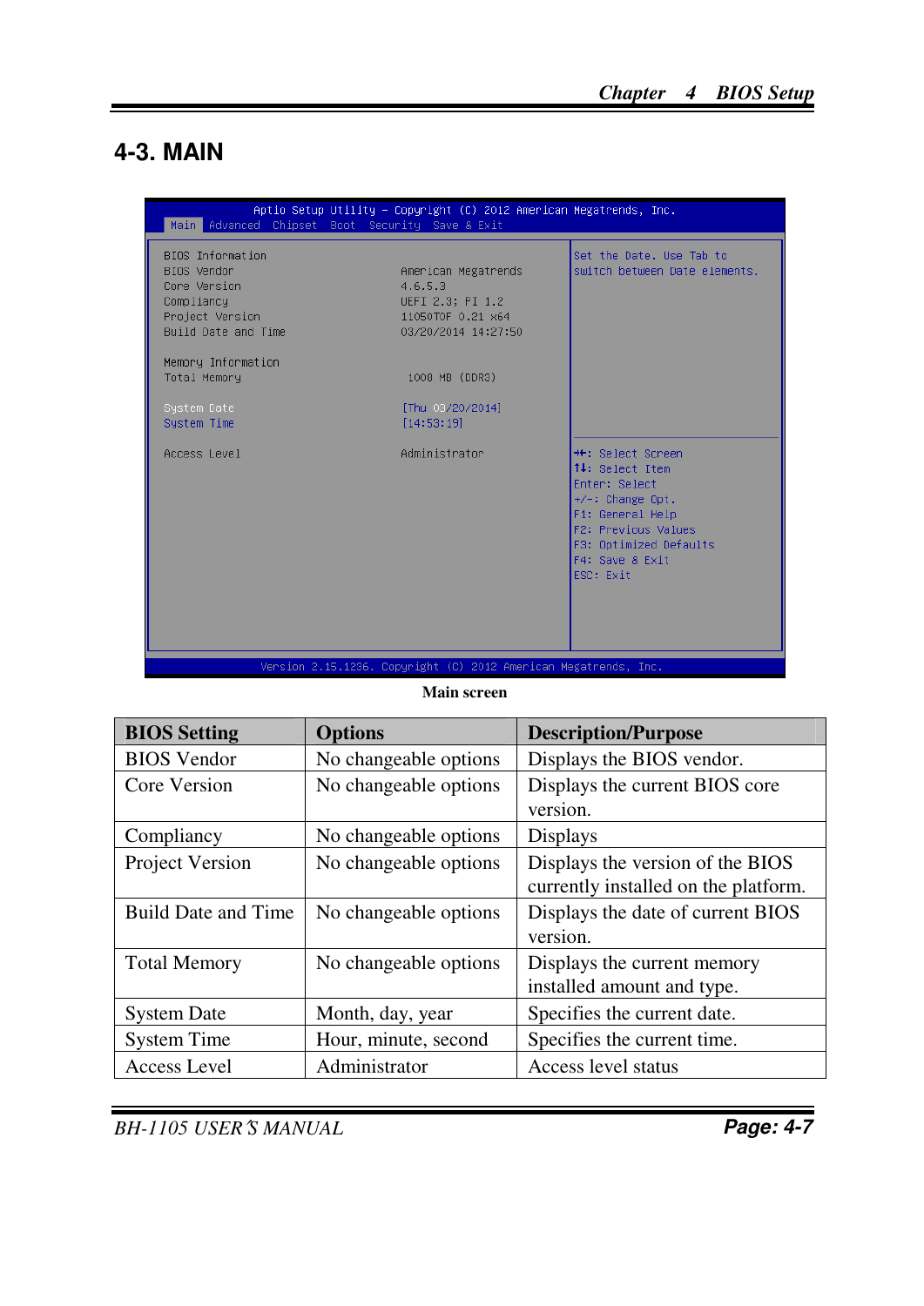# 4-3. MAIN

```
Aptio Setup Utility – Copyright (C) 2012 American Megatrends, Inc.
Main  Advanced  Chipset  Boot  Security  Save & Exit

BIOS Information                                          Set the Date. Use Tab to
BIOS Vendor              American Megatrends               switch between Date elements.
Core Version             4.6.5.3
Compliancy               UEFI 2.3; PI 1.2
Project Version          1105OTOF 0.21 x64
Build Date and Time      03/20/2014 14:27:50

Memory Information
Total Memory              1008 MB (DDR3)

System Date              [Thu 03/20/2014]
System Time              [14:53:19]

Access Level             Administrator                    ++: Select Screen
                                                          ↑↓: Select Item
                                                          Enter: Select
                                                          +/-: Change Opt.
                                                          F1: General Help
                                                          F2: Previous Values
                                                          F3: Optimized Defaults
                                                          F4: Save & Exit
                                                          ESC: Exit

Version 2.15.1236. Copyright (C) 2012 American Megatrends, Inc.
```

**Main screen**

| BIOS Setting | Options | Description/Purpose |
|---|---|---|
| BIOS Vendor | No changeable options | Displays the BIOS vendor. |
| Core Version | No changeable options | Displays the current BIOS core version. |
| Compliancy | No changeable options | Displays |
| Project Version | No changeable options | Displays the version of the BIOS currently installed on the platform. |
| Build Date and Time | No changeable options | Displays the date of current BIOS version. |
| Total Memory | No changeable options | Displays the current memory installed amount and type. |
| System Date | Month, day, year | Specifies the current date. |
| System Time | Hour, minute, second | Specifies the current time. |
| Access Level | Administrator | Access level status |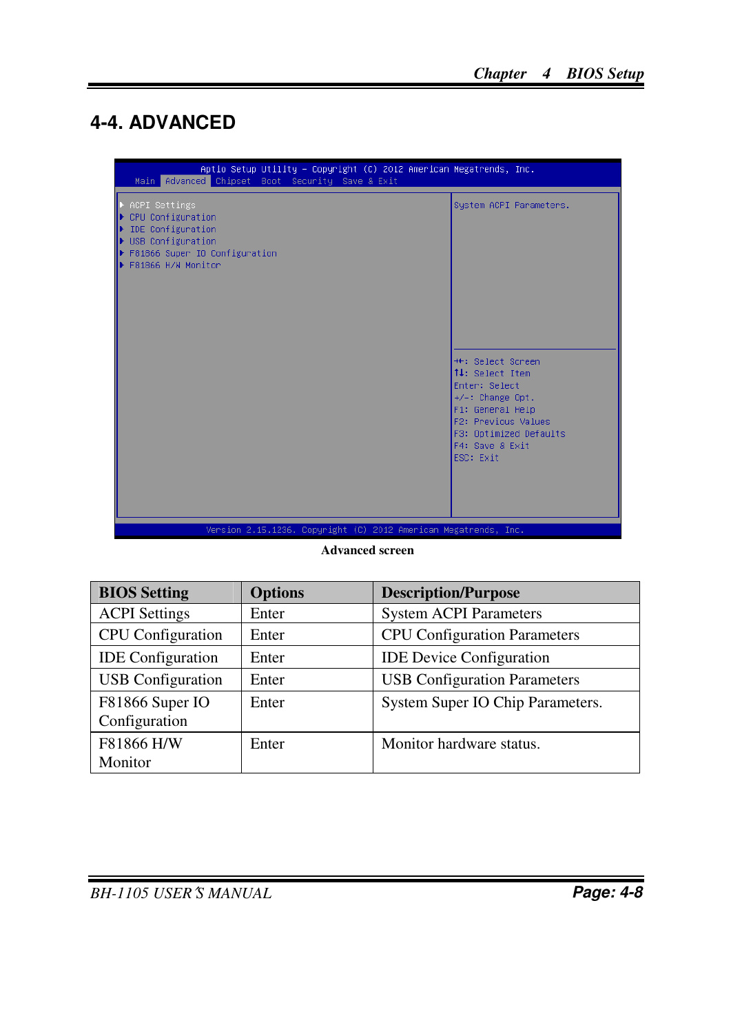## 4-4. ADVANCED

```
Aptio Setup Utility – Copyright (C) 2012 American Megatrends, Inc.
Main  Advanced  Chipset  Boot  Security  Save & Exit

▶ ACPI Settings                          System ACPI Parameters.
▶ CPU Configuration
▶ IDE Configuration
▶ USB Configuration
▶ F81866 Super IO Configuration
▶ F81866 H/W Monitor

                                         →←: Select Screen
                                         ↑↓: Select Item
                                         Enter: Select
                                         +/-: Change Opt.
                                         F1: General Help
                                         F2: Previous Values
                                         F3: Optimized Defaults
                                         F4: Save & Exit
                                         ESC: Exit

Version 2.15.1236. Copyright (C) 2012 American Megatrends, Inc.
```

**Advanced screen**

| BIOS Setting | Options | Description/Purpose |
|---|---|---|
| ACPI Settings | Enter | System ACPI Parameters |
| CPU Configuration | Enter | CPU Configuration Parameters |
| IDE Configuration | Enter | IDE Device Configuration |
| USB Configuration | Enter | USB Configuration Parameters |
| F81866 Super IO Configuration | Enter | System Super IO Chip Parameters. |
| F81866 H/W Monitor | Enter | Monitor hardware status. |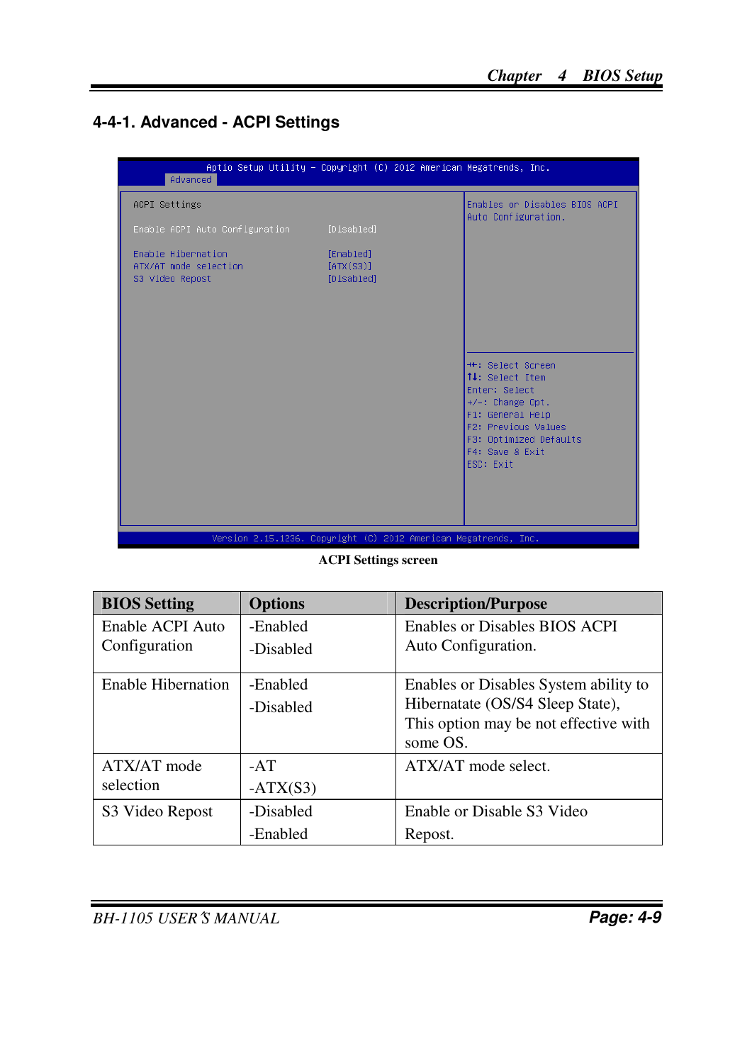## 4-4-1. Advanced - ACPI Settings

```
Aptio Setup Utility - Copyright (C) 2012 American Megatrends, Inc.
Advanced

ACPI Settings                                         Enables or Disables BIOS ACPI
                                                      Auto Configuration.
Enable ACPI Auto Configuration      [Disabled]

Enable Hibernation                  [Enabled]
ATX/AT mode selection               [ATX(S3)]
S3 Video Repost                     [Disabled]

                                                      ++: Select Screen
                                                      ↑↓: Select Item
                                                      Enter: Select
                                                      +/-: Change Opt.
                                                      F1: General Help
                                                      F2: Previous Values
                                                      F3: Optimized Defaults
                                                      F4: Save & Exit
                                                      ESC: Exit

Version 2.15.1236. Copyright (C) 2012 American Megatrends, Inc.
```

**ACPI Settings screen**

| BIOS Setting | Options | Description/Purpose |
|---|---|---|
| Enable ACPI Auto Configuration | -Enabled<br>-Disabled | Enables or Disables BIOS ACPI Auto Configuration. |
| Enable Hibernation | -Enabled<br>-Disabled | Enables or Disables System ability to Hibernatate (OS/S4 Sleep State), This option may be not effective with some OS. |
| ATX/AT mode selection | -AT<br>-ATX(S3) | ATX/AT mode select. |
| S3 Video Repost | -Disabled<br>-Enabled | Enable or Disable S3 Video Repost. |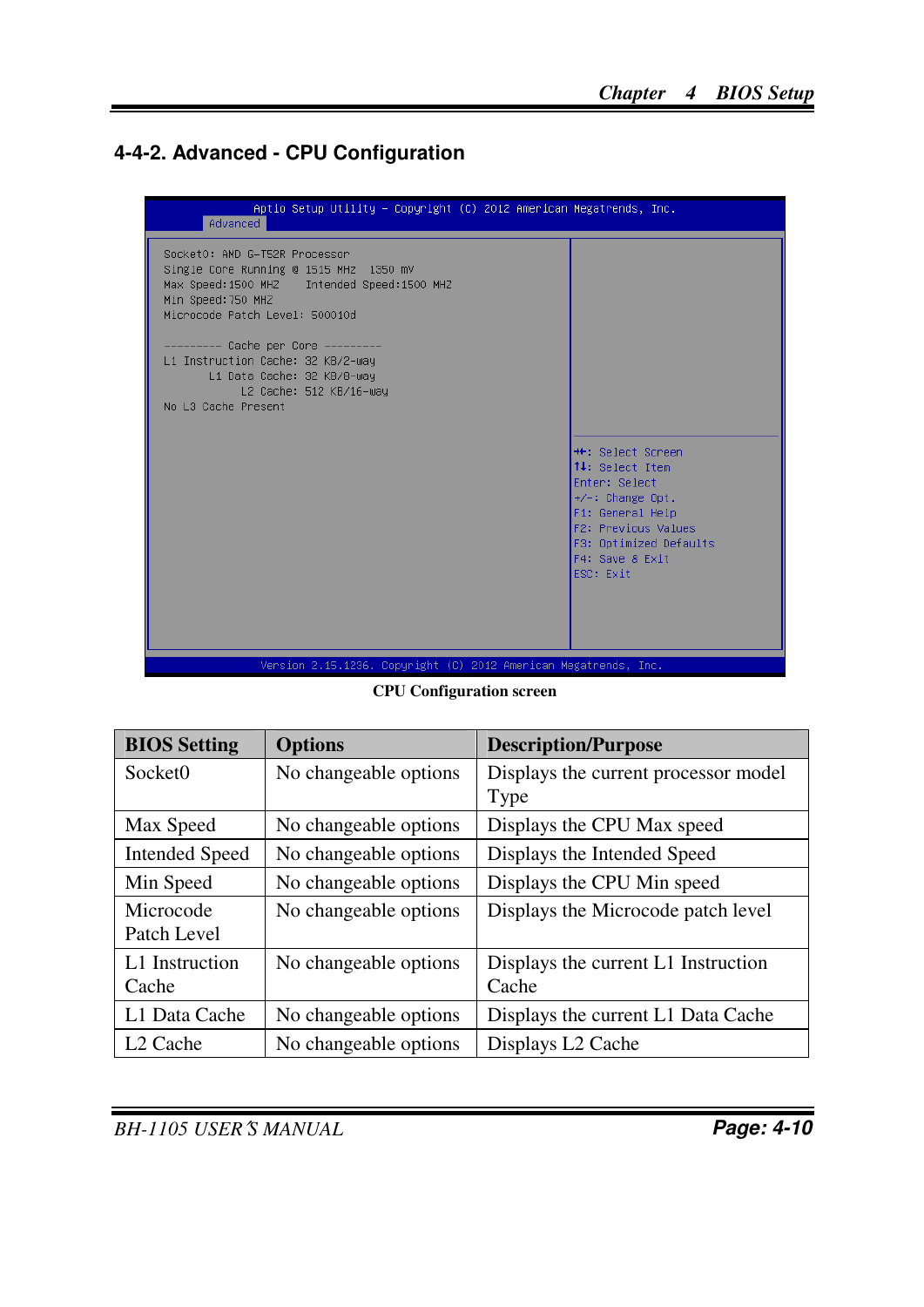## 4-4-2. Advanced - CPU Configuration

```
Aptio Setup Utility - Copyright (C) 2012 American Megatrends, Inc.
Advanced

Socket0: AMD G-T52R Processor
Single Core Running @ 1515 MHZ  1350 mV
Max Speed:1500 MHZ    Intended Speed:1500 MHZ
Min Speed:750 MHZ
Microcode Patch Level: 500010d

--------- Cache per Core ---------
L1 Instruction Cache: 32 KB/2-way
       L1 Data Cache: 32 KB/8-way
            L2 Cache: 512 KB/16-way
No L3 Cache Present

                                    ++: Select Screen
                                    ↑↓: Select Item
                                    Enter: Select
                                    +/-: Change Opt.
                                    F1: General Help
                                    F2: Previous Values
                                    F3: Optimized Defaults
                                    F4: Save & Exit
                                    ESC: Exit

Version 2.15.1236. Copyright (C) 2012 American Megatrends, Inc.
```

**CPU Configuration screen**

| BIOS Setting | Options | Description/Purpose |
|---|---|---|
| Socket0 | No changeable options | Displays the current processor model Type |
| Max Speed | No changeable options | Displays the CPU Max speed |
| Intended Speed | No changeable options | Displays the Intended Speed |
| Min Speed | No changeable options | Displays the CPU Min speed |
| Microcode Patch Level | No changeable options | Displays the Microcode patch level |
| L1 Instruction Cache | No changeable options | Displays the current L1 Instruction Cache |
| L1 Data Cache | No changeable options | Displays the current L1 Data Cache |
| L2 Cache | No changeable options | Displays L2 Cache |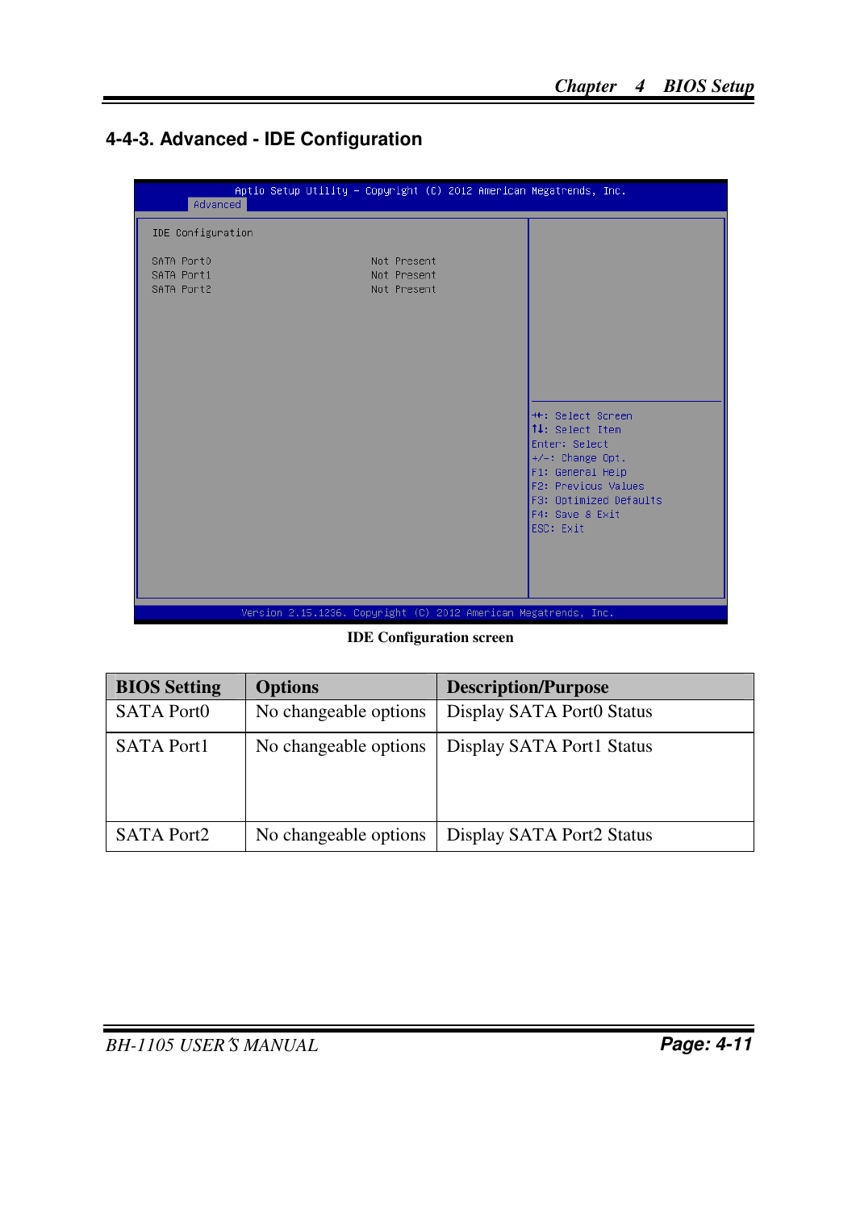## 4-4-3. Advanced - IDE Configuration

```
Aptio Setup Utility – Copyright (C) 2012 American Megatrends, Inc.
Advanced

IDE Configuration

SATA Port0                          Not Present
SATA Port1                          Not Present
SATA Port2                          Not Present

                                    ++: Select Screen
                                    ↑↓: Select Item
                                    Enter: Select
                                    +/-: Change Opt.
                                    F1: General Help
                                    F2: Previous Values
                                    F3: Optimized Defaults
                                    F4: Save & Exit
                                    ESC: Exit

Version 2.15.1236. Copyright (C) 2012 American Megatrends, Inc.
```

**IDE Configuration screen**

| BIOS Setting | Options | Description/Purpose |
|---|---|---|
| SATA Port0 | No changeable options | Display SATA Port0 Status |
| SATA Port1 | No changeable options | Display SATA Port1 Status |
| SATA Port2 | No changeable options | Display SATA Port2 Status |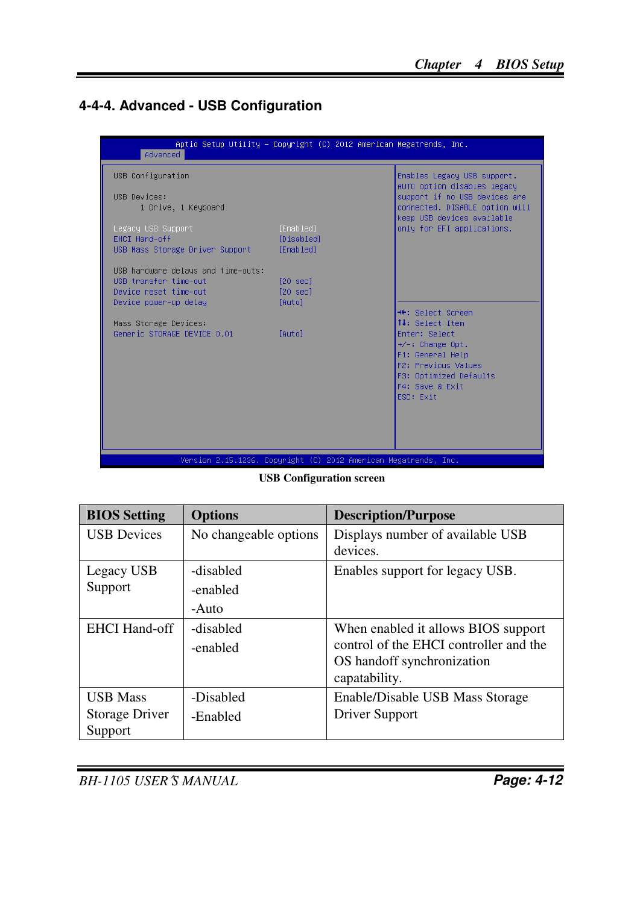## 4-4-4. Advanced - USB Configuration

```
Aptio Setup Utility - Copyright (C) 2012 American Megatrends, Inc.
Advanced

USB Configuration                                   Enables Legacy USB support.
                                                    AUTO option disables legacy
USB Devices:                                        support if no USB devices are
      1 Drive, 1 Keyboard                           connected. DISABLE option will
                                                    keep USB devices available
Legacy USB Support                [Enabled]         only for EFI applications.
EHCI Hand-off                     [Disabled]
USB Mass Storage Driver Support   [Enabled]

USB hardware delays and time-outs:
USB transfer time-out             [20 sec]
Device reset time-out             [20 sec]
Device power-up delay             [Auto]
                                                    ++: Select Screen
Mass Storage Devices:                               ↑↓: Select Item
Generic STORAGE DEVICE 0.01       [Auto]            Enter: Select
                                                    +/-: Change Opt.
                                                    F1: General Help
                                                    F2: Previous Values
                                                    F3: Optimized Defaults
                                                    F4: Save & Exit
                                                    ESC: Exit

Version 2.15.1236. Copyright (C) 2012 American Megatrends, Inc.
```

**USB Configuration screen**

| BIOS Setting | Options | Description/Purpose |
|---|---|---|
| USB Devices | No changeable options | Displays number of available USB devices. |
| Legacy USB Support | -disabled<br>-enabled<br>-Auto | Enables support for legacy USB. |
| EHCI Hand-off | -disabled<br>-enabled | When enabled it allows BIOS support control of the EHCI controller and the OS handoff synchronization capatability. |
| USB Mass Storage Driver Support | -Disabled<br>-Enabled | Enable/Disable USB Mass Storage Driver Support |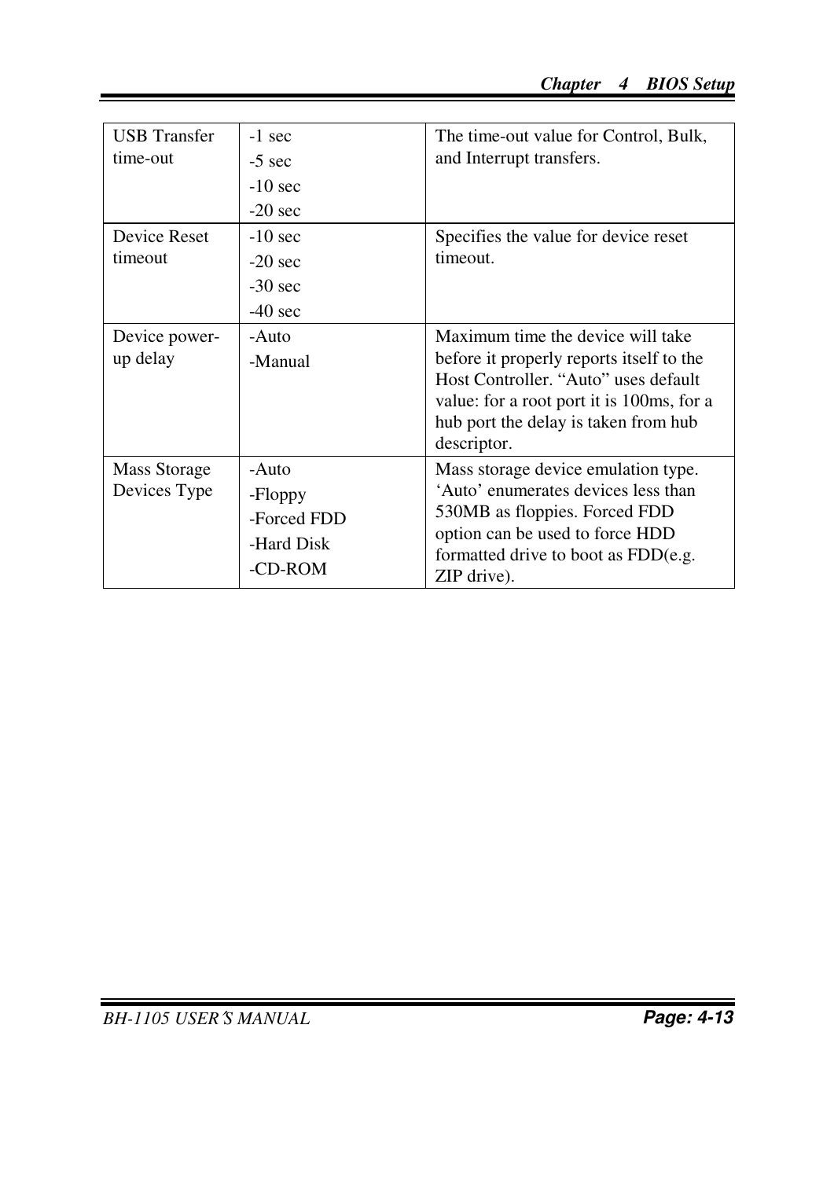| USB Transfer time-out | -1 sec<br>-5 sec<br>-10 sec<br>-20 sec | The time-out value for Control, Bulk, and Interrupt transfers. |
|---|---|---|
| Device Reset timeout | -10 sec<br>-20 sec<br>-30 sec<br>-40 sec | Specifies the value for device reset timeout. |
| Device power-up delay | -Auto<br>-Manual | Maximum time the device will take before it properly reports itself to the Host Controller. "Auto" uses default value: for a root port it is 100ms, for a hub port the delay is taken from hub descriptor. |
| Mass Storage Devices Type | -Auto<br>-Floppy<br>-Forced FDD<br>-Hard Disk<br>-CD-ROM | Mass storage device emulation type. 'Auto' enumerates devices less than 530MB as floppies. Forced FDD option can be used to force HDD formatted drive to boot as FDD(e.g. ZIP drive). |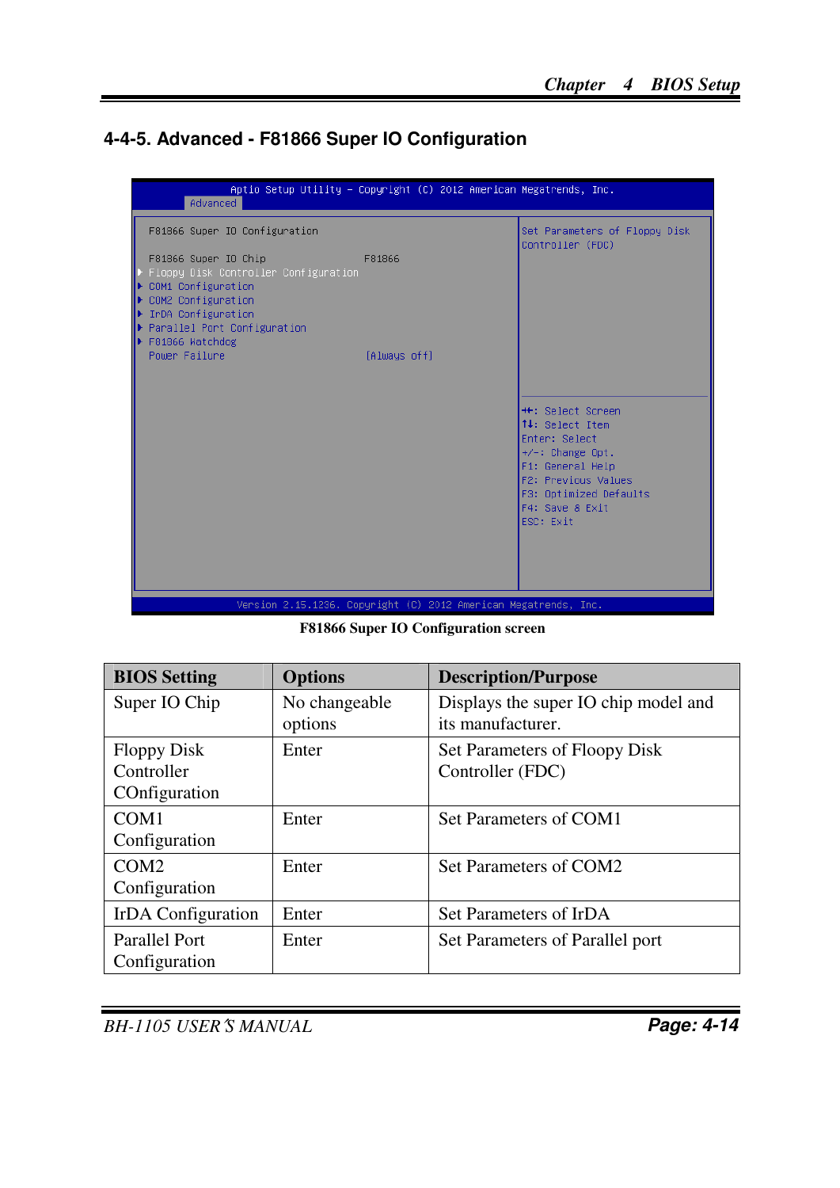## 4-4-5. Advanced - F81866 Super IO Configuration

```
Aptio Setup Utility - Copyright (C) 2012 American Megatrends, Inc.
Advanced

F81866 Super IO Configuration                          Set Parameters of Floppy Disk
                                                       Controller (FDC)
F81866 Super IO Chip                  F81866
▶ Floppy Disk Controller Configuration
▶ COM1 Configuration
▶ COM2 Configuration
▶ IrDA Configuration
▶ Parallel Port Configuration
▶ F81866 Watchdog
Power Failure                         [Always off]
                                                       ↔: Select Screen
                                                       ↑↓: Select Item
                                                       Enter: Select
                                                       +/-: Change Opt.
                                                       F1: General Help
                                                       F2: Previous Values
                                                       F3: Optimized Defaults
                                                       F4: Save & Exit
                                                       ESC: Exit

Version 2.15.1236. Copyright (C) 2012 American Megatrends, Inc.
```

**F81866 Super IO Configuration screen**

| BIOS Setting | Options | Description/Purpose |
|---|---|---|
| Super IO Chip | No changeable options | Displays the super IO chip model and its manufacturer. |
| Floppy Disk Controller COnfiguration | Enter | Set Parameters of Floppy Disk Controller (FDC) |
| COM1 Configuration | Enter | Set Parameters of COM1 |
| COM2 Configuration | Enter | Set Parameters of COM2 |
| IrDA Configuration | Enter | Set Parameters of IrDA |
| Parallel Port Configuration | Enter | Set Parameters of Parallel port |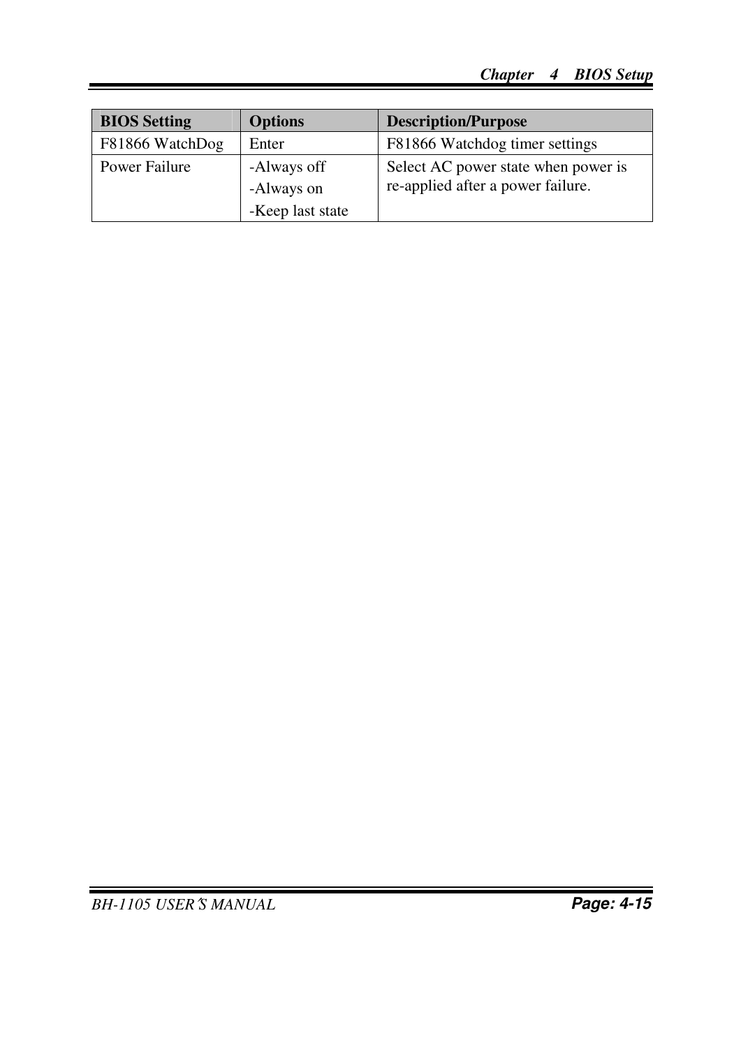| BIOS Setting | Options | Description/Purpose |
| --- | --- | --- |
| F81866 WatchDog | Enter | F81866 Watchdog timer settings |
| Power Failure | -Always off<br>-Always on<br>-Keep last state | Select AC power state when power is re-applied after a power failure. |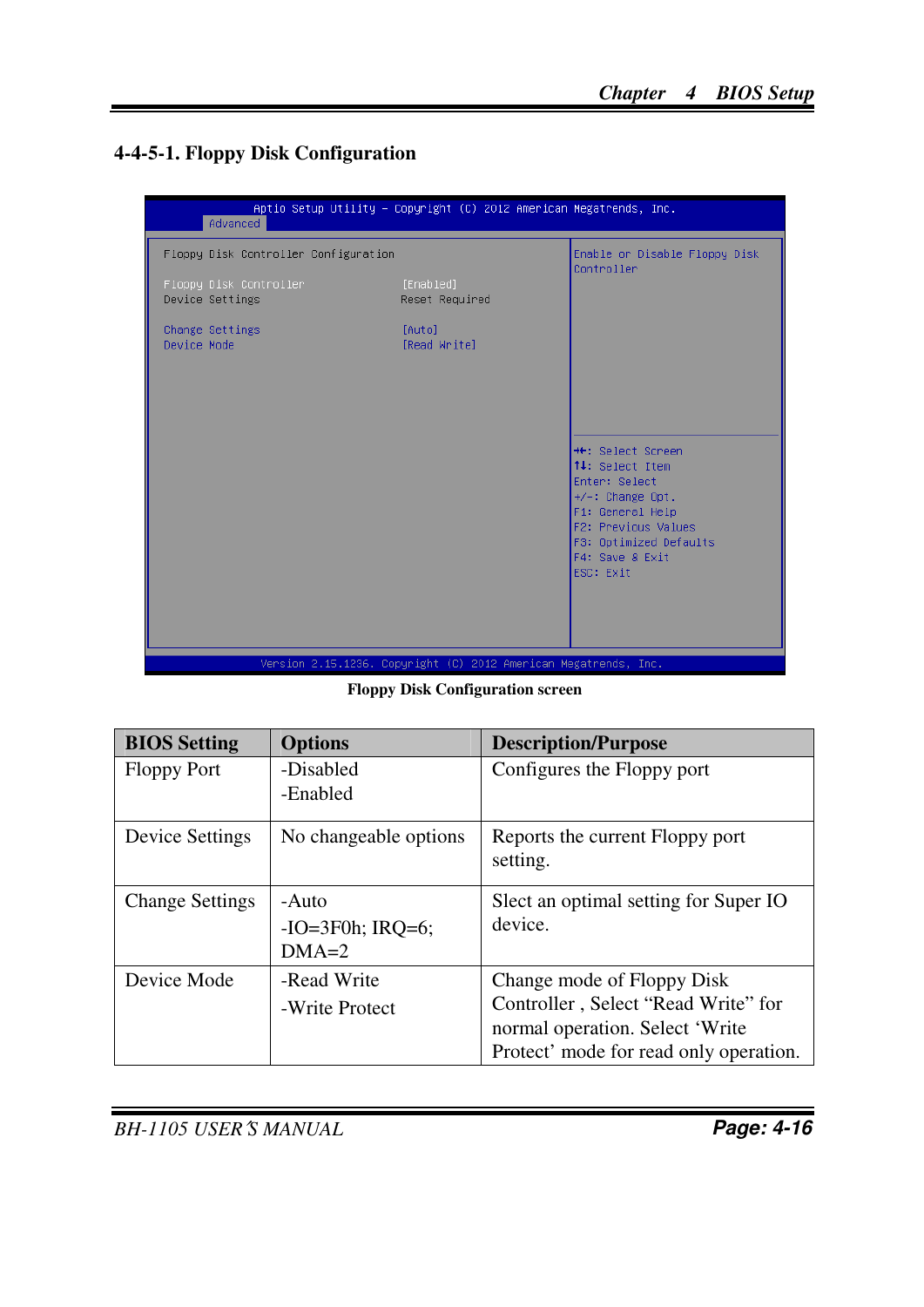### 4-4-5-1. Floppy Disk Configuration

```
Aptio Setup Utility – Copyright (C) 2012 American Megatrends, Inc.
Advanced

Floppy Disk Controller Configuration                 Enable or Disable Floppy Disk
                                                     Controller
Floppy Disk Controller          [Enabled]
Device Settings                 Reset Required

Change Settings                 [Auto]
Device Mode                     [Read Write]

                                                     →←: Select Screen
                                                     ↑↓: Select Item
                                                     Enter: Select
                                                     +/-: Change Opt.
                                                     F1: General Help
                                                     F2: Previous Values
                                                     F3: Optimized Defaults
                                                     F4: Save & Exit
                                                     ESC: Exit

Version 2.15.1236. Copyright (C) 2012 American Megatrends, Inc.
```

**Floppy Disk Configuration screen**

| BIOS Setting | Options | Description/Purpose |
|---|---|---|
| Floppy Port | -Disabled<br>-Enabled | Configures the Floppy port |
| Device Settings | No changeable options | Reports the current Floppy port setting. |
| Change Settings | -Auto<br>-IO=3F0h; IRQ=6; DMA=2 | Slect an optimal setting for Super IO device. |
| Device Mode | -Read Write<br>-Write Protect | Change mode of Floppy Disk Controller , Select “Read Write” for normal operation. Select ‘Write Protect’ mode for read only operation. |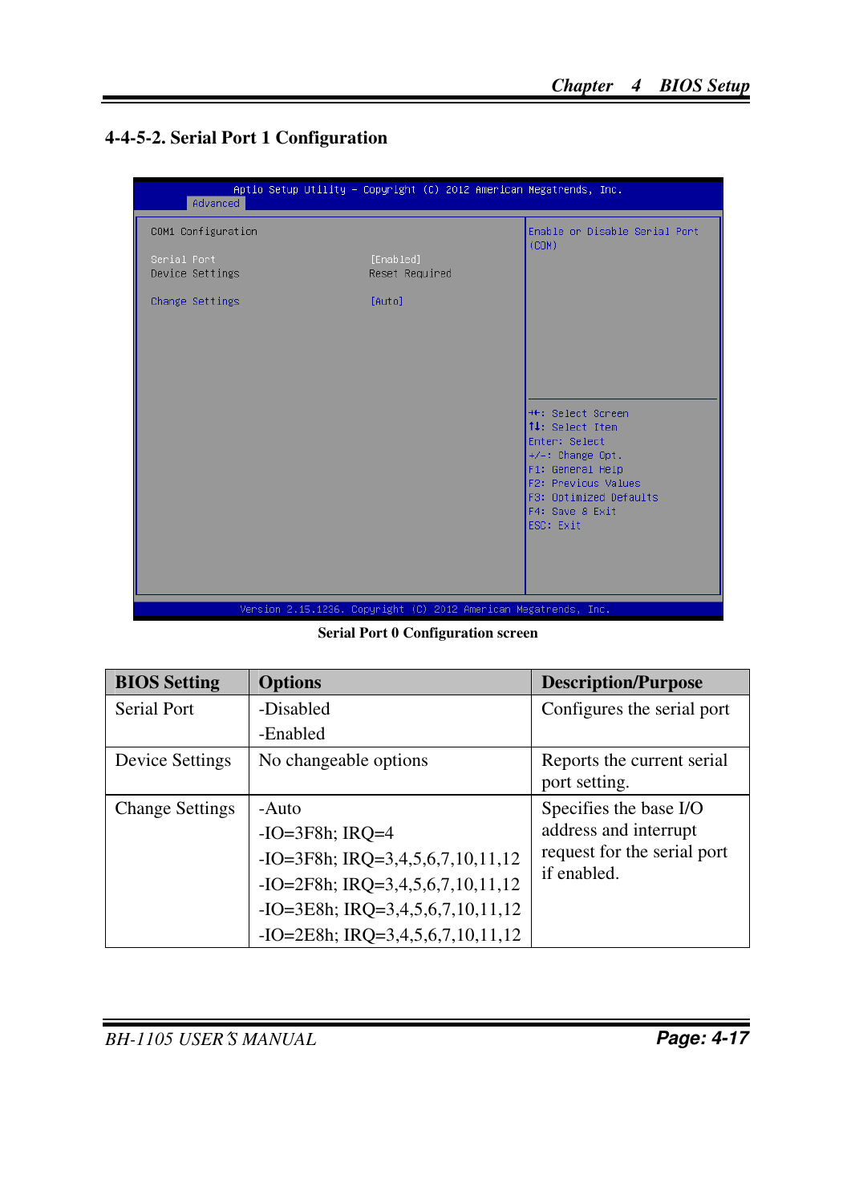## 4-4-5-2. Serial Port 1 Configuration

```
Aptio Setup Utility - Copyright (C) 2012 American Megatrends, Inc.
Advanced

COM1 Configuration                                      Enable or Disable Serial Port
                                                        (COM)
Serial Port                    [Enabled]
Device Settings                Reset Required

Change Settings                [Auto]

                                                        ++: Select Screen
                                                        ↑↓: Select Item
                                                        Enter: Select
                                                        +/-: Change Opt.
                                                        F1: General Help
                                                        F2: Previous Values
                                                        F3: Optimized Defaults
                                                        F4: Save & Exit
                                                        ESC: Exit

Version 2.15.1236. Copyright (C) 2012 American Megatrends, Inc.
```

**Serial Port 0 Configuration screen**

| BIOS Setting | Options | Description/Purpose |
|---|---|---|
| Serial Port | -Disabled<br>-Enabled | Configures the serial port |
| Device Settings | No changeable options | Reports the current serial port setting. |
| Change Settings | -Auto<br>-IO=3F8h; IRQ=4<br>-IO=3F8h; IRQ=3,4,5,6,7,10,11,12<br>-IO=2F8h; IRQ=3,4,5,6,7,10,11,12<br>-IO=3E8h; IRQ=3,4,5,6,7,10,11,12<br>-IO=2E8h; IRQ=3,4,5,6,7,10,11,12 | Specifies the base I/O address and interrupt request for the serial port if enabled. |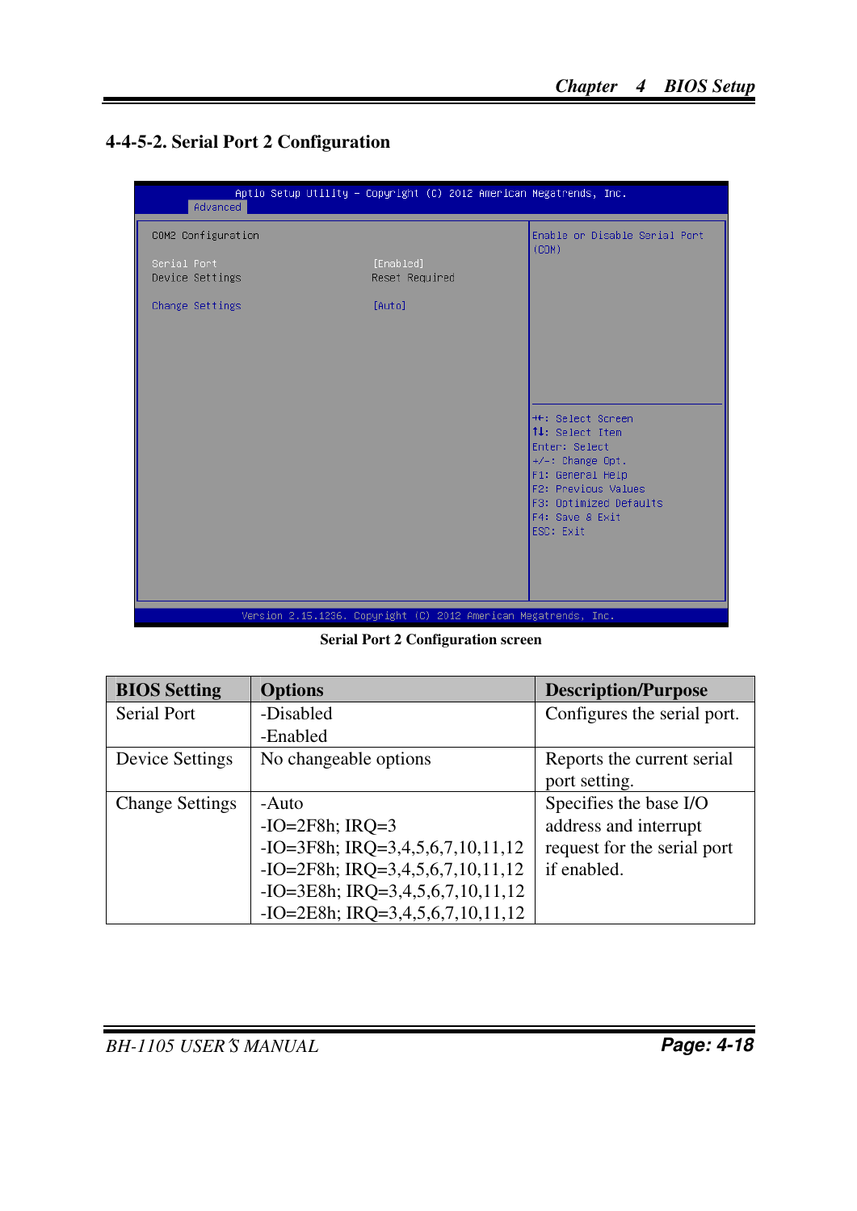### 4-4-5-2. Serial Port 2 Configuration

```
Aptio Setup Utility - Copyright (C) 2012 American Megatrends, Inc.
Advanced

COM2 Configuration                                  Enable or Disable Serial Port
                                                    (COM)
Serial Port               [Enabled]
Device Settings           Reset Required

Change Settings           [Auto]

                                                    ←→: Select Screen
                                                    ↑↓: Select Item
                                                    Enter: Select
                                                    +/-: Change Opt.
                                                    F1: General Help
                                                    F2: Previous Values
                                                    F3: Optimized Defaults
                                                    F4: Save & Exit
                                                    ESC: Exit

Version 2.15.1236. Copyright (C) 2012 American Megatrends, Inc.
```

**Serial Port 2 Configuration screen**

| BIOS Setting | Options | Description/Purpose |
|---|---|---|
| Serial Port | -Disabled<br>-Enabled | Configures the serial port. |
| Device Settings | No changeable options | Reports the current serial port setting. |
| Change Settings | -Auto<br>-IO=2F8h; IRQ=3<br>-IO=3F8h; IRQ=3,4,5,6,7,10,11,12<br>-IO=2F8h; IRQ=3,4,5,6,7,10,11,12<br>-IO=3E8h; IRQ=3,4,5,6,7,10,11,12<br>-IO=2E8h; IRQ=3,4,5,6,7,10,11,12 | Specifies the base I/O address and interrupt request for the serial port if enabled. |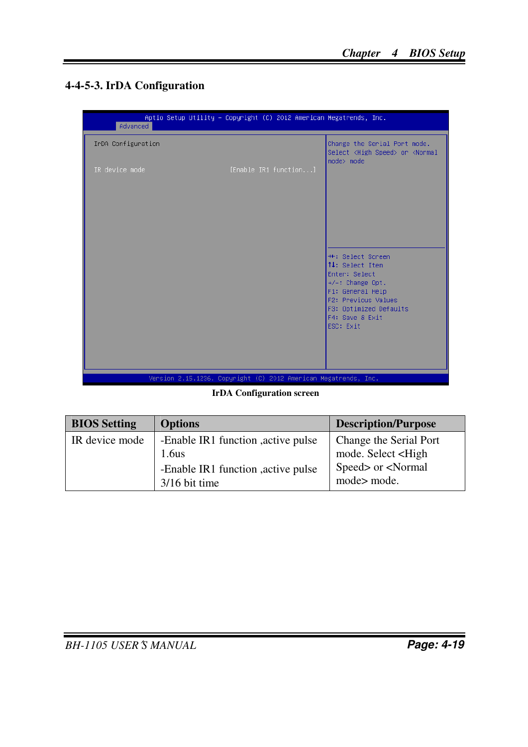### 4-4-5-3. IrDA Configuration

```
Aptio Setup Utility - Copyright (C) 2012 American Megatrends, Inc.
Advanced

IrDA Configuration                                  Change the Serial Port mode.
                                                    Select <High Speed> or <Normal
IR device mode          [Enable IR1 function...]    mode> mode

                                                    ++: Select Screen
                                                    ↑↓: Select Item
                                                    Enter: Select
                                                    +/-: Change Opt.
                                                    F1: General Help
                                                    F2: Previous Values
                                                    F3: Optimized Defaults
                                                    F4: Save & Exit
                                                    ESC: Exit

Version 2.15.1236. Copyright (C) 2012 American Megatrends, Inc.
```

**IrDA Configuration screen**

| BIOS Setting | Options | Description/Purpose |
| --- | --- | --- |
| IR device mode | -Enable IR1 function ,active pulse 1.6us<br>-Enable IR1 function ,active pulse 3/16 bit time | Change the Serial Port mode. Select <High Speed> or <Normal mode> mode. |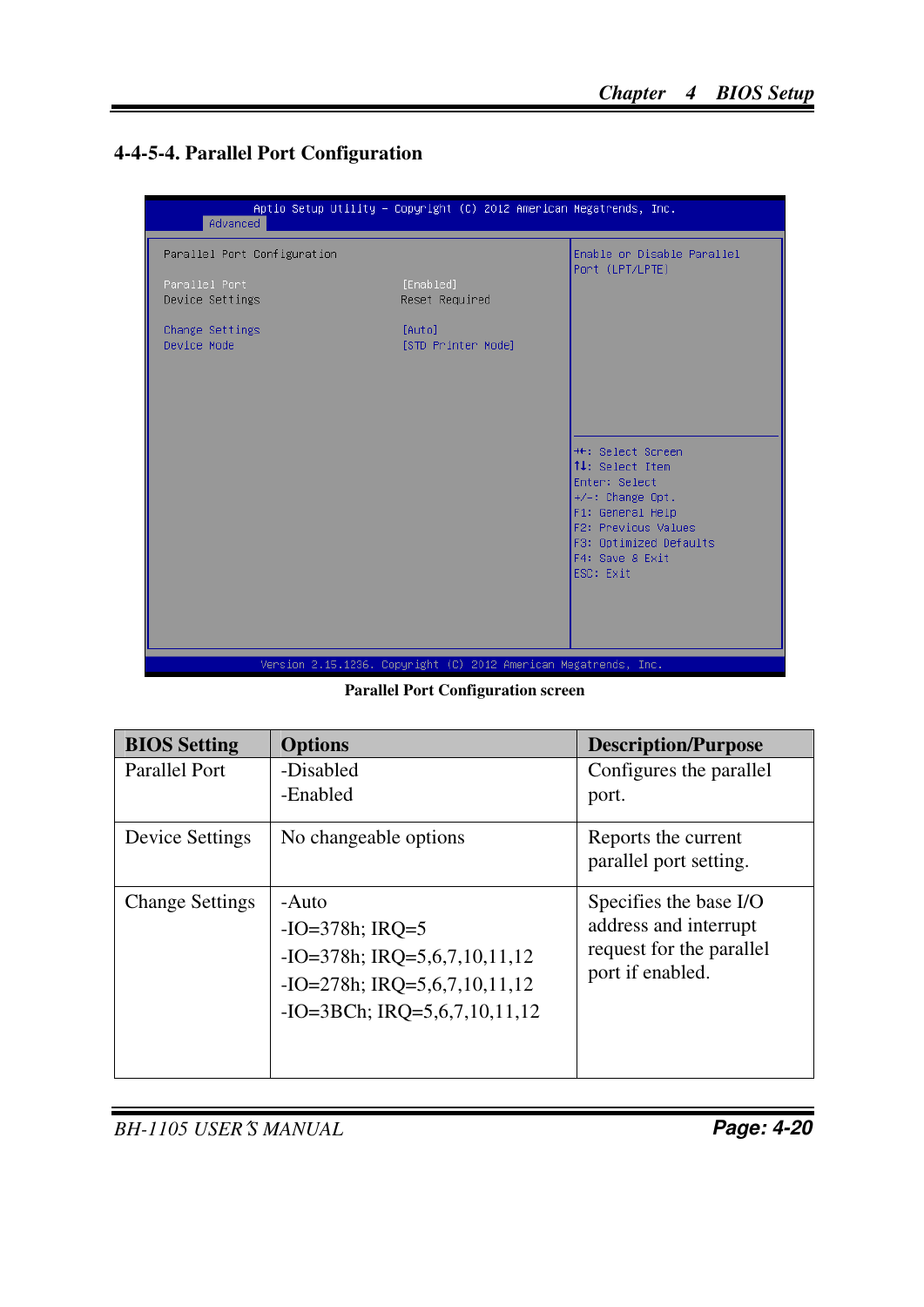### 4-4-5-4. Parallel Port Configuration

```
Aptio Setup Utility - Copyright (C) 2012 American Megatrends, Inc.
Advanced

Parallel Port Configuration                         Enable or Disable Parallel
                                                    Port (LPT/LPTE)
Parallel Port              [Enabled]
Device Settings            Reset Required

Change Settings            [Auto]
Device Mode                [STD Printer Mode]

                                                    ++: Select Screen
                                                    ↑↓: Select Item
                                                    Enter: Select
                                                    +/-: Change Opt.
                                                    F1: General Help
                                                    F2: Previous Values
                                                    F3: Optimized Defaults
                                                    F4: Save & Exit
                                                    ESC: Exit

Version 2.15.1236. Copyright (C) 2012 American Megatrends, Inc.
```

**Parallel Port Configuration screen**

| BIOS Setting | Options | Description/Purpose |
|---|---|---|
| Parallel Port | -Disabled<br>-Enabled | Configures the parallel port. |
| Device Settings | No changeable options | Reports the current parallel port setting. |
| Change Settings | -Auto<br>-IO=378h; IRQ=5<br>-IO=378h; IRQ=5,6,7,10,11,12<br>-IO=278h; IRQ=5,6,7,10,11,12<br>-IO=3BCh; IRQ=5,6,7,10,11,12 | Specifies the base I/O address and interrupt request for the parallel port if enabled. |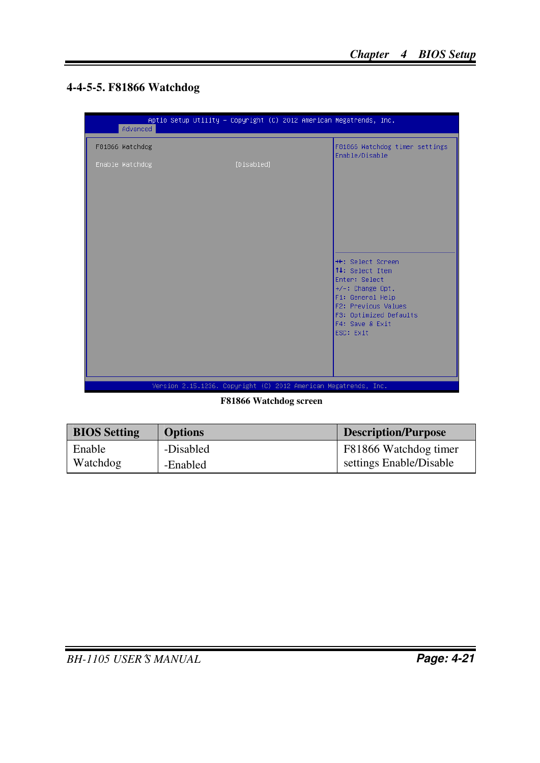## 4-4-5-5. F81866 Watchdog

```
Aptio Setup Utility - Copyright (C) 2012 American Megatrends, Inc.
Advanced

F81866 Watchdog                              F81866 Watchdog timer settings
                                             Enable/Disable
Enable Watchdog            [Disabled]

                                             ++: Select Screen
                                             ↑↓: Select Item
                                             Enter: Select
                                             +/-: Change Opt.
                                             F1: General Help
                                             F2: Previous Values
                                             F3: Optimized Defaults
                                             F4: Save & Exit
                                             ESC: Exit

Version 2.15.1236. Copyright (C) 2012 American Megatrends, Inc.
```

**F81866 Watchdog screen**

| BIOS Setting | Options | Description/Purpose |
|---|---|---|
| Enable Watchdog | -Disabled<br>-Enabled | F81866 Watchdog timer settings Enable/Disable |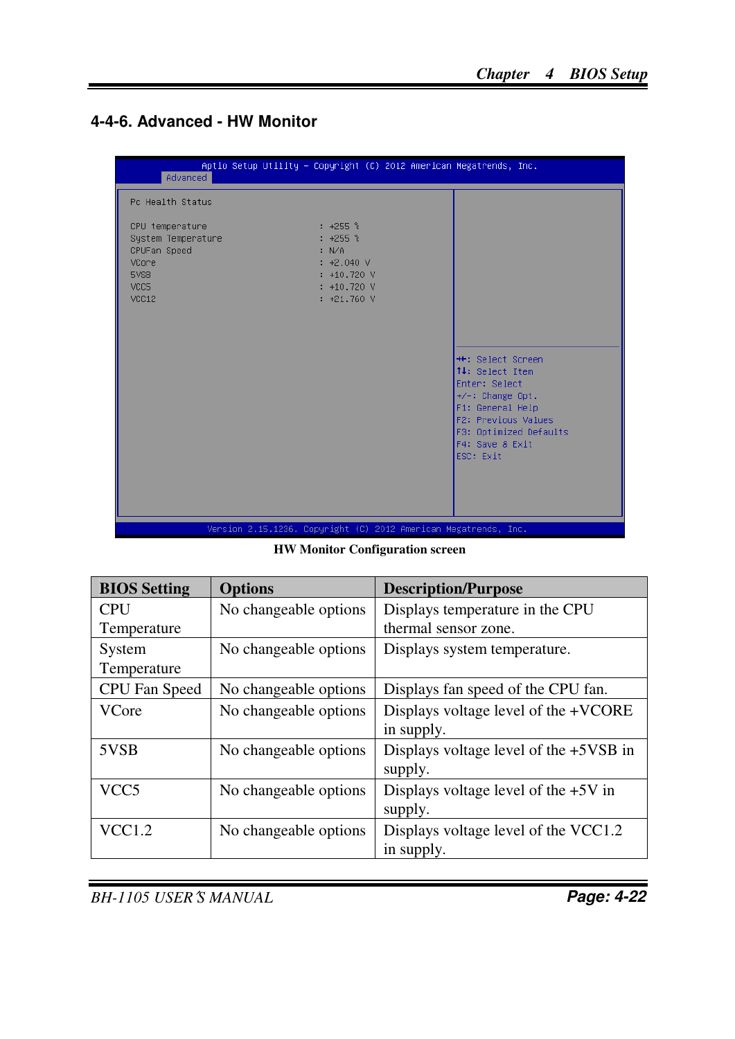## 4-4-6. Advanced - HW Monitor

```
Aptio Setup Utility - Copyright (C) 2012 American Megatrends, Inc.
Advanced

Pc Health Status

CPU temperature                    : +255 %
System Temperature                 : +255 %
CPUFan Speed                       : N/A
VCore                              : +2.040 V
5VSB                               : +10.720 V
VCC5                               : +10.720 V
VCC12                              : +21.760 V

                                        ++: Select Screen
                                        ↑↓: Select Item
                                        Enter: Select
                                        +/-: Change Opt.
                                        F1: General Help
                                        F2: Previous Values
                                        F3: Optimized Defaults
                                        F4: Save & Exit
                                        ESC: Exit

Version 2.15.1236. Copyright (C) 2012 American Megatrends, Inc.
```

**HW Monitor Configuration screen**

| BIOS Setting | Options | Description/Purpose |
|---|---|---|
| CPU Temperature | No changeable options | Displays temperature in the CPU thermal sensor zone. |
| System Temperature | No changeable options | Displays system temperature. |
| CPU Fan Speed | No changeable options | Displays fan speed of the CPU fan. |
| VCore | No changeable options | Displays voltage level of the +VCORE in supply. |
| 5VSB | No changeable options | Displays voltage level of the +5VSB in supply. |
| VCC5 | No changeable options | Displays voltage level of the +5V in supply. |
| VCC1.2 | No changeable options | Displays voltage level of the VCC1.2 in supply. |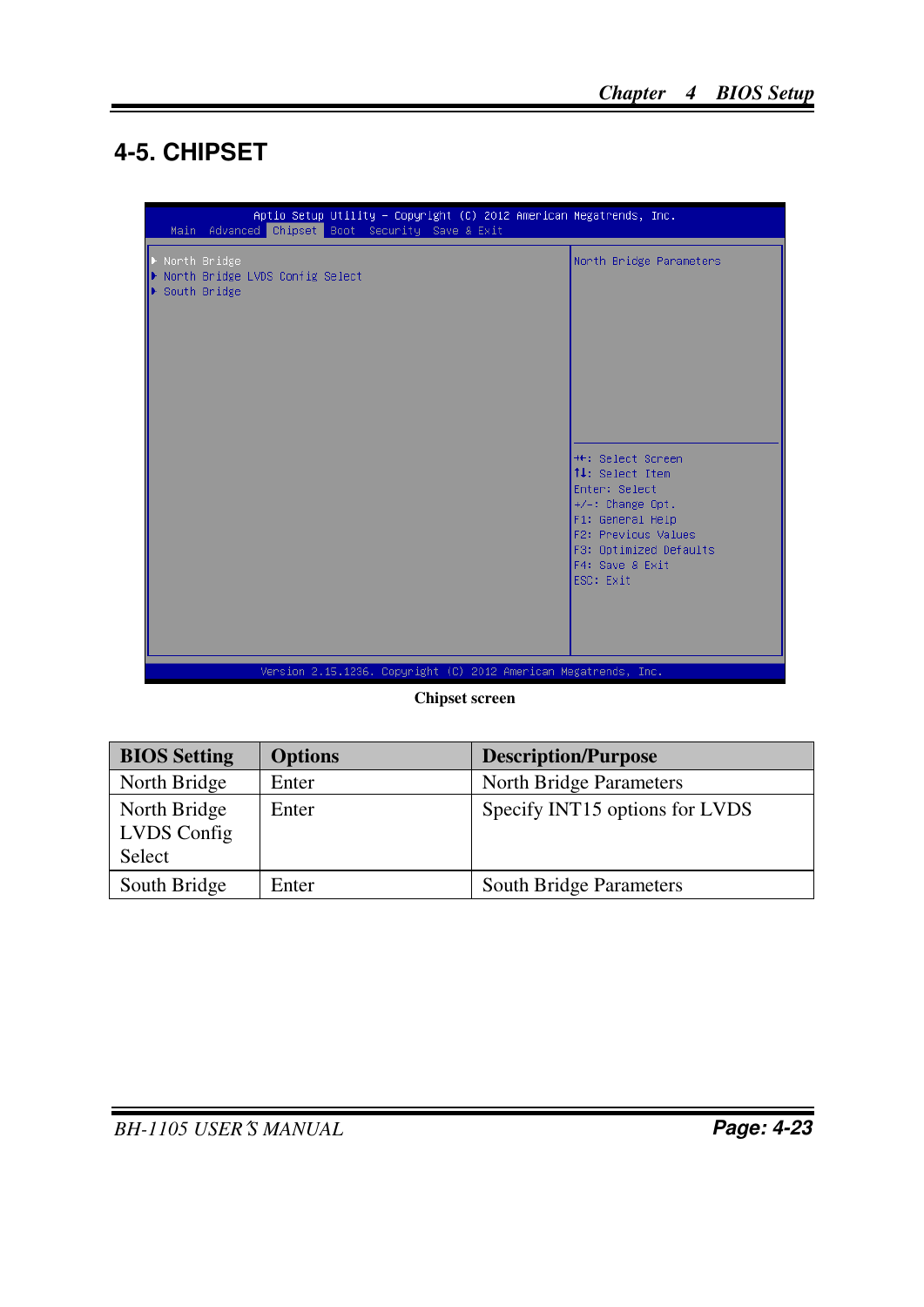## 4-5. CHIPSET

```
Aptio Setup Utility - Copyright (C) 2012 American Megatrends, Inc.
Main  Advanced  Chipset  Boot  Security  Save & Exit

▶ North Bridge                          North Bridge Parameters
▶ North Bridge LVDS Config Select
▶ South Bridge

                                        ↔: Select Screen
                                        ↑↓: Select Item
                                        Enter: Select
                                        +/-: Change Opt.
                                        F1: General Help
                                        F2: Previous Values
                                        F3: Optimized Defaults
                                        F4: Save & Exit
                                        ESC: Exit

Version 2.15.1236. Copyright (C) 2012 American Megatrends, Inc.
```

**Chipset screen**

| BIOS Setting | Options | Description/Purpose |
|---|---|---|
| North Bridge | Enter | North Bridge Parameters |
| North Bridge LVDS Config Select | Enter | Specify INT15 options for LVDS |
| South Bridge | Enter | South Bridge Parameters |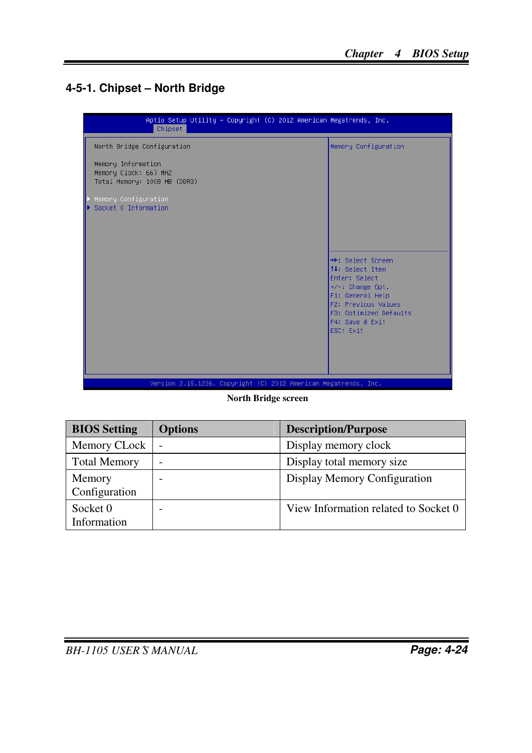## 4-5-1. Chipset – North Bridge

```
Aptio Setup Utility - Copyright (C) 2012 American Megatrends, Inc.
Chipset

North Bridge Configuration                 Memory Configuration

Memory Information
Memory Clock: 667 MHZ
Total Memory: 1008 MB (DDR3)

▶ Memory Configuration
▶ Socket 0 Information
                                           ++: Select Screen
                                           ↑↓: Select Item
                                           Enter: Select
                                           +/-: Change Opt.
                                           F1: General Help
                                           F2: Previous Values
                                           F3: Optimized Defaults
                                           F4: Save & Exit
                                           ESC: Exit

Version 2.15.1236. Copyright (C) 2012 American Megatrends, Inc.
```

**North Bridge screen**

| BIOS Setting | Options | Description/Purpose |
|---|---|---|
| Memory CLock | - | Display memory clock |
| Total Memory | - | Display total memory size |
| Memory Configuration | - | Display Memory Configuration |
| Socket 0 Information | - | View Information related to Socket 0 |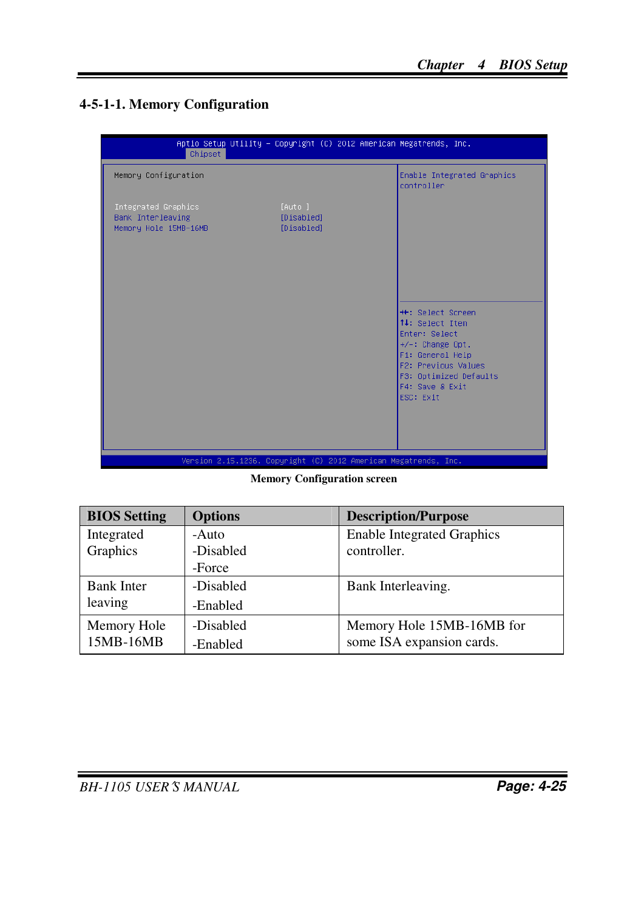## 4-5-1-1. Memory Configuration

```
Aptio Setup Utility - Copyright (C) 2012 American Megatrends, Inc.
Chipset

Memory Configuration                                    Enable Integrated Graphics
                                                        controller
Integrated Graphics              [Auto ]
Bank Interleaving                [Disabled]
Memory Hole 15MB-16MB            [Disabled]

                                                        ↔: Select Screen
                                                        ↑↓: Select Item
                                                        Enter: Select
                                                        +/-: Change Opt.
                                                        F1: General Help
                                                        F2: Previous Values
                                                        F3: Optimized Defaults
                                                        F4: Save & Exit
                                                        ESC: Exit

Version 2.15.1236. Copyright (C) 2012 American Megatrends, Inc.
```

**Memory Configuration screen**

| BIOS Setting | Options | Description/Purpose |
|---|---|---|
| Integrated Graphics | -Auto<br>-Disabled<br>-Force | Enable Integrated Graphics controller. |
| Bank Inter leaving | -Disabled<br>-Enabled | Bank Interleaving. |
| Memory Hole 15MB-16MB | -Disabled<br>-Enabled | Memory Hole 15MB-16MB for some ISA expansion cards. |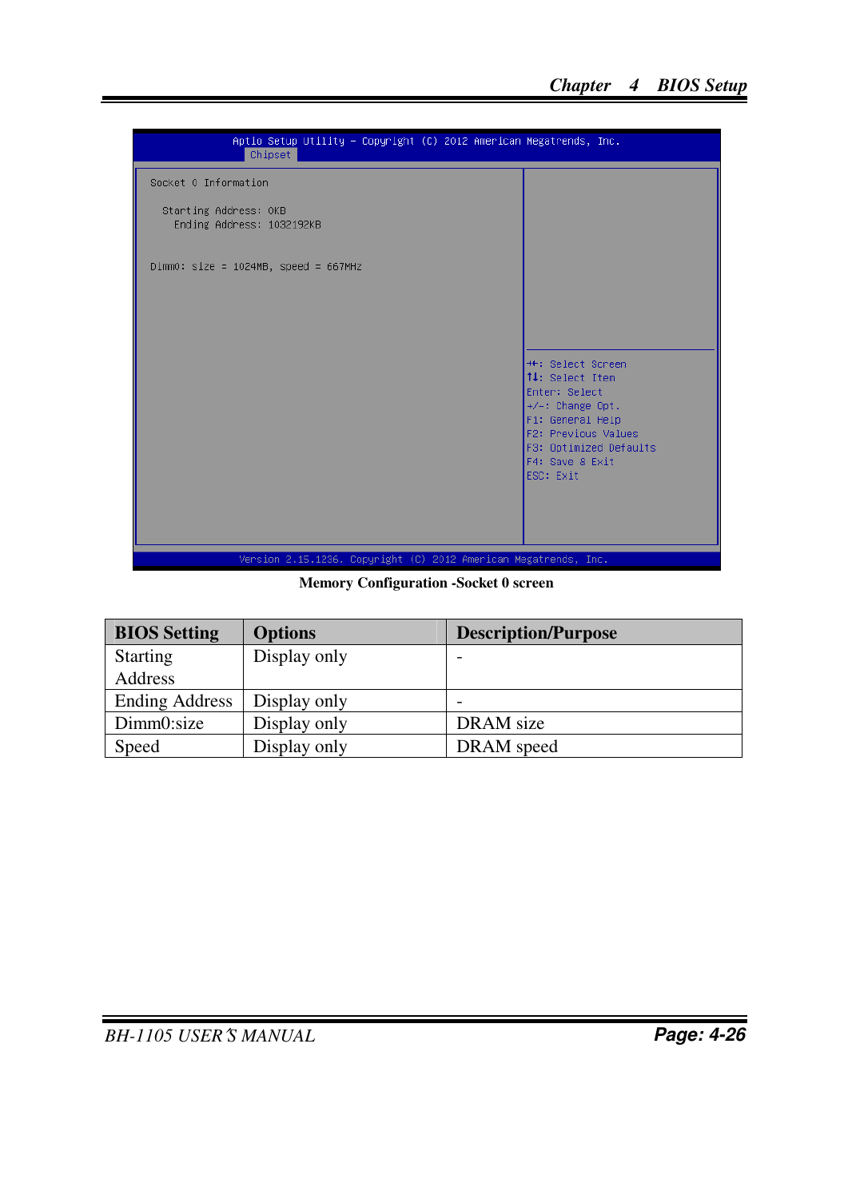```
Aptio Setup Utility – Copyright (C) 2012 American Megatrends, Inc.
Chipset

Socket 0 Information

  Starting Address: 0KB
    Ending Address: 1032192KB

Dimm0: size = 1024MB, speed = 667MHz

                                        →←: Select Screen
                                        ↑↓: Select Item
                                        Enter: Select
                                        +/-: Change Opt.
                                        F1: General Help
                                        F2: Previous Values
                                        F3: Optimized Defaults
                                        F4: Save & Exit
                                        ESC: Exit

Version 2.15.1236. Copyright (C) 2012 American Megatrends, Inc.
```

**Memory Configuration -Socket 0 screen**

| BIOS Setting | Options | Description/Purpose |
|---|---|---|
| Starting Address | Display only | - |
| Ending Address | Display only | - |
| Dimm0:size | Display only | DRAM size |
| Speed | Display only | DRAM speed |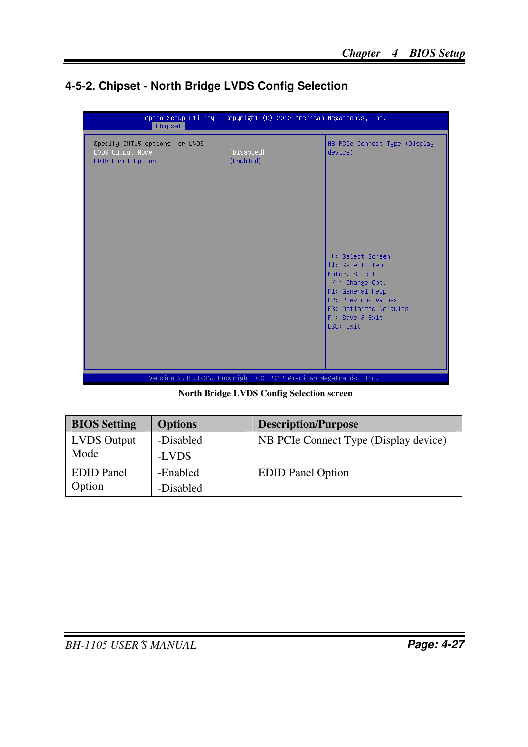## 4-5-2. Chipset - North Bridge LVDS Config Selection

```
Aptio Setup Utility - Copyright (C) 2012 American Megatrends, Inc.
Chipset

Specify INT15 options for LVDS                    NB PCIe Connect Type (Display
LVDS Output Mode              [Disabled]          device)
EDID Panel Option             [Enabled]

                                                  ++: Select Screen
                                                  ↑↓: Select Item
                                                  Enter: Select
                                                  +/-: Change Opt.
                                                  F1: General Help
                                                  F2: Previous Values
                                                  F3: Optimized Defaults
                                                  F4: Save & Exit
                                                  ESC: Exit

Version 2.15.1236. Copyright (C) 2012 American Megatrends, Inc.
```

**North Bridge LVDS Config Selection screen**

| BIOS Setting | Options | Description/Purpose |
|---|---|---|
| LVDS Output Mode | -Disabled<br>-LVDS | NB PCIe Connect Type (Display device) |
| EDID Panel Option | -Enabled<br>-Disabled | EDID Panel Option |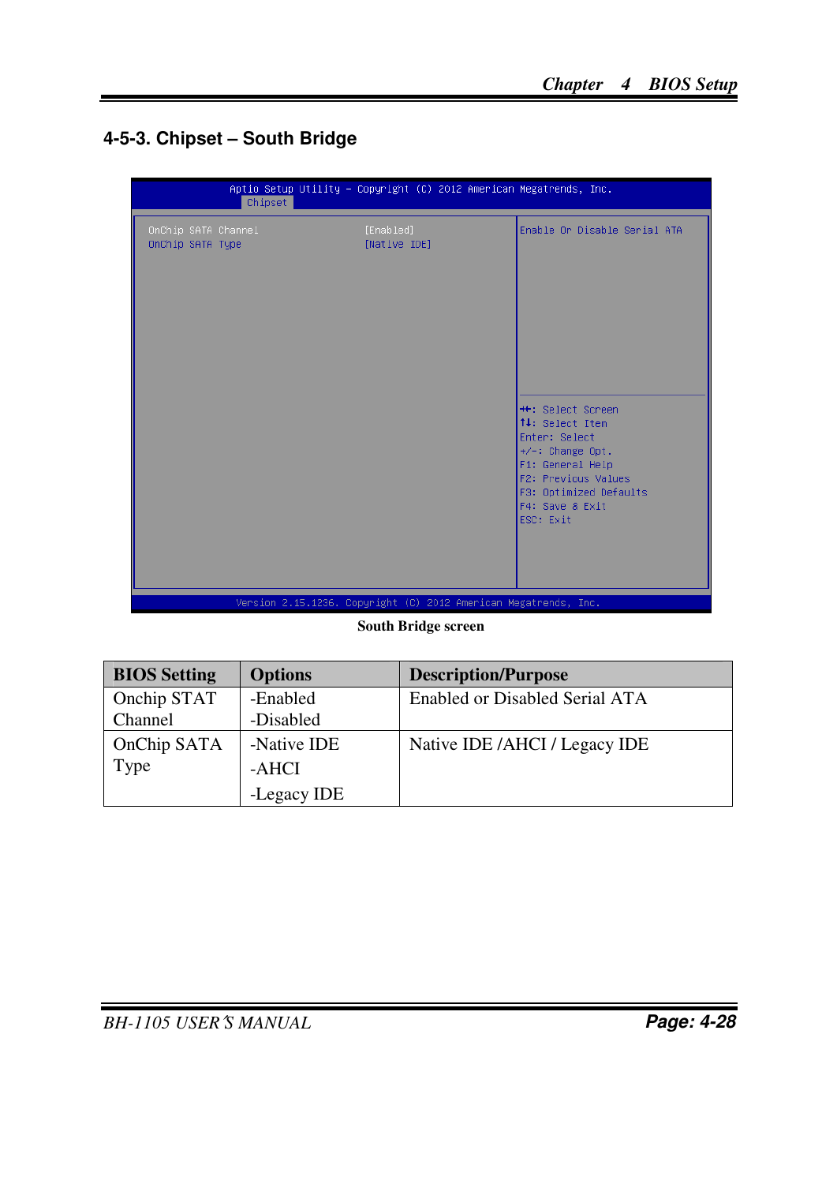### 4-5-3. Chipset – South Bridge

```
Aptio Setup Utility - Copyright (C) 2012 American Megatrends, Inc.
Chipset

OnChip SATA Channel          [Enabled]        Enable Or Disable Serial ATA
OnChip SATA Type             [Native IDE]

                                              ++: Select Screen
                                              ↑↓: Select Item
                                              Enter: Select
                                              +/-: Change Opt.
                                              F1: General Help
                                              F2: Previous Values
                                              F3: Optimized Defaults
                                              F4: Save & Exit
                                              ESC: Exit

Version 2.15.1236. Copyright (C) 2012 American Megatrends, Inc.
```

**South Bridge screen**

| BIOS Setting | Options | Description/Purpose |
|---|---|---|
| Onchip STAT Channel | -Enabled<br>-Disabled | Enabled or Disabled Serial ATA |
| OnChip SATA Type | -Native IDE<br>-AHCI<br>-Legacy IDE | Native IDE /AHCI / Legacy IDE |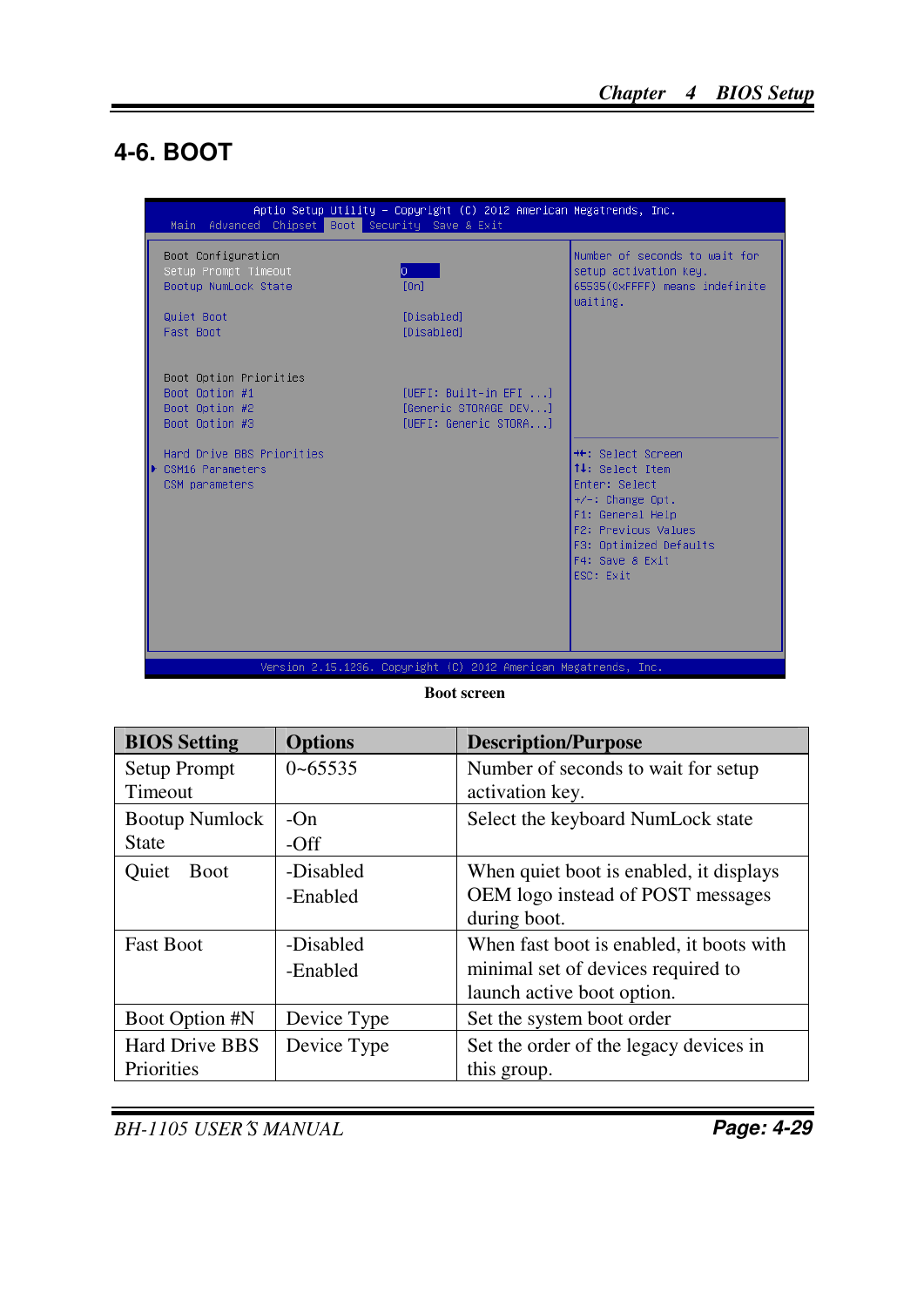# 4-6. BOOT

```
Aptio Setup Utility – Copyright (C) 2012 American Megatrends, Inc.
Main  Advanced  Chipset  Boot  Security  Save & Exit

Boot Configuration                                      Number of seconds to wait for
Setup Prompt Timeout          0                         setup activation key.
Bootup NumLock State          [On]                      65535(0xFFFF) means indefinite
                                                        waiting.
Quiet Boot                    [Disabled]
Fast Boot                     [Disabled]

Boot Option Priorities
Boot Option #1                [UEFI: Built-in EFI ...]
Boot Option #2                [Generic STORAGE DEV...]
Boot Option #3                [UEFI: Generic STORA...]

Hard Drive BBS Priorities                               ↔: Select Screen
▶ CSM16 Parameters                                      ↑↓: Select Item
CSM parameters                                          Enter: Select
                                                        +/-: Change Opt.
                                                        F1: General Help
                                                        F2: Previous Values
                                                        F3: Optimized Defaults
                                                        F4: Save & Exit
                                                        ESC: Exit

Version 2.15.1236. Copyright (C) 2012 American Megatrends, Inc.
```

**Boot screen**

| BIOS Setting | Options | Description/Purpose |
|---|---|---|
| Setup Prompt Timeout | 0~65535 | Number of seconds to wait for setup activation key. |
| Bootup Numlock State | -On<br>-Off | Select the keyboard NumLock state |
| Quiet Boot | -Disabled<br>-Enabled | When quiet boot is enabled, it displays OEM logo instead of POST messages during boot. |
| Fast Boot | -Disabled<br>-Enabled | When fast boot is enabled, it boots with minimal set of devices required to launch active boot option. |
| Boot Option #N | Device Type | Set the system boot order |
| Hard Drive BBS Priorities | Device Type | Set the order of the legacy devices in this group. |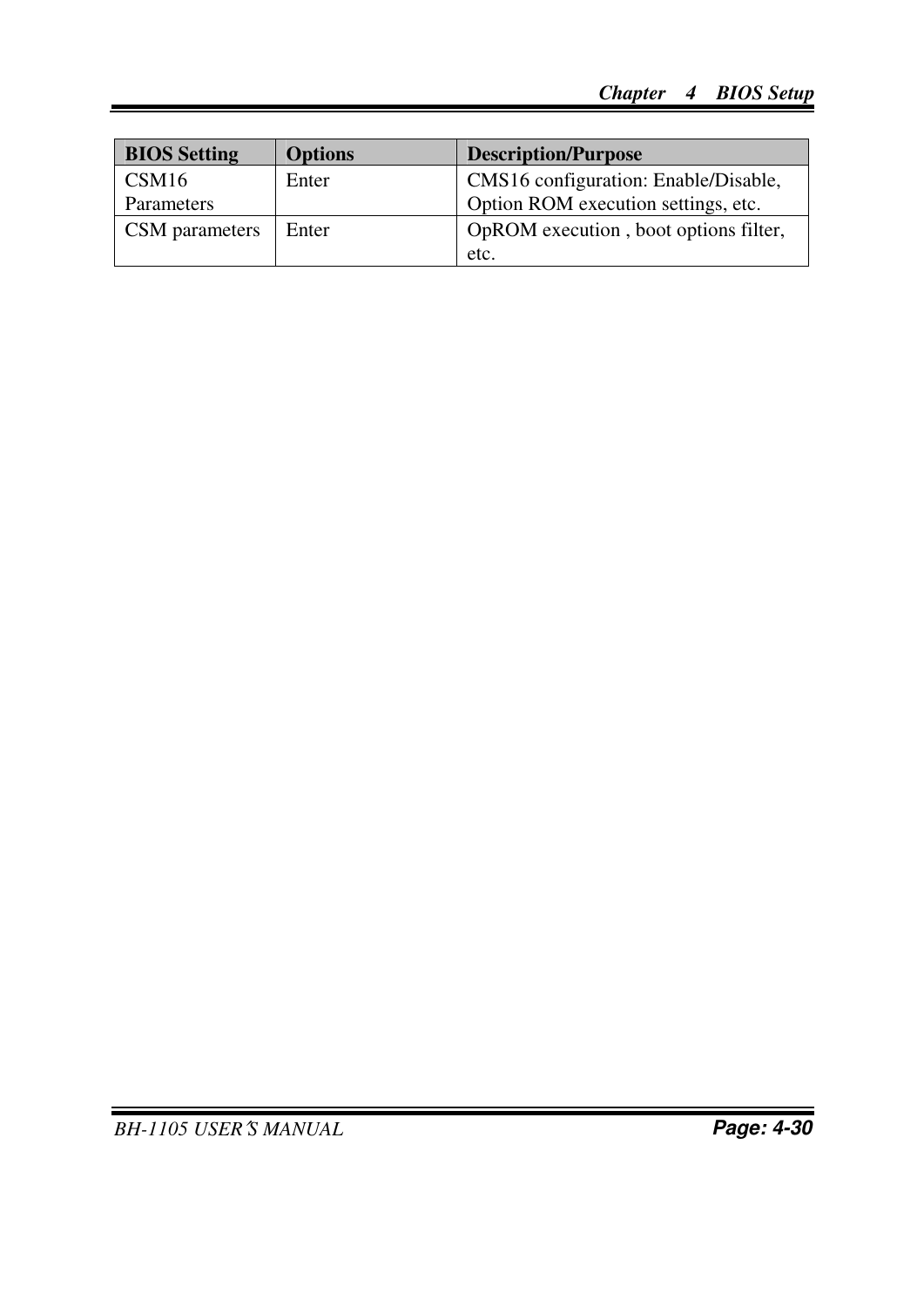| BIOS Setting | Options | Description/Purpose |
| --- | --- | --- |
| CSM16 Parameters | Enter | CMS16 configuration: Enable/Disable, Option ROM execution settings, etc. |
| CSM parameters | Enter | OpROM execution , boot options filter, etc. |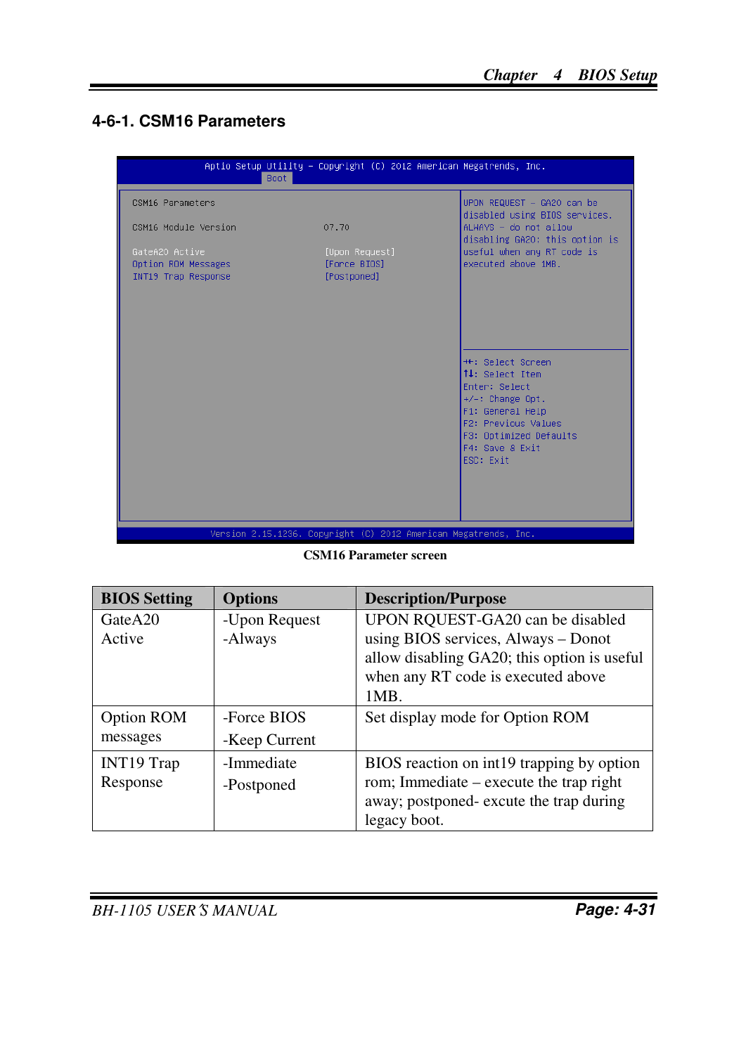## 4-6-1. CSM16 Parameters

```
Aptio Setup Utility - Copyright (C) 2012 American Megatrends, Inc.
Boot

CSM16 Parameters                                  UPON REQUEST - GA20 can be
                                                  disabled using BIOS services.
CSM16 Module Version          07.70               ALWAYS - do not allow
                                                  disabling GA20; this option is
GateA20 Active                [Upon Request]      useful when any RT code is
Option ROM Messages           [Force BIOS]        executed above 1MB.
INT19 Trap Response           [Postponed]

                                                  →←: Select Screen
                                                  ↑↓: Select Item
                                                  Enter: Select
                                                  +/-: Change Opt.
                                                  F1: General Help
                                                  F2: Previous Values
                                                  F3: Optimized Defaults
                                                  F4: Save & Exit
                                                  ESC: Exit

Version 2.15.1236. Copyright (C) 2012 American Megatrends, Inc.
```

**CSM16 Parameter screen**

| BIOS Setting | Options | Description/Purpose |
| --- | --- | --- |
| GateA20 Active | -Upon Request<br>-Always | UPON RQUEST-GA20 can be disabled using BIOS services, Always – Donot allow disabling GA20; this option is useful when any RT code is executed above 1MB. |
| Option ROM messages | -Force BIOS<br>-Keep Current | Set display mode for Option ROM |
| INT19 Trap Response | -Immediate<br>-Postponed | BIOS reaction on int19 trapping by option rom; Immediate – execute the trap right away; postponed- excute the trap during legacy boot. |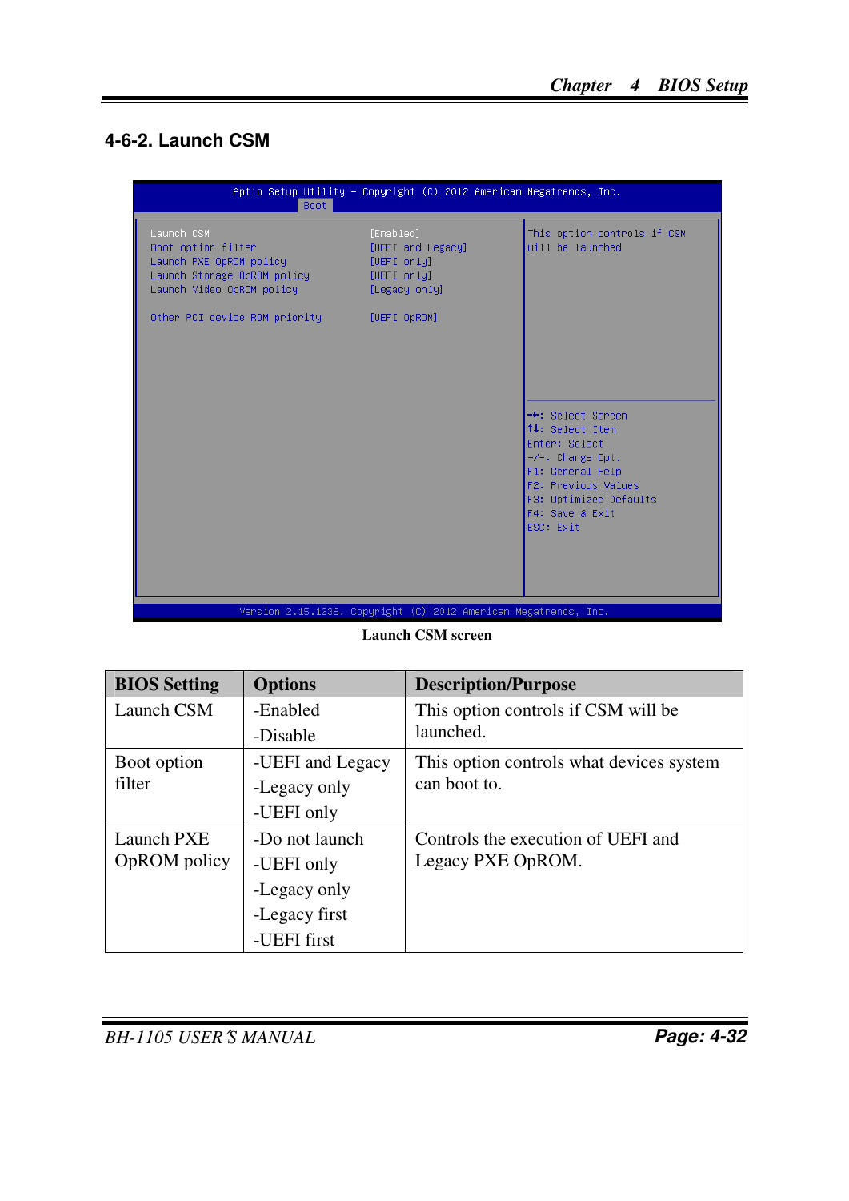## 4-6-2. Launch CSM

```
Aptio Setup Utility – Copyright (C) 2012 American Megatrends, Inc.
Boot

Launch CSM                         [Enabled]          This option controls if CSM
Boot option filter                 [UEFI and Legacy]  will be launched
Launch PXE OpROM policy            [UEFI only]
Launch Storage OpROM policy        [UEFI only]
Launch Video OpROM policy          [Legacy only]

Other PCI device ROM priority      [UEFI OpROM]

                                                      ←→: Select Screen
                                                      ↑↓: Select Item
                                                      Enter: Select
                                                      +/-: Change Opt.
                                                      F1: General Help
                                                      F2: Previous Values
                                                      F3: Optimized Defaults
                                                      F4: Save & Exit
                                                      ESC: Exit

Version 2.15.1236. Copyright (C) 2012 American Megatrends, Inc.
```

**Launch CSM screen**

| BIOS Setting | Options | Description/Purpose |
|---|---|---|
| Launch CSM | -Enabled<br>-Disable | This option controls if CSM will be launched. |
| Boot option filter | -UEFI and Legacy<br>-Legacy only<br>-UEFI only | This option controls what devices system can boot to. |
| Launch PXE OpROM policy | -Do not launch<br>-UEFI only<br>-Legacy only<br>-Legacy first<br>-UEFI first | Controls the execution of UEFI and Legacy PXE OpROM. |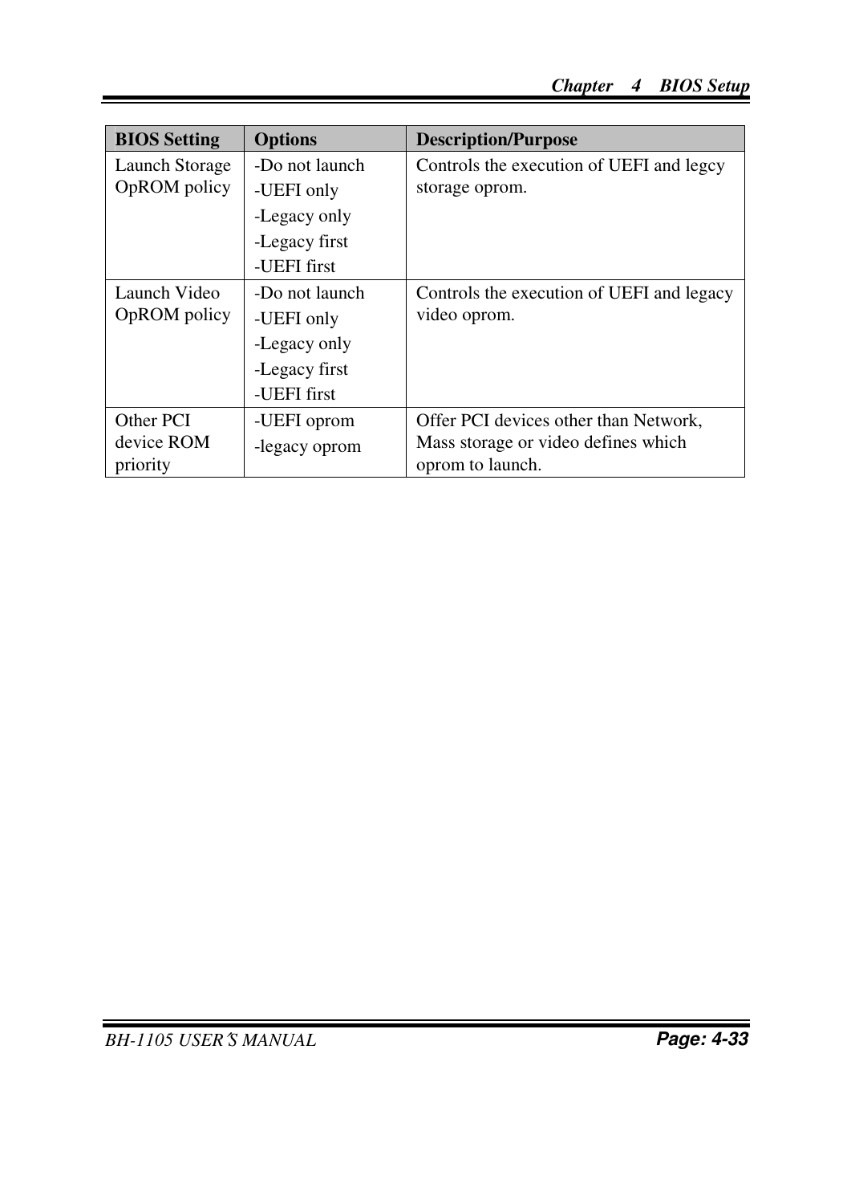| BIOS Setting | Options | Description/Purpose |
| --- | --- | --- |
| Launch Storage OpROM policy | -Do not launch<br>-UEFI only<br>-Legacy only<br>-Legacy first<br>-UEFI first | Controls the execution of UEFI and legcy storage oprom. |
| Launch Video OpROM policy | -Do not launch<br>-UEFI only<br>-Legacy only<br>-Legacy first<br>-UEFI first | Controls the execution of UEFI and legacy video oprom. |
| Other PCI device ROM priority | -UEFI oprom<br>-legacy oprom | Offer PCI devices other than Network, Mass storage or video defines which oprom to launch. |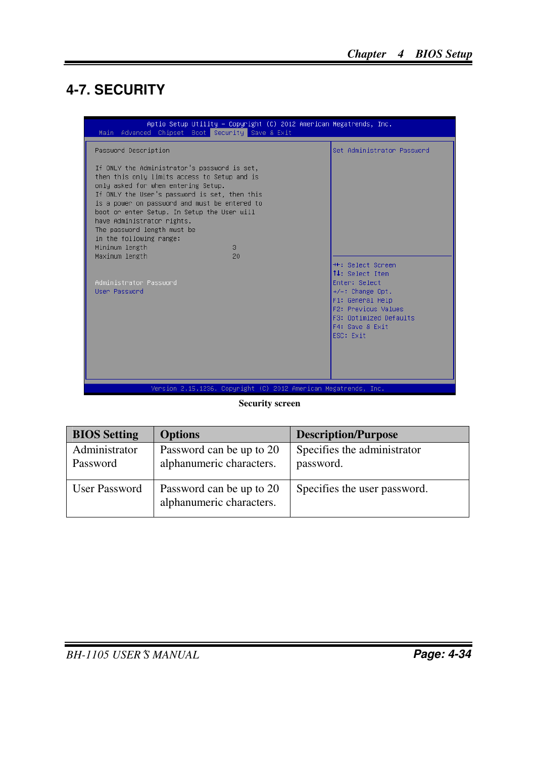# 4-7. SECURITY

```
Aptio Setup Utility – Copyright (C) 2012 American Megatrends, Inc.
Main  Advanced  Chipset  Boot  Security  Save & Exit

Password Description                          Set Administrator Password

If ONLY the Administrator's password is set,
then this only limits access to Setup and is
only asked for when entering Setup.
If ONLY the User's password is set, then this
is a power on password and must be entered to
boot or enter Setup. In Setup the User will
have Administrator rights.
The password length must be
in the following range:
Minimum length                    3
Maximum length                    20
                                              →←: Select Screen
                                              ↑↓: Select Item
Administrator Password                        Enter: Select
User Password                                 +/-: Change Opt.
                                              F1: General Help
                                              F2: Previous Values
                                              F3: Optimized Defaults
                                              F4: Save & Exit
                                              ESC: Exit

Version 2.15.1236. Copyright (C) 2012 American Megatrends, Inc.
```

**Security screen**

| BIOS Setting | Options | Description/Purpose |
|---|---|---|
| Administrator Password | Password can be up to 20 alphanumeric characters. | Specifies the administrator password. |
| User Password | Password can be up to 20 alphanumeric characters. | Specifies the user password. |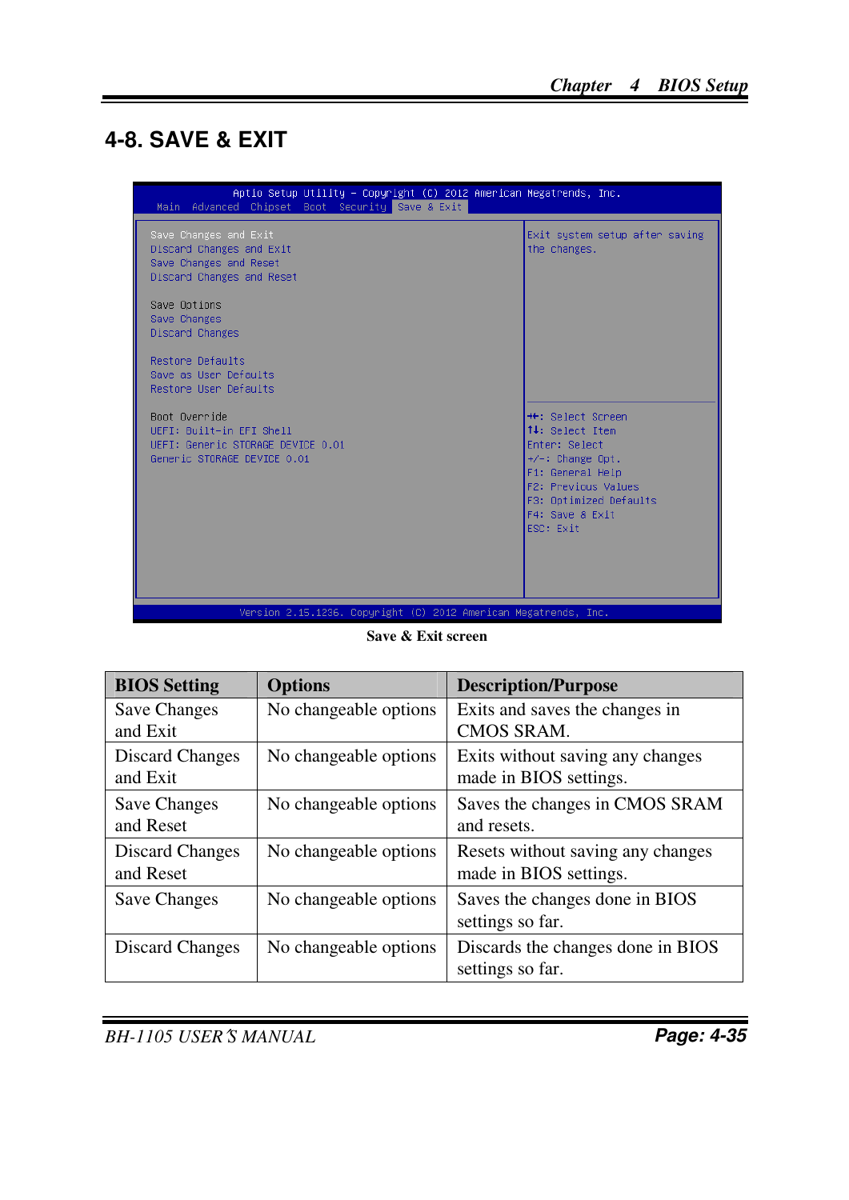# 4-8. SAVE & EXIT

```
Aptio Setup Utility - Copyright (C) 2012 American Megatrends, Inc.
Main  Advanced  Chipset  Boot  Security  Save & Exit

Save Changes and Exit                      Exit system setup after saving
Discard Changes and Exit                   the changes.
Save Changes and Reset
Discard Changes and Reset

Save Options
Save Changes
Discard Changes

Restore Defaults
Save as User Defaults
Restore User Defaults

Boot Override                              ←→: Select Screen
UEFI: Built-in EFI Shell                   ↑↓: Select Item
UEFI: Generic STORAGE DEVICE 0.01          Enter: Select
Generic STORAGE DEVICE 0.01                +/-: Change Opt.
                                           F1: General Help
                                           F2: Previous Values
                                           F3: Optimized Defaults
                                           F4: Save & Exit
                                           ESC: Exit

Version 2.15.1236. Copyright (C) 2012 American Megatrends, Inc.
```

**Save & Exit screen**

| BIOS Setting | Options | Description/Purpose |
|---|---|---|
| Save Changes and Exit | No changeable options | Exits and saves the changes in CMOS SRAM. |
| Discard Changes and Exit | No changeable options | Exits without saving any changes made in BIOS settings. |
| Save Changes and Reset | No changeable options | Saves the changes in CMOS SRAM and resets. |
| Discard Changes and Reset | No changeable options | Resets without saving any changes made in BIOS settings. |
| Save Changes | No changeable options | Saves the changes done in BIOS settings so far. |
| Discard Changes | No changeable options | Discards the changes done in BIOS settings so far. |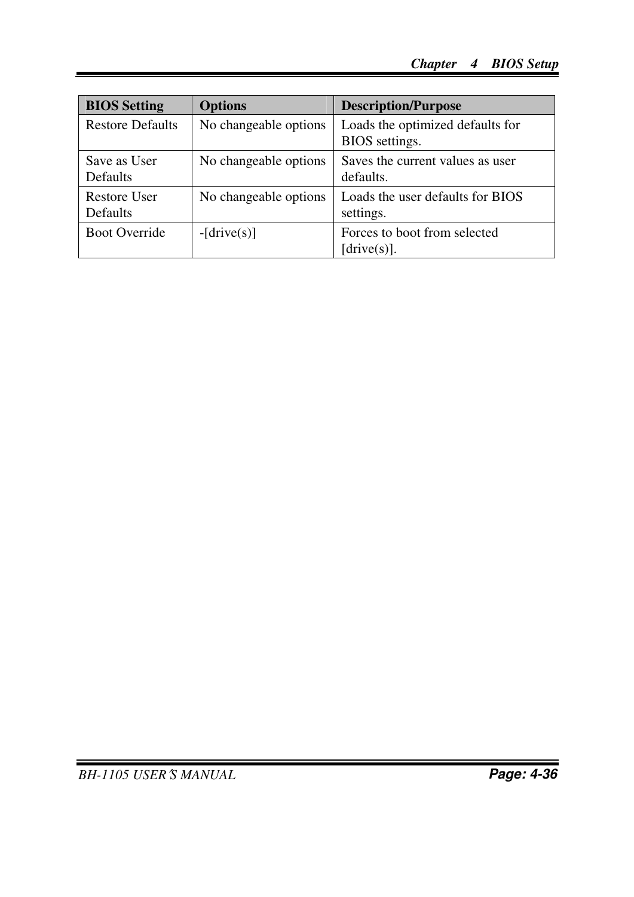| BIOS Setting | Options | Description/Purpose |
|---|---|---|
| Restore Defaults | No changeable options | Loads the optimized defaults for BIOS settings. |
| Save as User Defaults | No changeable options | Saves the current values as user defaults. |
| Restore User Defaults | No changeable options | Loads the user defaults for BIOS settings. |
| Boot Override | -[drive(s)] | Forces to boot from selected [drive(s)]. |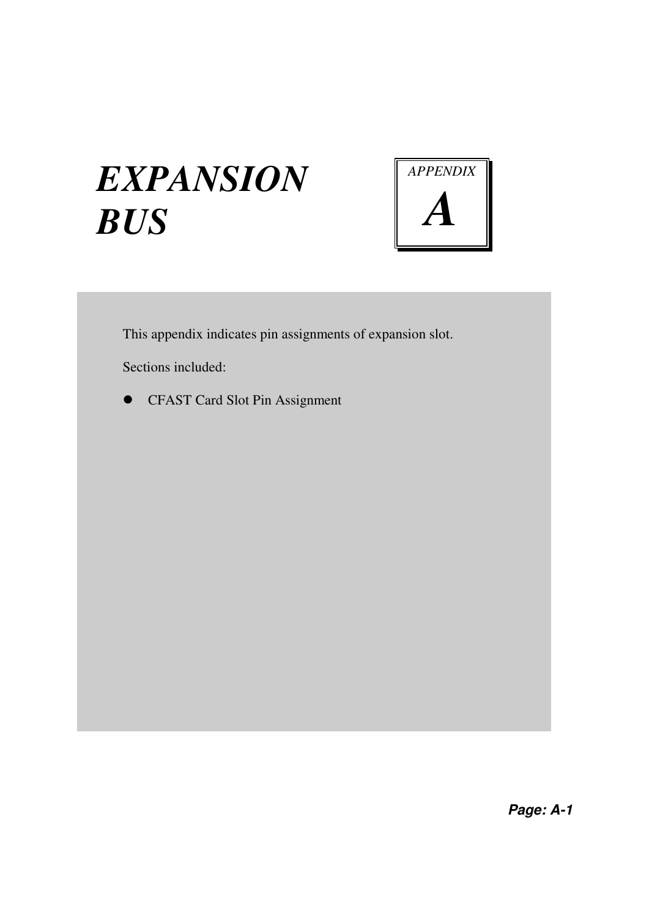# EXPANSION BUS

APPENDIX

A

This appendix indicates pin assignments of expansion slot.

Sections included:

- CFAST Card Slot Pin Assignment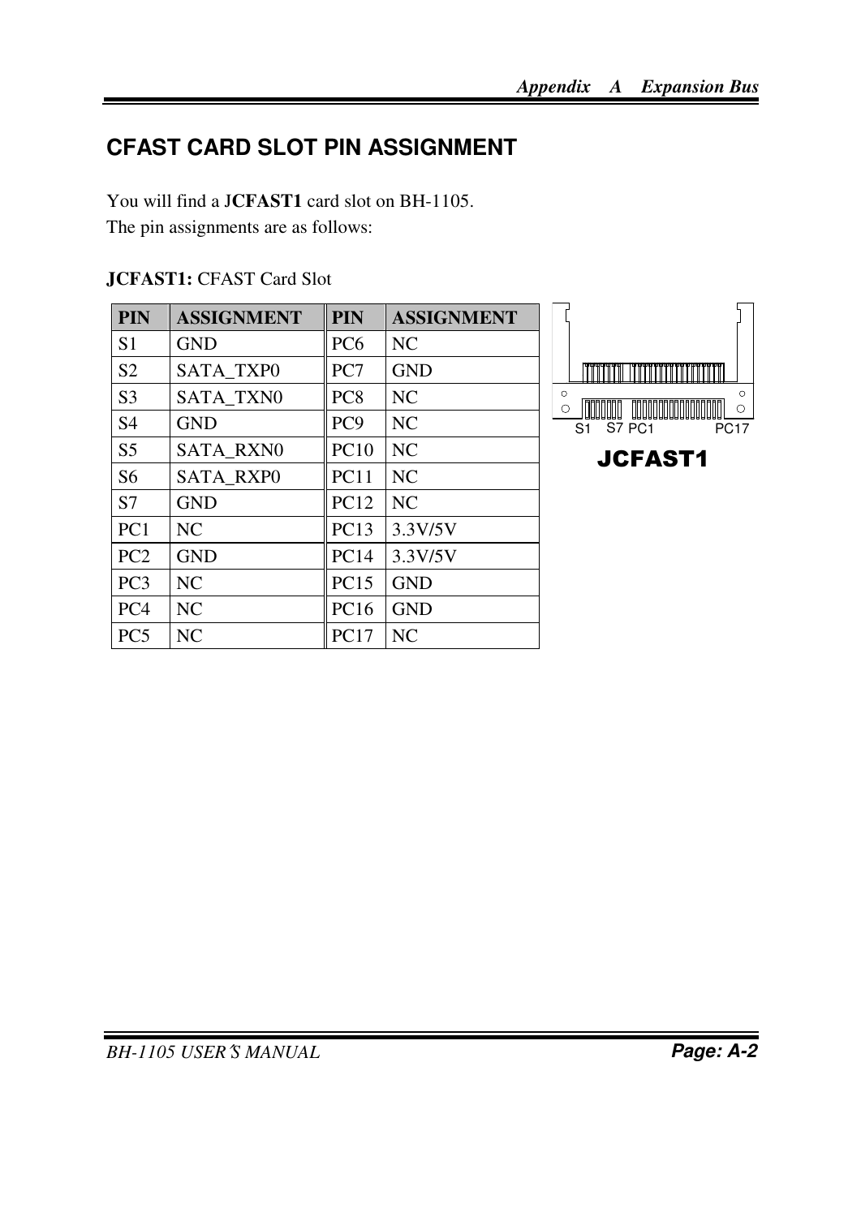## CFAST CARD SLOT PIN ASSIGNMENT

You will find a **JCFAST1** card slot on BH-1105.
The pin assignments are as follows:

**JCFAST1:** CFAST Card Slot

| PIN | ASSIGNMENT | PIN | ASSIGNMENT |
|---|---|---|---|
| S1 | GND | PC6 | NC |
| S2 | SATA_TXP0 | PC7 | GND |
| S3 | SATA_TXN0 | PC8 | NC |
| S4 | GND | PC9 | NC |
| S5 | SATA_RXN0 | PC10 | NC |
| S6 | SATA_RXP0 | PC11 | NC |
| S7 | GND | PC12 | NC |
| PC1 | NC | PC13 | 3.3V/5V |
| PC2 | GND | PC14 | 3.3V/5V |
| PC3 | NC | PC15 | GND |
| PC4 | NC | PC16 | GND |
| PC5 | NC | PC17 | NC |

S1 S7 PC1 PC17

**JCFAST1**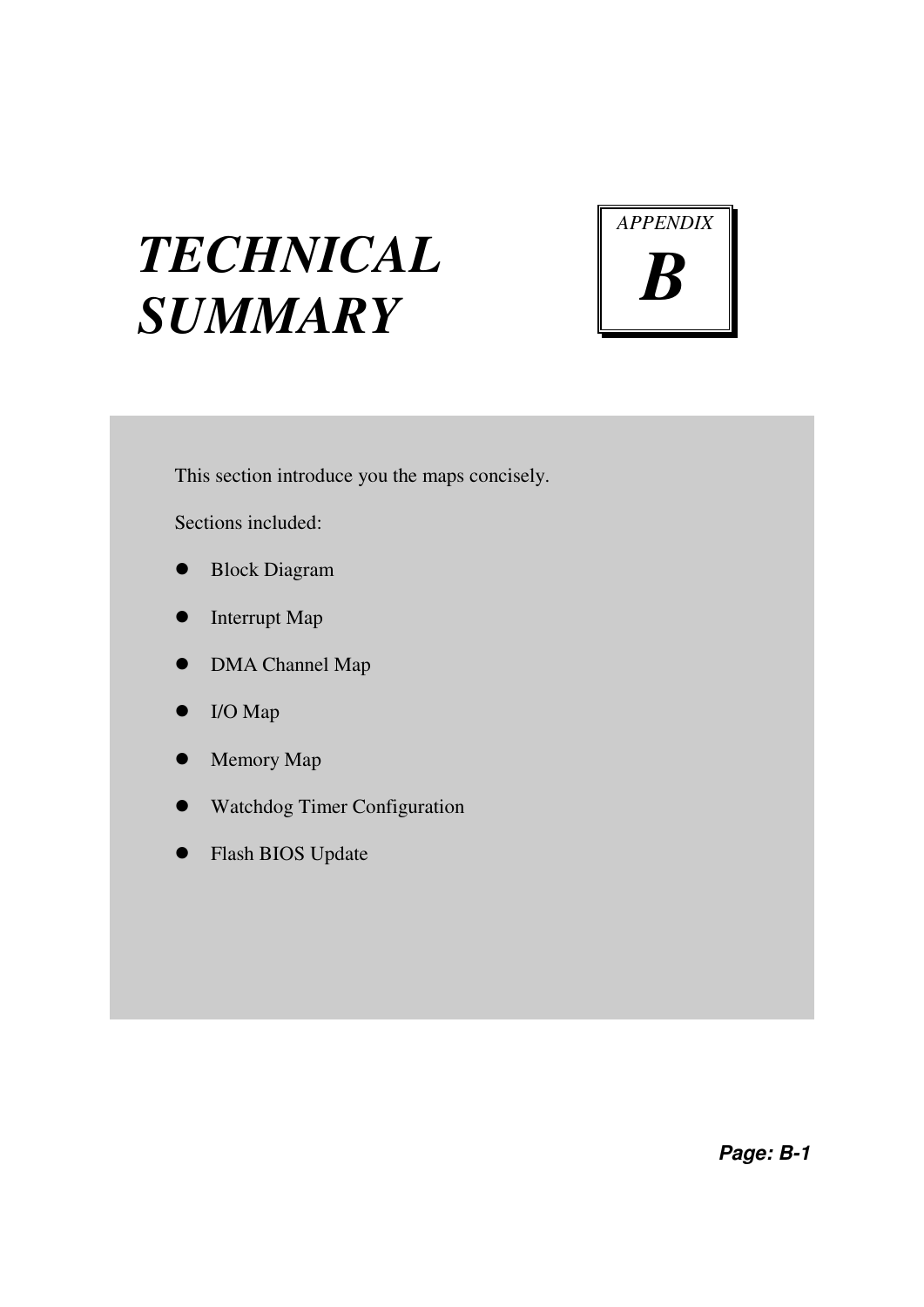# TECHNICAL SUMMARY

APPENDIX

**B**

This section introduce you the maps concisely.

Sections included:

- Block Diagram
- Interrupt Map
- DMA Channel Map
- I/O Map
- Memory Map
- Watchdog Timer Configuration
- Flash BIOS Update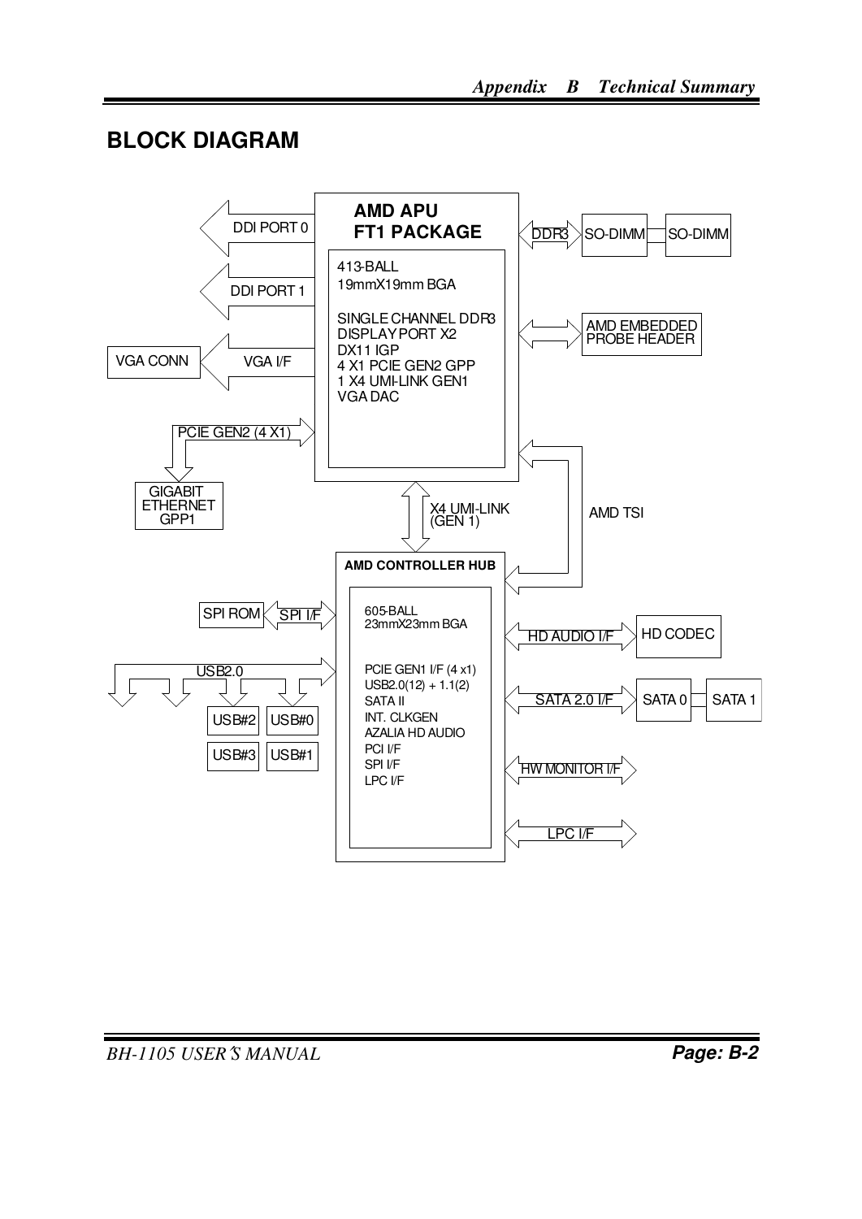## BLOCK DIAGRAM

AMD APU
FT1 PACKAGE

413-BALL
19mmX19mm BGA

SINGLE CHANNEL DDR3
DISPLAY PORT X2
DX11 IGP
4 X1 PCIE GEN2 GPP
1 X4 UMI-LINK GEN1
VGA DAC

DDI PORT 0

DDI PORT 1

VGA CONN

VGA I/F

PCIE GEN2 (4 X1)

GIGABIT
ETHERNET
GPP1

DDR3

SO-DIMM

SO-DIMM

AMD EMBEDDED
PROBE HEADER

AMD TSI

X4 UMI-LINK
(GEN 1)

AMD CONTROLLER HUB

605-BALL
23mmX23mm BGA

PCIE GEN1 I/F (4 x1)
USB2.0(12) + 1.1(2)
SATA II
INT. CLKGEN
AZALIA HD AUDIO
PCI I/F
SPI I/F
LPC I/F

SPI ROM

SPI I/F

USB2.0

USB#2

USB#0

USB#3

USB#1

HD AUDIO I/F

HD CODEC

SATA 2.0 I/F

SATA 0

SATA 1

HW MONITOR I/F

LPC I/F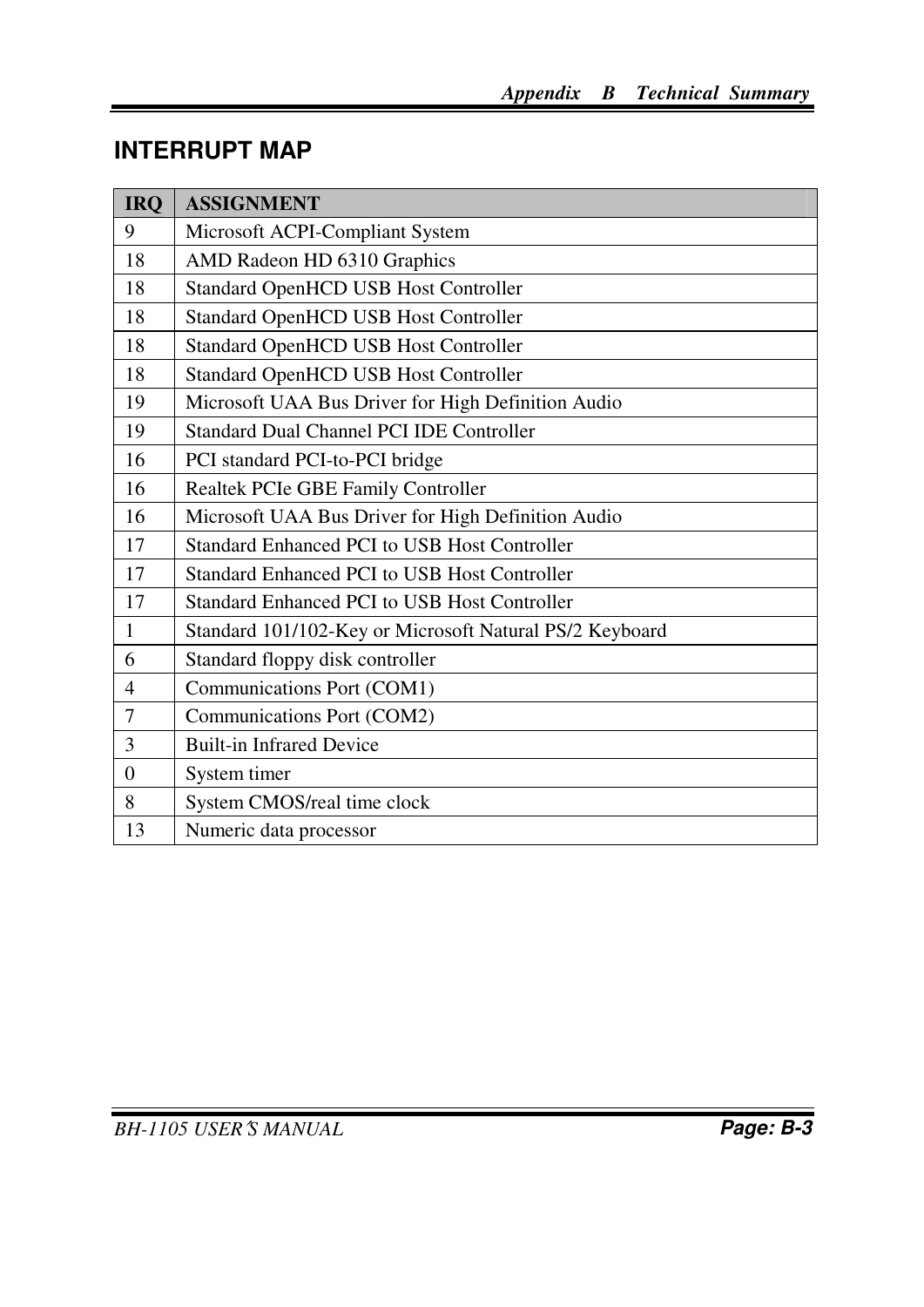## INTERRUPT MAP

| IRQ | ASSIGNMENT |
|---|---|
| 9 | Microsoft ACPI-Compliant System |
| 18 | AMD Radeon HD 6310 Graphics |
| 18 | Standard OpenHCD USB Host Controller |
| 18 | Standard OpenHCD USB Host Controller |
| 18 | Standard OpenHCD USB Host Controller |
| 18 | Standard OpenHCD USB Host Controller |
| 19 | Microsoft UAA Bus Driver for High Definition Audio |
| 19 | Standard Dual Channel PCI IDE Controller |
| 16 | PCI standard PCI-to-PCI bridge |
| 16 | Realtek PCIe GBE Family Controller |
| 16 | Microsoft UAA Bus Driver for High Definition Audio |
| 17 | Standard Enhanced PCI to USB Host Controller |
| 17 | Standard Enhanced PCI to USB Host Controller |
| 17 | Standard Enhanced PCI to USB Host Controller |
| 1 | Standard 101/102-Key or Microsoft Natural PS/2 Keyboard |
| 6 | Standard floppy disk controller |
| 4 | Communications Port (COM1) |
| 7 | Communications Port (COM2) |
| 3 | Built-in Infrared Device |
| 0 | System timer |
| 8 | System CMOS/real time clock |
| 13 | Numeric data processor |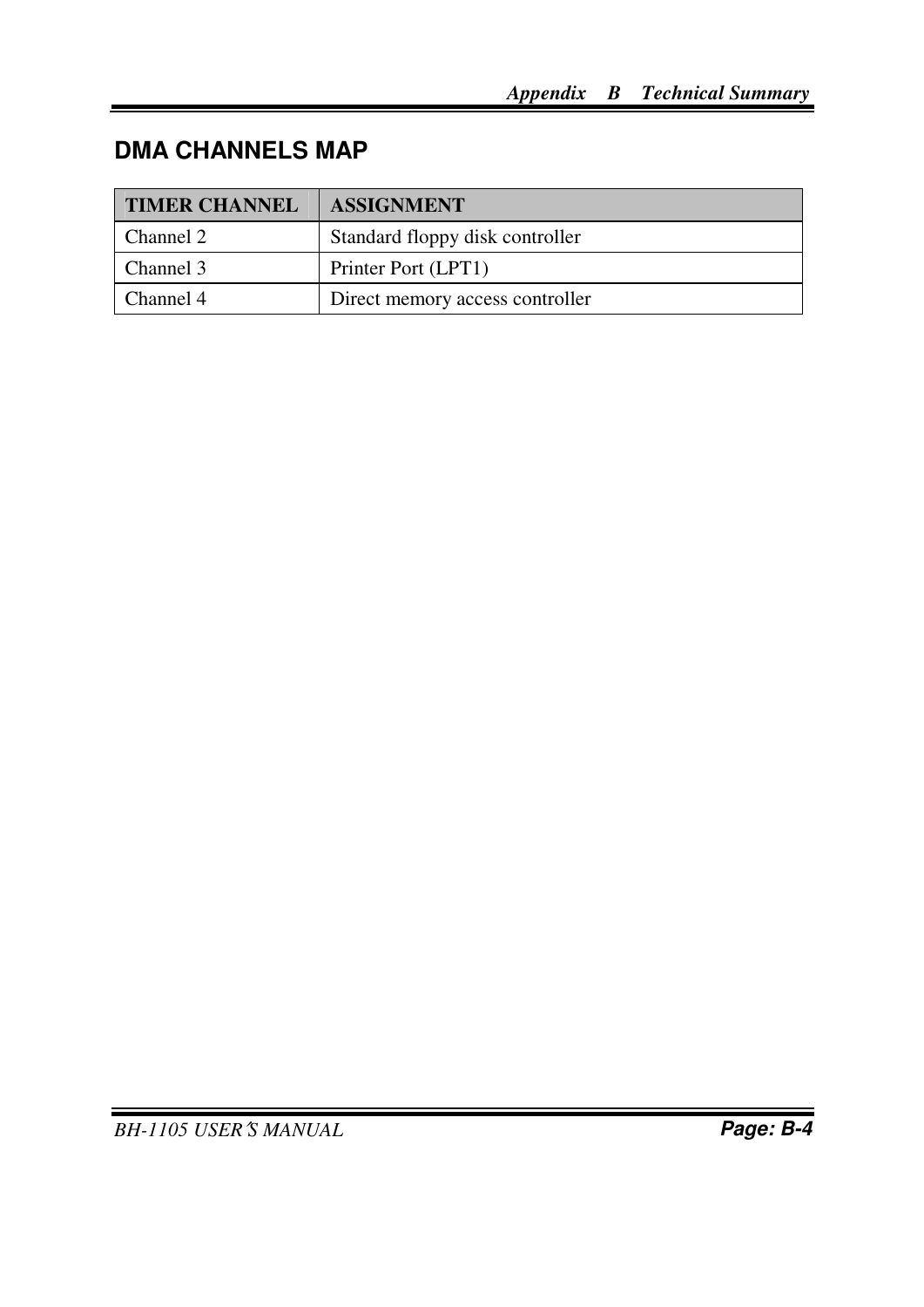## DMA CHANNELS MAP

| TIMER CHANNEL | ASSIGNMENT |
| --- | --- |
| Channel 2 | Standard floppy disk controller |
| Channel 3 | Printer Port (LPT1) |
| Channel 4 | Direct memory access controller |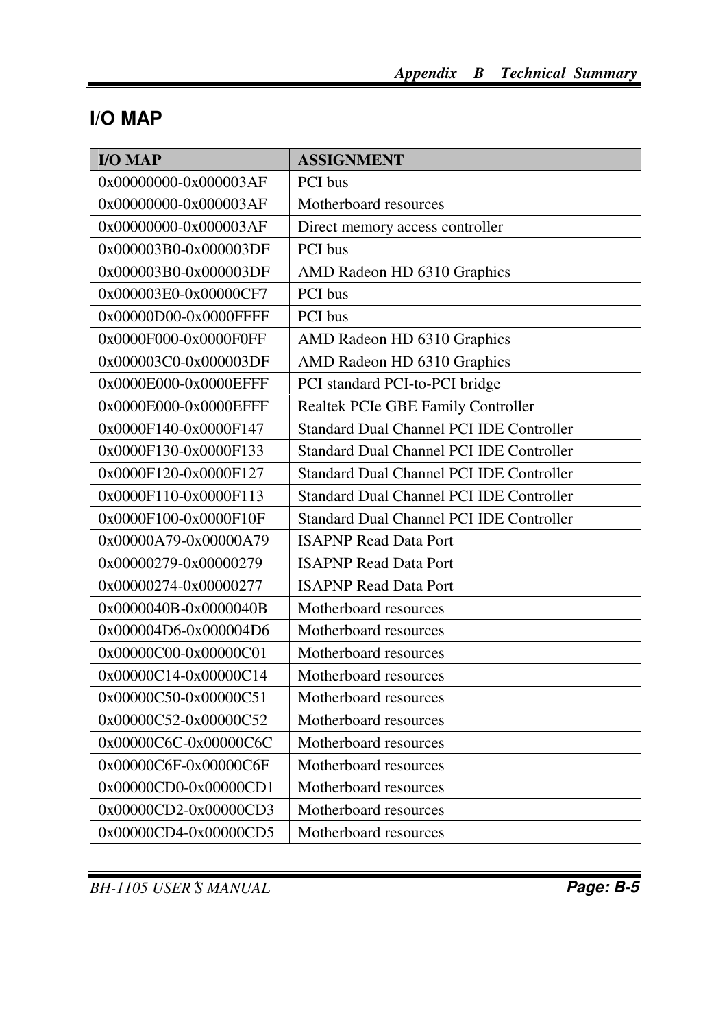## I/O MAP

| I/O MAP | ASSIGNMENT |
|---|---|
| 0x00000000-0x000003AF | PCI bus |
| 0x00000000-0x000003AF | Motherboard resources |
| 0x00000000-0x000003AF | Direct memory access controller |
| 0x000003B0-0x000003DF | PCI bus |
| 0x000003B0-0x000003DF | AMD Radeon HD 6310 Graphics |
| 0x000003E0-0x00000CF7 | PCI bus |
| 0x00000D00-0x0000FFFF | PCI bus |
| 0x0000F000-0x0000F0FF | AMD Radeon HD 6310 Graphics |
| 0x000003C0-0x000003DF | AMD Radeon HD 6310 Graphics |
| 0x0000E000-0x0000EFFF | PCI standard PCI-to-PCI bridge |
| 0x0000E000-0x0000EFFF | Realtek PCIe GBE Family Controller |
| 0x0000F140-0x0000F147 | Standard Dual Channel PCI IDE Controller |
| 0x0000F130-0x0000F133 | Standard Dual Channel PCI IDE Controller |
| 0x0000F120-0x0000F127 | Standard Dual Channel PCI IDE Controller |
| 0x0000F110-0x0000F113 | Standard Dual Channel PCI IDE Controller |
| 0x0000F100-0x0000F10F | Standard Dual Channel PCI IDE Controller |
| 0x00000A79-0x00000A79 | ISAPNP Read Data Port |
| 0x00000279-0x00000279 | ISAPNP Read Data Port |
| 0x00000274-0x00000277 | ISAPNP Read Data Port |
| 0x0000040B-0x0000040B | Motherboard resources |
| 0x000004D6-0x000004D6 | Motherboard resources |
| 0x00000C00-0x00000C01 | Motherboard resources |
| 0x00000C14-0x00000C14 | Motherboard resources |
| 0x00000C50-0x00000C51 | Motherboard resources |
| 0x00000C52-0x00000C52 | Motherboard resources |
| 0x00000C6C-0x00000C6C | Motherboard resources |
| 0x00000C6F-0x00000C6F | Motherboard resources |
| 0x00000CD0-0x00000CD1 | Motherboard resources |
| 0x00000CD2-0x00000CD3 | Motherboard resources |
| 0x00000CD4-0x00000CD5 | Motherboard resources |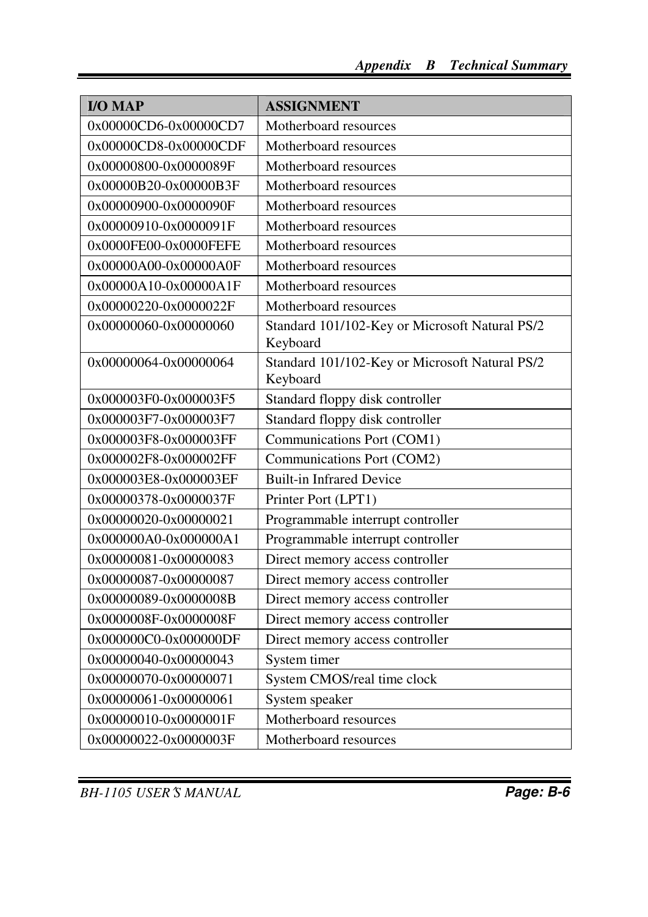| I/O MAP | ASSIGNMENT |
|---|---|
| 0x00000CD6-0x00000CD7 | Motherboard resources |
| 0x00000CD8-0x00000CDF | Motherboard resources |
| 0x00000800-0x0000089F | Motherboard resources |
| 0x00000B20-0x00000B3F | Motherboard resources |
| 0x00000900-0x0000090F | Motherboard resources |
| 0x00000910-0x0000091F | Motherboard resources |
| 0x0000FE00-0x0000FEFE | Motherboard resources |
| 0x00000A00-0x00000A0F | Motherboard resources |
| 0x00000A10-0x00000A1F | Motherboard resources |
| 0x00000220-0x0000022F | Motherboard resources |
| 0x00000060-0x00000060 | Standard 101/102-Key or Microsoft Natural PS/2 Keyboard |
| 0x00000064-0x00000064 | Standard 101/102-Key or Microsoft Natural PS/2 Keyboard |
| 0x000003F0-0x000003F5 | Standard floppy disk controller |
| 0x000003F7-0x000003F7 | Standard floppy disk controller |
| 0x000003F8-0x000003FF | Communications Port (COM1) |
| 0x000002F8-0x000002FF | Communications Port (COM2) |
| 0x000003E8-0x000003EF | Built-in Infrared Device |
| 0x00000378-0x0000037F | Printer Port (LPT1) |
| 0x00000020-0x00000021 | Programmable interrupt controller |
| 0x000000A0-0x000000A1 | Programmable interrupt controller |
| 0x00000081-0x00000083 | Direct memory access controller |
| 0x00000087-0x00000087 | Direct memory access controller |
| 0x00000089-0x0000008B | Direct memory access controller |
| 0x0000008F-0x0000008F | Direct memory access controller |
| 0x000000C0-0x000000DF | Direct memory access controller |
| 0x00000040-0x00000043 | System timer |
| 0x00000070-0x00000071 | System CMOS/real time clock |
| 0x00000061-0x00000061 | System speaker |
| 0x00000010-0x0000001F | Motherboard resources |
| 0x00000022-0x0000003F | Motherboard resources |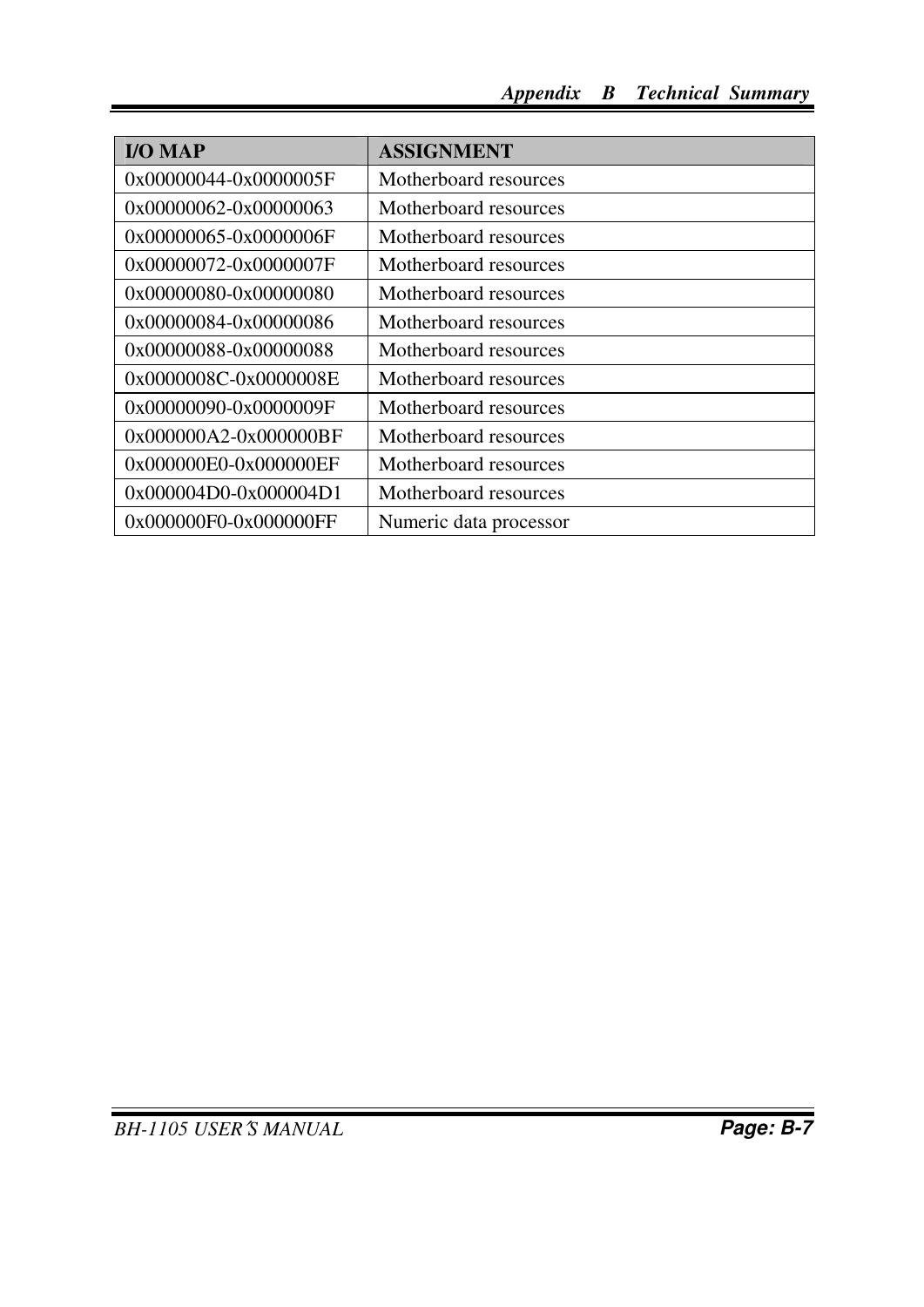| I/O MAP | ASSIGNMENT |
|---|---|
| 0x00000044-0x0000005F | Motherboard resources |
| 0x00000062-0x00000063 | Motherboard resources |
| 0x00000065-0x0000006F | Motherboard resources |
| 0x00000072-0x0000007F | Motherboard resources |
| 0x00000080-0x00000080 | Motherboard resources |
| 0x00000084-0x00000086 | Motherboard resources |
| 0x00000088-0x00000088 | Motherboard resources |
| 0x0000008C-0x0000008E | Motherboard resources |
| 0x00000090-0x0000009F | Motherboard resources |
| 0x000000A2-0x000000BF | Motherboard resources |
| 0x000000E0-0x000000EF | Motherboard resources |
| 0x000004D0-0x000004D1 | Motherboard resources |
| 0x000000F0-0x000000FF | Numeric data processor |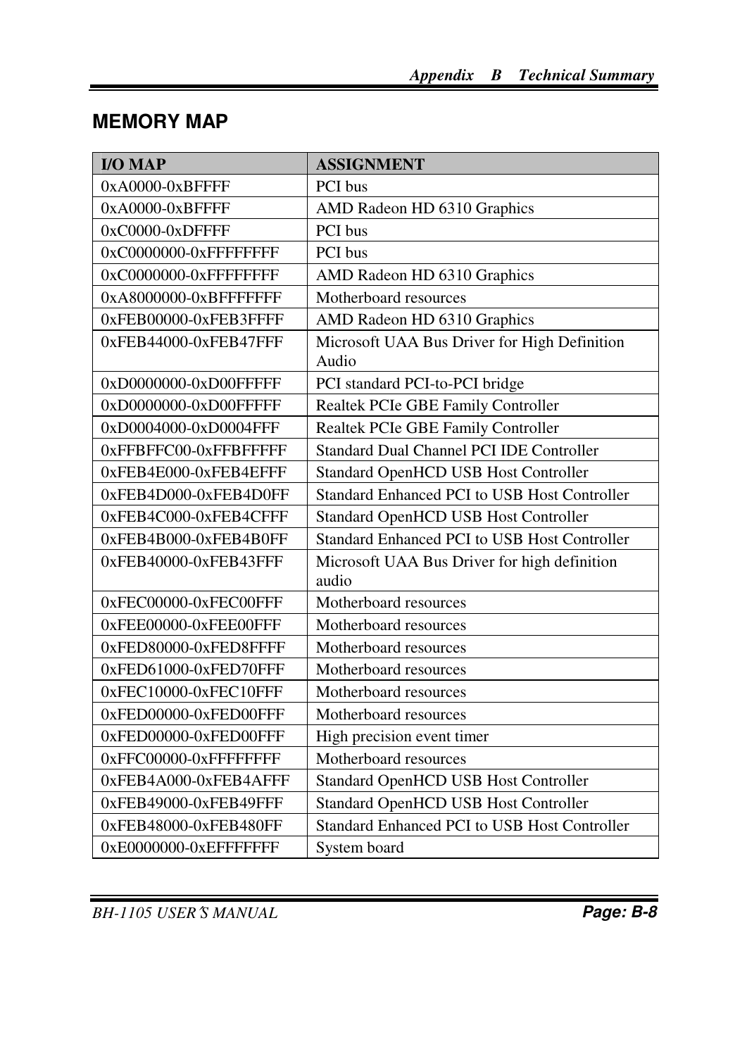## MEMORY MAP

| I/O MAP | ASSIGNMENT |
|---|---|
| 0xA0000-0xBFFFF | PCI bus |
| 0xA0000-0xBFFFF | AMD Radeon HD 6310 Graphics |
| 0xC0000-0xDFFFF | PCI bus |
| 0xC0000000-0xFFFFFFFF | PCI bus |
| 0xC0000000-0xFFFFFFFF | AMD Radeon HD 6310 Graphics |
| 0xA8000000-0xBFFFFFFF | Motherboard resources |
| 0xFEB00000-0xFEB3FFFF | AMD Radeon HD 6310 Graphics |
| 0xFEB44000-0xFEB47FFF | Microsoft UAA Bus Driver for High Definition Audio |
| 0xD0000000-0xD00FFFFF | PCI standard PCI-to-PCI bridge |
| 0xD0000000-0xD00FFFFF | Realtek PCIe GBE Family Controller |
| 0xD0004000-0xD0004FFF | Realtek PCIe GBE Family Controller |
| 0xFFBFFC00-0xFFBFFFFF | Standard Dual Channel PCI IDE Controller |
| 0xFEB4E000-0xFEB4EFFF | Standard OpenHCD USB Host Controller |
| 0xFEB4D000-0xFEB4D0FF | Standard Enhanced PCI to USB Host Controller |
| 0xFEB4C000-0xFEB4CFFF | Standard OpenHCD USB Host Controller |
| 0xFEB4B000-0xFEB4B0FF | Standard Enhanced PCI to USB Host Controller |
| 0xFEB40000-0xFEB43FFF | Microsoft UAA Bus Driver for high definition audio |
| 0xFEC00000-0xFEC00FFF | Motherboard resources |
| 0xFEE00000-0xFEE00FFF | Motherboard resources |
| 0xFED80000-0xFED8FFFF | Motherboard resources |
| 0xFED61000-0xFED70FFF | Motherboard resources |
| 0xFEC10000-0xFEC10FFF | Motherboard resources |
| 0xFED00000-0xFED00FFF | Motherboard resources |
| 0xFED00000-0xFED00FFF | High precision event timer |
| 0xFFC00000-0xFFFFFFFF | Motherboard resources |
| 0xFEB4A000-0xFEB4AFFF | Standard OpenHCD USB Host Controller |
| 0xFEB49000-0xFEB49FFF | Standard OpenHCD USB Host Controller |
| 0xFEB48000-0xFEB480FF | Standard Enhanced PCI to USB Host Controller |
| 0xE0000000-0xEFFFFFFF | System board |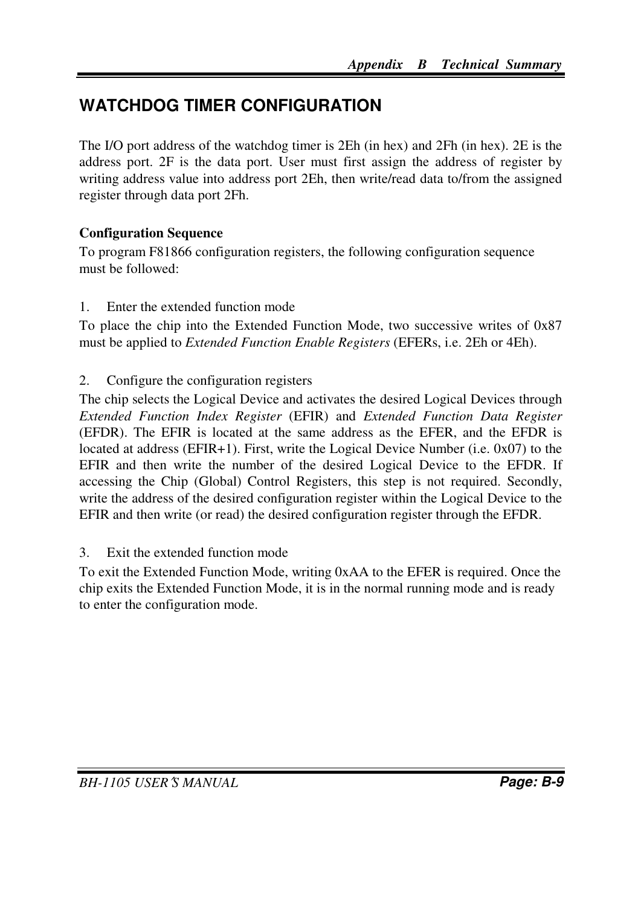## WATCHDOG TIMER CONFIGURATION

The I/O port address of the watchdog timer is 2Eh (in hex) and 2Fh (in hex). 2E is the address port. 2F is the data port. User must first assign the address of register by writing address value into address port 2Eh, then write/read data to/from the assigned register through data port 2Fh.

**Configuration Sequence**

To program F81866 configuration registers, the following configuration sequence must be followed:

1. Enter the extended function mode

To place the chip into the Extended Function Mode, two successive writes of 0x87 must be applied to *Extended Function Enable Registers* (EFERs, i.e. 2Eh or 4Eh).

2. Configure the configuration registers

The chip selects the Logical Device and activates the desired Logical Devices through *Extended Function Index Register* (EFIR) and *Extended Function Data Register* (EFDR). The EFIR is located at the same address as the EFER, and the EFDR is located at address (EFIR+1). First, write the Logical Device Number (i.e. 0x07) to the EFIR and then write the number of the desired Logical Device to the EFDR. If accessing the Chip (Global) Control Registers, this step is not required. Secondly, write the address of the desired configuration register within the Logical Device to the EFIR and then write (or read) the desired configuration register through the EFDR.

3. Exit the extended function mode

To exit the Extended Function Mode, writing 0xAA to the EFER is required. Once the chip exits the Extended Function Mode, it is in the normal running mode and is ready to enter the configuration mode.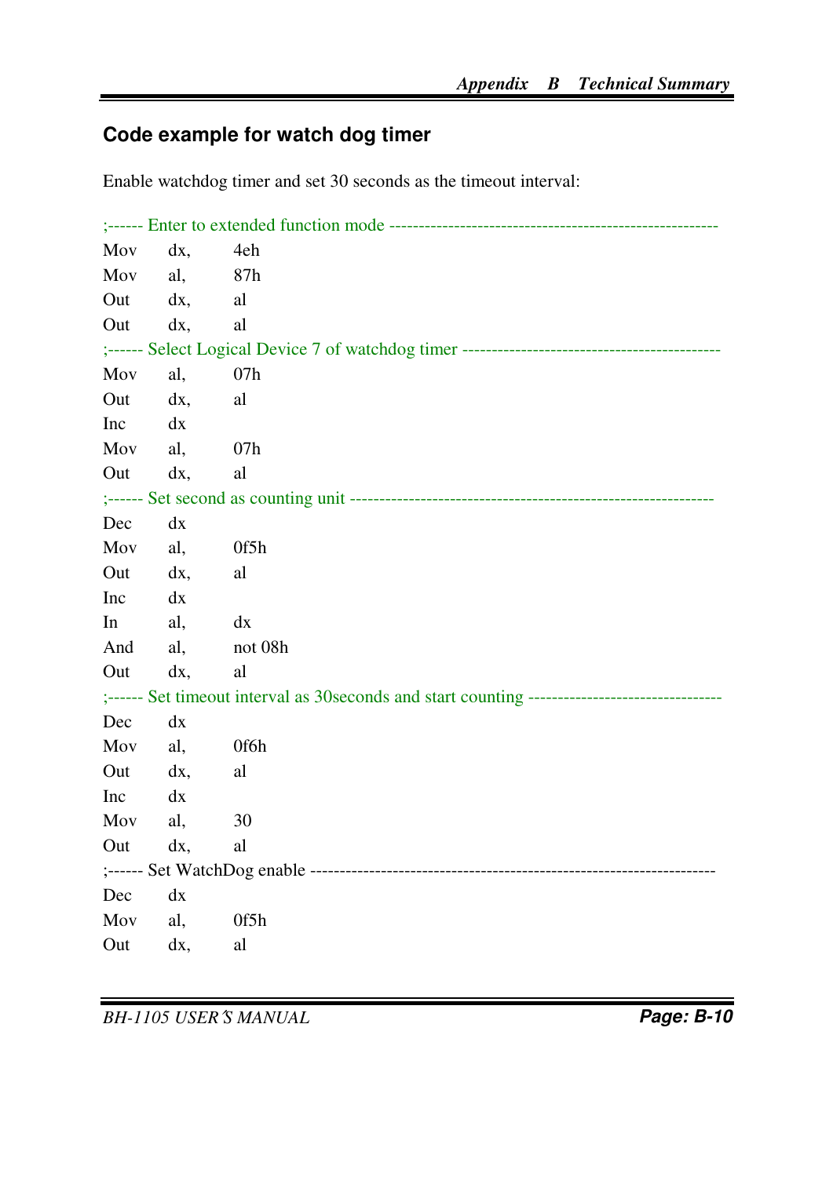## Code example for watch dog timer

Enable watchdog timer and set 30 seconds as the timeout interval:

```
;------ Enter to extended function mode --------------------------------------------------------
Mov     dx,     4eh
Mov     al,     87h
Out     dx,     al
Out     dx,     al
;------ Select Logical Device 7 of watchdog timer -------------------------------------------
Mov     al,     07h
Out     dx,     al
Inc     dx
Mov     al,     07h
Out     dx,     al
;------ Set second as counting unit -------------------------------------------------------------
Dec     dx
Mov     al,     0f5h
Out     dx,     al
Inc     dx
In      al,     dx
And     al,     not 08h
Out     dx,     al
;------ Set timeout interval as 30seconds and start counting --------------------------------
Dec     dx
Mov     al,     0f6h
Out     dx,     al
Inc     dx
Mov     al,     30
Out     dx,     al
;------ Set WatchDog enable -------------------------------------------------------------------
Dec     dx
Mov     al,     0f5h
Out     dx,     al
```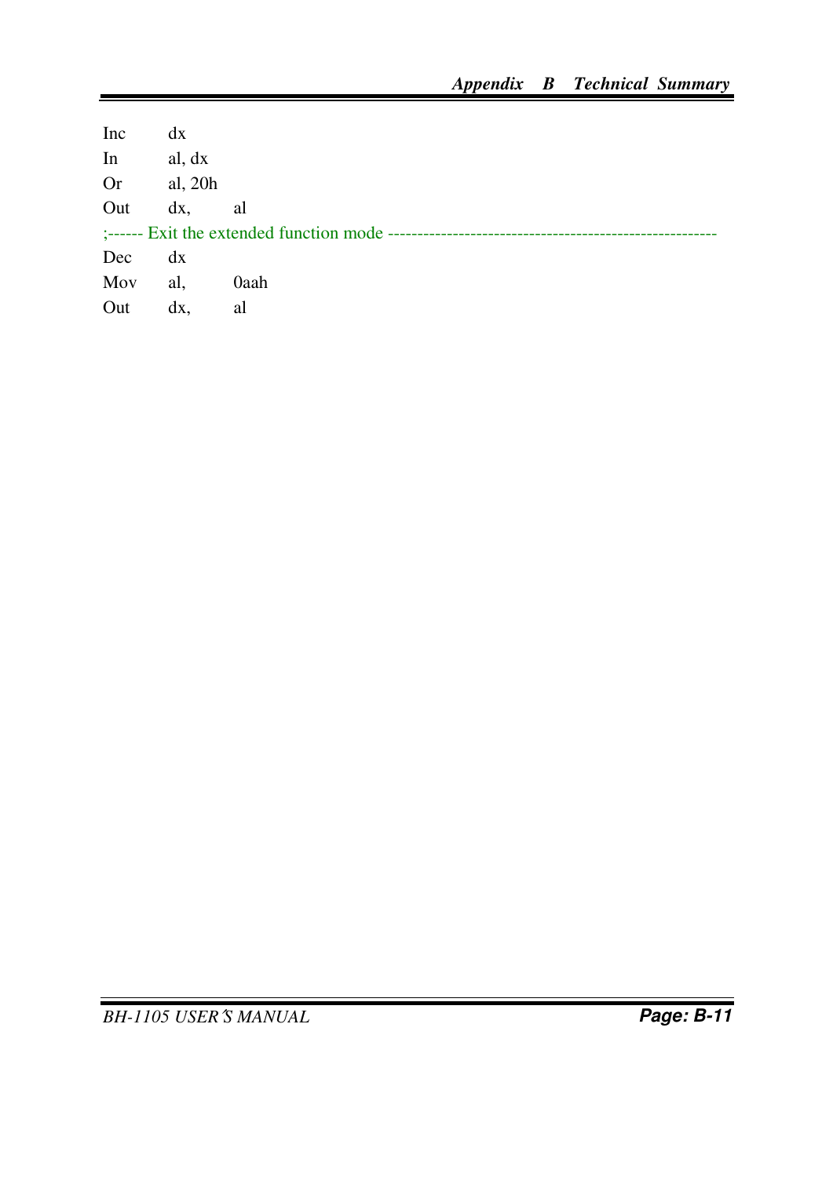```
Inc     dx
In      al, dx
Or      al, 20h
Out     dx,     al
;------ Exit the extended function mode --------------------------------------------------------
Dec     dx
Mov     al,     0aah
Out     dx,     al
```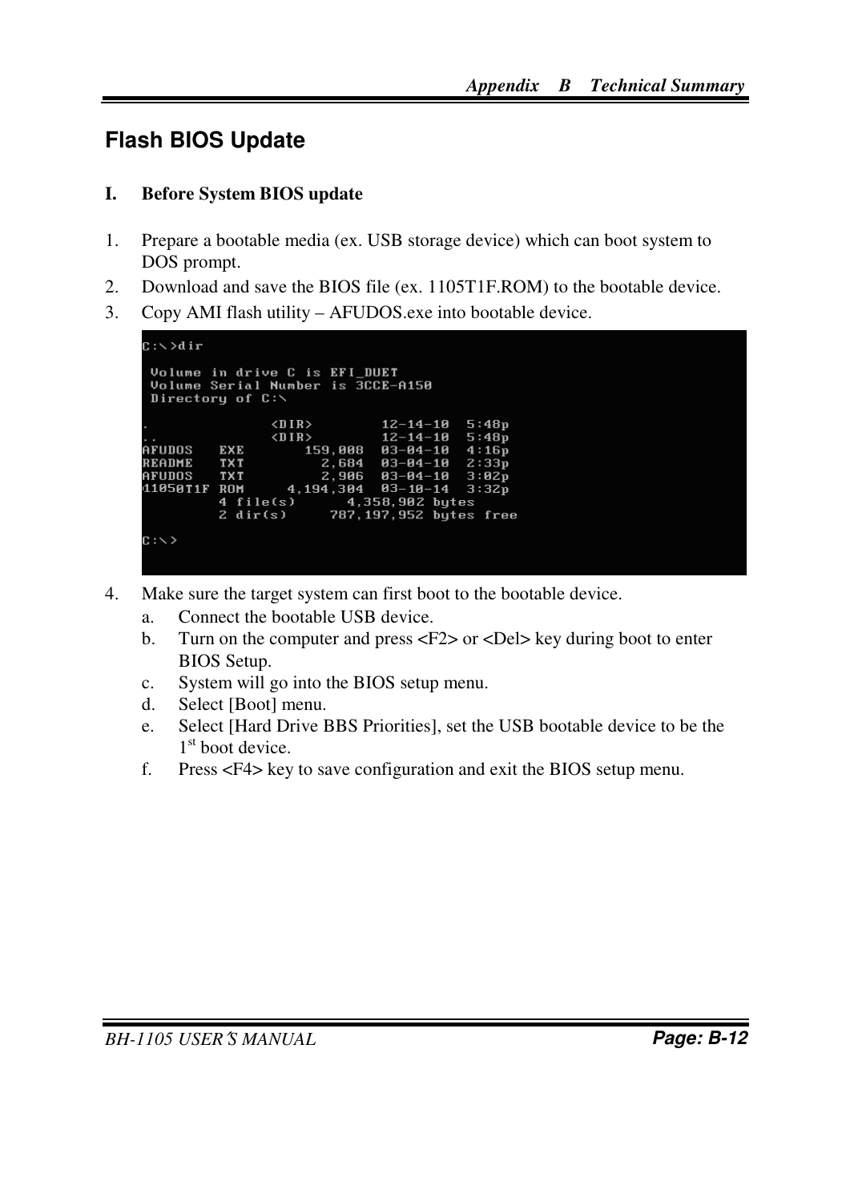## Flash BIOS Update

**I. Before System BIOS update**

1. Prepare a bootable media (ex. USB storage device) which can boot system to DOS prompt.
2. Download and save the BIOS file (ex. 1105T1F.ROM) to the bootable device.
3. Copy AMI flash utility – AFUDOS.exe into bootable device.

```
C:\>dir

 Volume in drive C is EFI_DUET
 Volume Serial Number is 3CCE-A150
 Directory of C:\

.              <DIR>        12-14-10  5:48p
..             <DIR>        12-14-10  5:48p
AFUDOS   EXE        159,008  03-04-10  4:16p
README   TXT          2,684  03-04-10  2:33p
AFUDOS   TXT          2,906  03-04-10  3:02p
11050T1F ROM      4,194,304  03-10-14  3:32p
         4 file(s)      4,358,902 bytes
         2 dir(s)     787,197,952 bytes free

C:\>
```

4. Make sure the target system can first boot to the bootable device.
   a. Connect the bootable USB device.
   b. Turn on the computer and press <F2> or <Del> key during boot to enter BIOS Setup.
   c. System will go into the BIOS setup menu.
   d. Select [Boot] menu.
   e. Select [Hard Drive BBS Priorities], set the USB bootable device to be the 1st boot device.
   f. Press <F4> key to save configuration and exit the BIOS setup menu.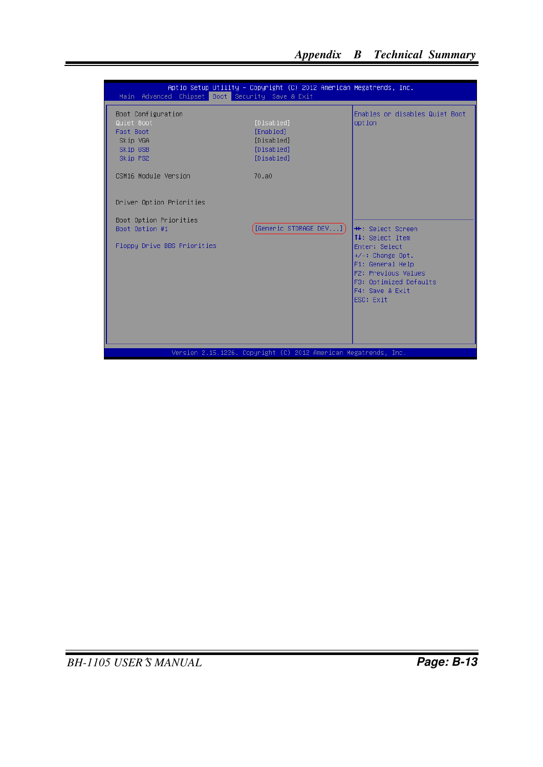```
Aptio Setup Utility - Copyright (C) 2012 American Megatrends, Inc.
  Main  Advanced  Chipset  Boot  Security  Save & Exit

  Boot Configuration                                    Enables or disables Quiet Boot
  Quiet Boot                    [Disabled]              option
  Fast Boot                     [Enabled]
   Skip VGA                     [Disabled]
   Skip USB                     [Disabled]
   Skip PS2                     [Disabled]

  CSM16 Module Version          70.a0


  Driver Option Priorities

  Boot Option Priorities
  Boot Option #1                [Generic STORAGE DEV...]  ↔: Select Screen
                                                          ↑↓: Select Item
  Floppy Drive BBS Priorities                             Enter: Select
                                                          +/-: Change Opt.
                                                          F1: General Help
                                                          F2: Previous Values
                                                          F3: Optimized Defaults
                                                          F4: Save & Exit
                                                          ESC: Exit

      Version 2.15.1226. Copyright (C) 2012 American Megatrends, Inc.
```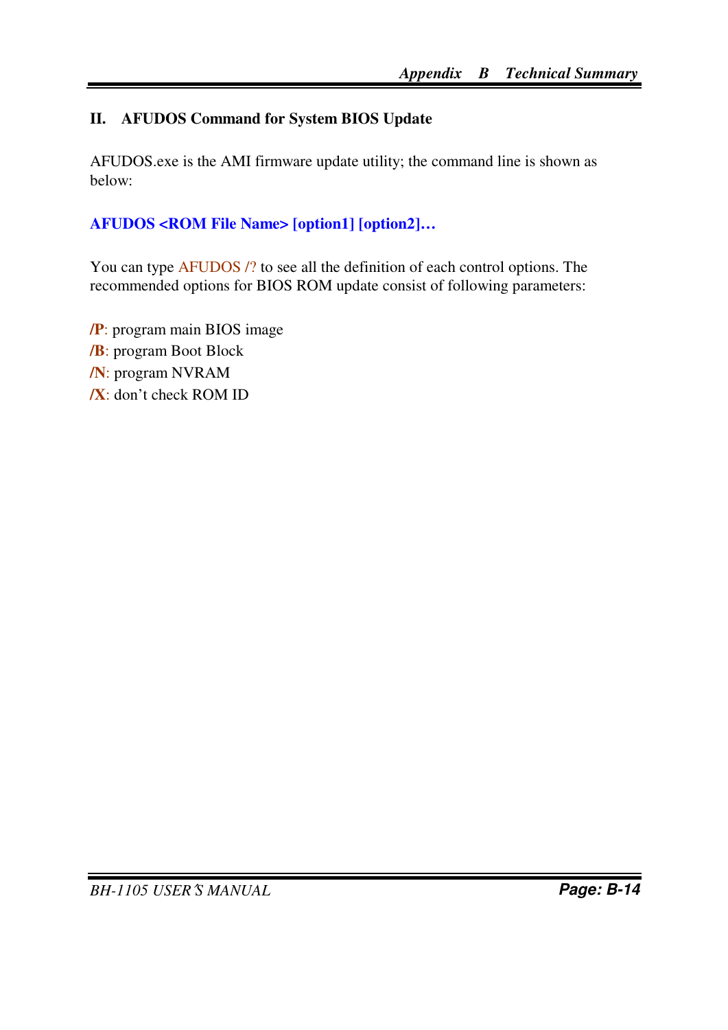## II. AFUDOS Command for System BIOS Update

AFUDOS.exe is the AMI firmware update utility; the command line is shown as below:

**AFUDOS <ROM File Name> [option1] [option2]…**

You can type AFUDOS /? to see all the definition of each control options. The recommended options for BIOS ROM update consist of following parameters:

**/P**: program main BIOS image
**/B**: program Boot Block
**/N**: program NVRAM
**/X**: don't check ROM ID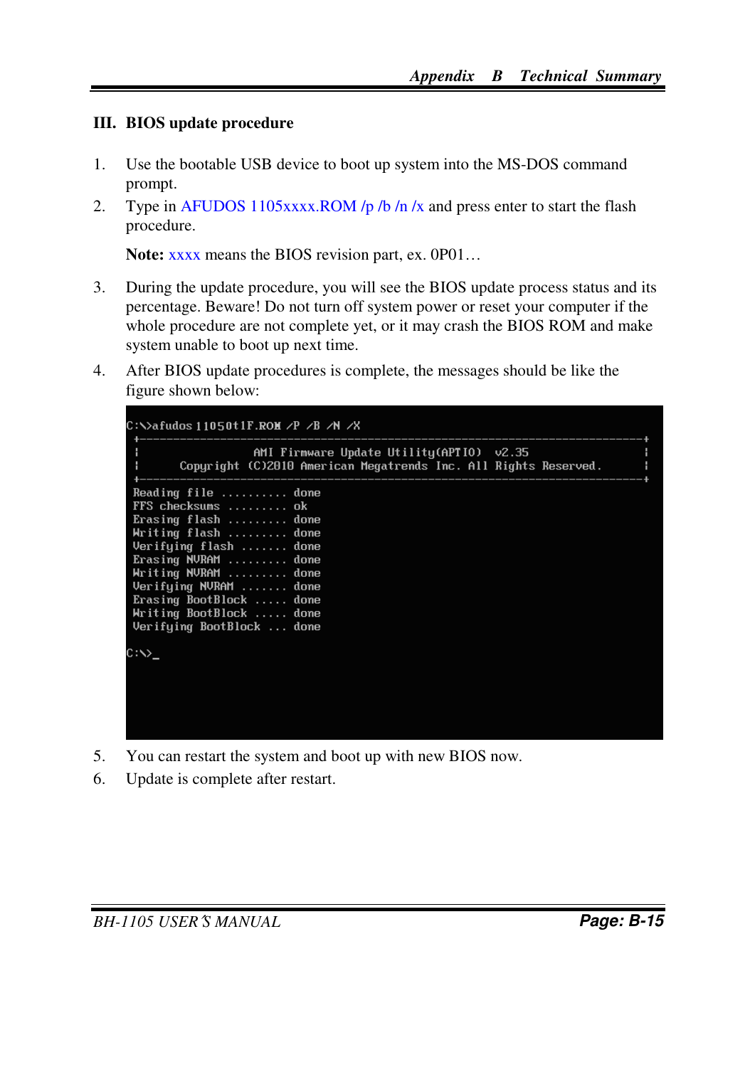### III. BIOS update procedure

1. Use the bootable USB device to boot up system into the MS-DOS command prompt.
2. Type in AFUDOS 1105xxxx.ROM /p /b /n /x and press enter to start the flash procedure.

   **Note:** xxxx means the BIOS revision part, ex. 0P01…

3. During the update procedure, you will see the BIOS update process status and its percentage. Beware! Do not turn off system power or reset your computer if the whole procedure are not complete yet, or it may crash the BIOS ROM and make system unable to boot up next time.
4. After BIOS update procedures is complete, the messages should be like the figure shown below:

```
C:\>afudos 11050t1F.ROM /P /B /N /X
 +---------------------------------------------------------------------------+
 |                AMI Firmware Update Utility(APTIO)  v2.35                  |
 |      Copyright (C)2010 American Megatrends Inc. All Rights Reserved.      |
 +---------------------------------------------------------------------------+
 Reading file .......... done
 FFS checksums ......... ok
 Erasing flash ......... done
 Writing flash ......... done
 Verifying flash ....... done
 Erasing NVRAM ......... done
 Writing NVRAM ......... done
 Verifying NVRAM ....... done
 Erasing BootBlock ..... done
 Writing BootBlock ..... done
 Verifying BootBlock ... done

C:\>_
```

5. You can restart the system and boot up with new BIOS now.
6. Update is complete after restart.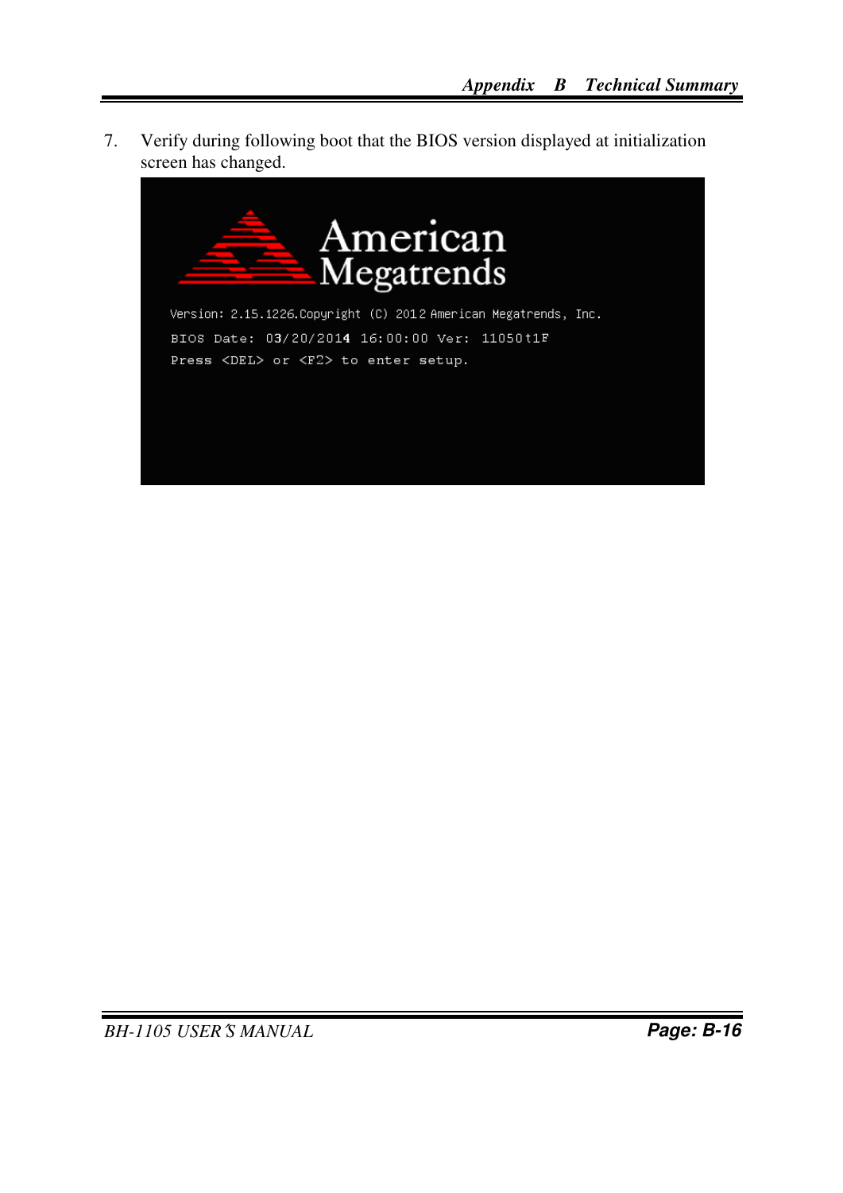7. Verify during following boot that the BIOS version displayed at initialization screen has changed.

American Megatrends

Version: 2.15.1226.Copyright (C) 2012 American Megatrends, Inc.

BIOS Date: 03/20/2014 16:00:00 Ver: 11050t1F

Press <DEL> or <F2> to enter setup.